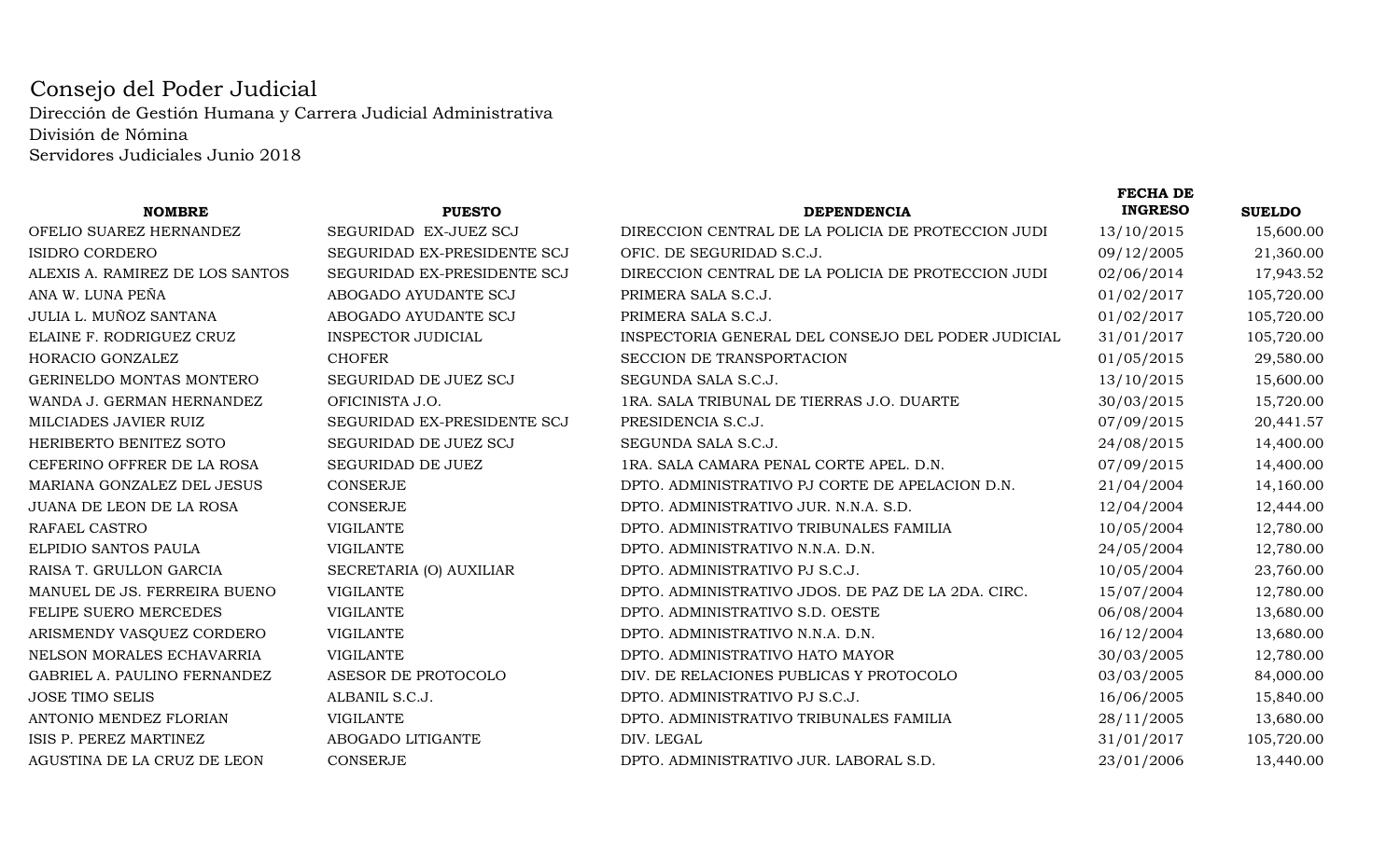# Consejo del Poder Judicial

Dirección de Gestión Humana y Carrera Judicial Administrativa
División de Nómina
Servidores Judiciales Junio 2018

| NOMBRE | PUESTO | DEPENDENCIA | FECHA DE INGRESO | SUELDO |
|---|---|---|---|---|
| OFELIO SUAREZ HERNANDEZ | SEGURIDAD EX-JUEZ SCJ | DIRECCION CENTRAL DE LA POLICIA DE PROTECCION JUDI | 13/10/2015 | 15,600.00 |
| ISIDRO CORDERO | SEGURIDAD EX-PRESIDENTE SCJ | OFIC. DE SEGURIDAD S.C.J. | 09/12/2005 | 21,360.00 |
| ALEXIS A. RAMIREZ DE LOS SANTOS | SEGURIDAD EX-PRESIDENTE SCJ | DIRECCION CENTRAL DE LA POLICIA DE PROTECCION JUDI | 02/06/2014 | 17,943.52 |
| ANA W. LUNA PEÑA | ABOGADO AYUDANTE SCJ | PRIMERA SALA S.C.J. | 01/02/2017 | 105,720.00 |
| JULIA L. MUÑOZ SANTANA | ABOGADO AYUDANTE SCJ | PRIMERA SALA S.C.J. | 01/02/2017 | 105,720.00 |
| ELAINE F. RODRIGUEZ CRUZ | INSPECTOR JUDICIAL | INSPECTORIA GENERAL DEL CONSEJO DEL PODER JUDICIAL | 31/01/2017 | 105,720.00 |
| HORACIO GONZALEZ | CHOFER | SECCION DE TRANSPORTACION | 01/05/2015 | 29,580.00 |
| GERINELDO MONTAS MONTERO | SEGURIDAD DE JUEZ SCJ | SEGUNDA SALA S.C.J. | 13/10/2015 | 15,600.00 |
| WANDA J. GERMAN HERNANDEZ | OFICINISTA J.O. | 1RA. SALA TRIBUNAL DE TIERRAS J.O. DUARTE | 30/03/2015 | 15,720.00 |
| MILCIADES JAVIER RUIZ | SEGURIDAD EX-PRESIDENTE SCJ | PRESIDENCIA S.C.J. | 07/09/2015 | 20,441.57 |
| HERIBERTO BENITEZ SOTO | SEGURIDAD DE JUEZ SCJ | SEGUNDA SALA S.C.J. | 24/08/2015 | 14,400.00 |
| CEFERINO OFFRER DE LA ROSA | SEGURIDAD DE JUEZ | 1RA. SALA CAMARA PENAL CORTE APEL. D.N. | 07/09/2015 | 14,400.00 |
| MARIANA GONZALEZ DEL JESUS | CONSERJE | DPTO. ADMINISTRATIVO PJ CORTE DE APELACION D.N. | 21/04/2004 | 14,160.00 |
| JUANA DE LEON DE LA ROSA | CONSERJE | DPTO. ADMINISTRATIVO JUR. N.N.A. S.D. | 12/04/2004 | 12,444.00 |
| RAFAEL CASTRO | VIGILANTE | DPTO. ADMINISTRATIVO TRIBUNALES FAMILIA | 10/05/2004 | 12,780.00 |
| ELPIDIO SANTOS PAULA | VIGILANTE | DPTO. ADMINISTRATIVO N.N.A. D.N. | 24/05/2004 | 12,780.00 |
| RAISA T. GRULLON GARCIA | SECRETARIA (O) AUXILIAR | DPTO. ADMINISTRATIVO PJ S.C.J. | 10/05/2004 | 23,760.00 |
| MANUEL DE JS. FERREIRA BUENO | VIGILANTE | DPTO. ADMINISTRATIVO JDOS. DE PAZ DE LA 2DA. CIRC. | 15/07/2004 | 12,780.00 |
| FELIPE SUERO MERCEDES | VIGILANTE | DPTO. ADMINISTRATIVO S.D. OESTE | 06/08/2004 | 13,680.00 |
| ARISMENDY VASQUEZ CORDERO | VIGILANTE | DPTO. ADMINISTRATIVO N.N.A. D.N. | 16/12/2004 | 13,680.00 |
| NELSON MORALES ECHAVARRIA | VIGILANTE | DPTO. ADMINISTRATIVO HATO MAYOR | 30/03/2005 | 12,780.00 |
| GABRIEL A. PAULINO FERNANDEZ | ASESOR DE PROTOCOLO | DIV. DE RELACIONES PUBLICAS Y PROTOCOLO | 03/03/2005 | 84,000.00 |
| JOSE TIMO SELIS | ALBANIL S.C.J. | DPTO. ADMINISTRATIVO PJ S.C.J. | 16/06/2005 | 15,840.00 |
| ANTONIO MENDEZ FLORIAN | VIGILANTE | DPTO. ADMINISTRATIVO TRIBUNALES FAMILIA | 28/11/2005 | 13,680.00 |
| ISIS P. PEREZ MARTINEZ | ABOGADO LITIGANTE | DIV. LEGAL | 31/01/2017 | 105,720.00 |
| AGUSTINA DE LA CRUZ DE LEON | CONSERJE | DPTO. ADMINISTRATIVO JUR. LABORAL S.D. | 23/01/2006 | 13,440.00 |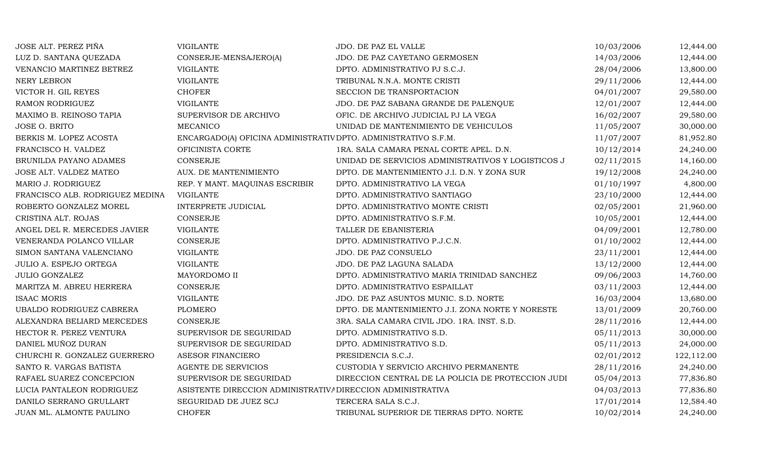| | | | | |
|---|---|---|---|---|
| JOSE ALT. PEREZ PIÑA | VIGILANTE | JDO. DE PAZ EL VALLE | 10/03/2006 | 12,444.00 |
| LUZ D. SANTANA QUEZADA | CONSERJE-MENSAJERO(A) | JDO. DE PAZ CAYETANO GERMOSEN | 14/03/2006 | 12,444.00 |
| VENANCIO MARTINEZ BETREZ | VIGILANTE | DPTO. ADMINISTRATIVO PJ S.C.J. | 28/04/2006 | 13,800.00 |
| NERY LEBRON | VIGILANTE | TRIBUNAL N.N.A. MONTE CRISTI | 29/11/2006 | 12,444.00 |
| VICTOR H. GIL REYES | CHOFER | SECCION DE TRANSPORTACION | 04/01/2007 | 29,580.00 |
| RAMON RODRIGUEZ | VIGILANTE | JDO. DE PAZ SABANA GRANDE DE PALENQUE | 12/01/2007 | 12,444.00 |
| MAXIMO B. REINOSO TAPIA | SUPERVISOR DE ARCHIVO | OFIC. DE ARCHIVO JUDICIAL PJ LA VEGA | 16/02/2007 | 29,580.00 |
| JOSE O. BRITO | MECANICO | UNIDAD DE MANTENIMIENTO DE VEHICULOS | 11/05/2007 | 30,000.00 |
| BERKIS M. LOPEZ ACOSTA | ENCARGADO(A) OFICINA ADMINISTRATIV | DPTO. ADMINISTRATIVO S.F.M. | 11/07/2007 | 81,952.80 |
| FRANCISCO H. VALDEZ | OFICINISTA CORTE | 1RA. SALA CAMARA PENAL CORTE APEL. D.N. | 10/12/2014 | 24,240.00 |
| BRUNILDA PAYANO ADAMES | CONSERJE | UNIDAD DE SERVICIOS ADMINISTRATIVOS Y LOGISTICOS J | 02/11/2015 | 14,160.00 |
| JOSE ALT. VALDEZ MATEO | AUX. DE MANTENIMIENTO | DPTO. DE MANTENIMIENTO J.I. D.N. Y ZONA SUR | 19/12/2008 | 24,240.00 |
| MARIO J. RODRIGUEZ | REP. Y MANT. MAQUINAS ESCRIBIR | DPTO. ADMINISTRATIVO LA VEGA | 01/10/1997 | 4,800.00 |
| FRANCISCO ALB. RODRIGUEZ MEDINA | VIGILANTE | DPTO. ADMINISTRATIVO SANTIAGO | 23/10/2000 | 12,444.00 |
| ROBERTO GONZALEZ MOREL | INTERPRETE JUDICIAL | DPTO. ADMINISTRATIVO MONTE CRISTI | 02/05/2001 | 21,960.00 |
| CRISTINA ALT. ROJAS | CONSERJE | DPTO. ADMINISTRATIVO S.F.M. | 10/05/2001 | 12,444.00 |
| ANGEL DEL R. MERCEDES JAVIER | VIGILANTE | TALLER DE EBANISTERIA | 04/09/2001 | 12,780.00 |
| VENERANDA POLANCO VILLAR | CONSERJE | DPTO. ADMINISTRATIVO P.J.C.N. | 01/10/2002 | 12,444.00 |
| SIMON SANTANA VALENCIANO | VIGILANTE | JDO. DE PAZ CONSUELO | 23/11/2001 | 12,444.00 |
| JULIO A. ESPEJO ORTEGA | VIGILANTE | JDO. DE PAZ LAGUNA SALADA | 13/12/2000 | 12,444.00 |
| JULIO GONZALEZ | MAYORDOMO II | DPTO. ADMINISTRATIVO MARIA TRINIDAD SANCHEZ | 09/06/2003 | 14,760.00 |
| MARITZA M. ABREU HERRERA | CONSERJE | DPTO. ADMINISTRATIVO ESPAILLAT | 03/11/2003 | 12,444.00 |
| ISAAC MORIS | VIGILANTE | JDO. DE PAZ ASUNTOS MUNIC. S.D. NORTE | 16/03/2004 | 13,680.00 |
| UBALDO RODRIGUEZ CABRERA | PLOMERO | DPTO. DE MANTENIMIENTO J.I. ZONA NORTE Y NORESTE | 13/01/2009 | 20,760.00 |
| ALEXANDRA BELIARD MERCEDES | CONSERJE | 3RA. SALA CAMARA CIVIL JDO. 1RA. INST. S.D. | 28/11/2016 | 12,444.00 |
| HECTOR R. PEREZ VENTURA | SUPERVISOR DE SEGURIDAD | DPTO. ADMINISTRATIVO S.D. | 05/11/2013 | 30,000.00 |
| DANIEL MUÑOZ DURAN | SUPERVISOR DE SEGURIDAD | DPTO. ADMINISTRATIVO S.D. | 05/11/2013 | 24,000.00 |
| CHURCHI R. GONZALEZ GUERRERO | ASESOR FINANCIERO | PRESIDENCIA S.C.J. | 02/01/2012 | 122,112.00 |
| SANTO R. VARGAS BATISTA | AGENTE DE SERVICIOS | CUSTODIA Y SERVICIO ARCHIVO PERMANENTE | 28/11/2016 | 24,240.00 |
| RAFAEL SUAREZ CONCEPCION | SUPERVISOR DE SEGURIDAD | DIRECCION CENTRAL DE LA POLICIA DE PROTECCION JUDI | 05/04/2013 | 77,836.80 |
| LUCIA PANTALEON RODRIGUEZ | ASISTENTE DIRECCION ADMINISTRATIVA | DIRECCION ADMINISTRATIVA | 04/03/2013 | 77,836.80 |
| DANILO SERRANO GRULLART | SEGURIDAD DE JUEZ SCJ | TERCERA SALA S.C.J. | 17/01/2014 | 12,584.40 |
| JUAN ML. ALMONTE PAULINO | CHOFER | TRIBUNAL SUPERIOR DE TIERRAS DPTO. NORTE | 10/02/2014 | 24,240.00 |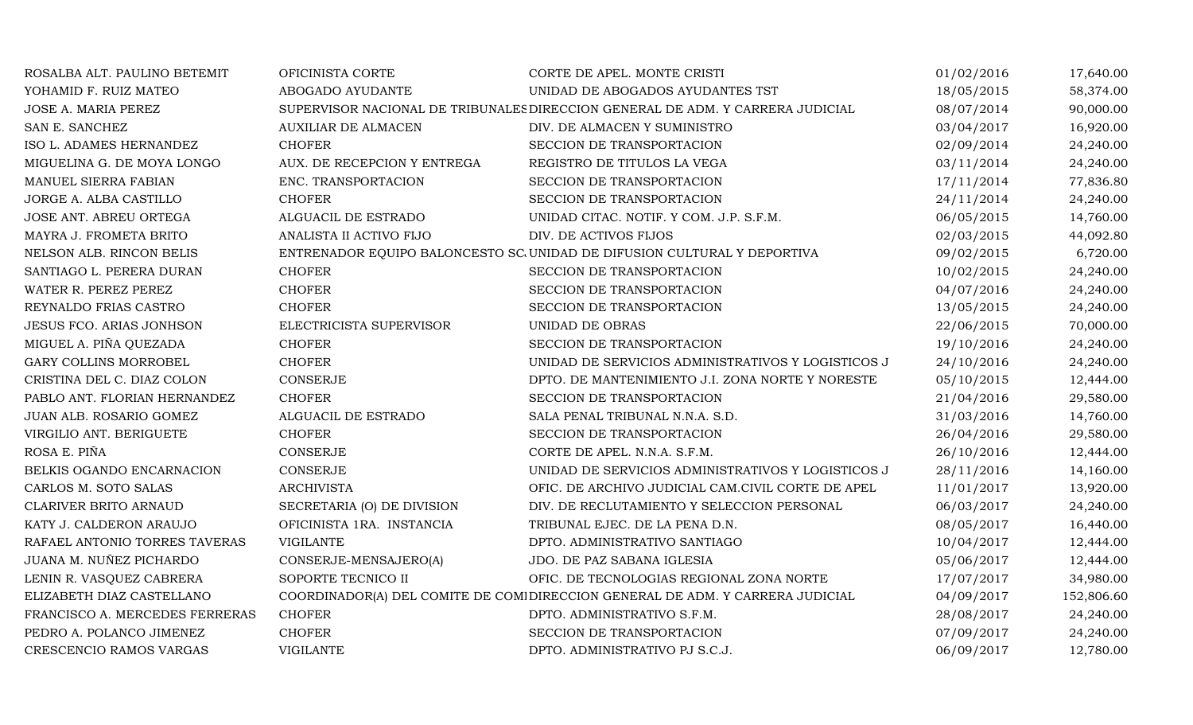| | | | | |
|---|---|---|---|---|
| ROSALBA ALT. PAULINO BETEMIT | OFICINISTA CORTE | CORTE DE APEL. MONTE CRISTI | 01/02/2016 | 17,640.00 |
| YOHAMID F. RUIZ MATEO | ABOGADO AYUDANTE | UNIDAD DE ABOGADOS AYUDANTES TST | 18/05/2015 | 58,374.00 |
| JOSE A. MARIA PEREZ | SUPERVISOR NACIONAL DE TRIBUNALES | DIRECCION GENERAL DE ADM. Y CARRERA JUDICIAL | 08/07/2014 | 90,000.00 |
| SAN E. SANCHEZ | AUXILIAR DE ALMACEN | DIV. DE ALMACEN Y SUMINISTRO | 03/04/2017 | 16,920.00 |
| ISO L. ADAMES HERNANDEZ | CHOFER | SECCION DE TRANSPORTACION | 02/09/2014 | 24,240.00 |
| MIGUELINA G. DE MOYA LONGO | AUX. DE RECEPCION Y ENTREGA | REGISTRO DE TITULOS LA VEGA | 03/11/2014 | 24,240.00 |
| MANUEL SIERRA FABIAN | ENC. TRANSPORTACION | SECCION DE TRANSPORTACION | 17/11/2014 | 77,836.80 |
| JORGE A. ALBA CASTILLO | CHOFER | SECCION DE TRANSPORTACION | 24/11/2014 | 24,240.00 |
| JOSE ANT. ABREU ORTEGA | ALGUACIL DE ESTRADO | UNIDAD CITAC. NOTIF. Y COM. J.P. S.F.M. | 06/05/2015 | 14,760.00 |
| MAYRA J. FROMETA BRITO | ANALISTA II ACTIVO FIJO | DIV. DE ACTIVOS FIJOS | 02/03/2015 | 44,092.80 |
| NELSON ALB. RINCON BELIS | ENTRENADOR EQUIPO BALONCESTO SC | UNIDAD DE DIFUSION CULTURAL Y DEPORTIVA | 09/02/2015 | 6,720.00 |
| SANTIAGO L. PERERA DURAN | CHOFER | SECCION DE TRANSPORTACION | 10/02/2015 | 24,240.00 |
| WATER R. PEREZ PEREZ | CHOFER | SECCION DE TRANSPORTACION | 04/07/2016 | 24,240.00 |
| REYNALDO FRIAS CASTRO | CHOFER | SECCION DE TRANSPORTACION | 13/05/2015 | 24,240.00 |
| JESUS FCO. ARIAS JONHSON | ELECTRICISTA SUPERVISOR | UNIDAD DE OBRAS | 22/06/2015 | 70,000.00 |
| MIGUEL A. PIÑA QUEZADA | CHOFER | SECCION DE TRANSPORTACION | 19/10/2016 | 24,240.00 |
| GARY COLLINS MORROBEL | CHOFER | UNIDAD DE SERVICIOS ADMINISTRATIVOS Y LOGISTICOS J | 24/10/2016 | 24,240.00 |
| CRISTINA DEL C. DIAZ COLON | CONSERJE | DPTO. DE MANTENIMIENTO J.I. ZONA NORTE Y NORESTE | 05/10/2015 | 12,444.00 |
| PABLO ANT. FLORIAN HERNANDEZ | CHOFER | SECCION DE TRANSPORTACION | 21/04/2016 | 29,580.00 |
| JUAN ALB. ROSARIO GOMEZ | ALGUACIL DE ESTRADO | SALA PENAL TRIBUNAL N.N.A. S.D. | 31/03/2016 | 14,760.00 |
| VIRGILIO ANT. BERIGUETE | CHOFER | SECCION DE TRANSPORTACION | 26/04/2016 | 29,580.00 |
| ROSA E. PIÑA | CONSERJE | CORTE DE APEL. N.N.A. S.F.M. | 26/10/2016 | 12,444.00 |
| BELKIS OGANDO ENCARNACION | CONSERJE | UNIDAD DE SERVICIOS ADMINISTRATIVOS Y LOGISTICOS J | 28/11/2016 | 14,160.00 |
| CARLOS M. SOTO SALAS | ARCHIVISTA | OFIC. DE ARCHIVO JUDICIAL CAM.CIVIL CORTE DE APEL | 11/01/2017 | 13,920.00 |
| CLARIVER BRITO ARNAUD | SECRETARIA (O) DE DIVISION | DIV. DE RECLUTAMIENTO Y SELECCION PERSONAL | 06/03/2017 | 24,240.00 |
| KATY J. CALDERON ARAUJO | OFICINISTA 1RA. INSTANCIA | TRIBUNAL EJEC. DE LA PENA D.N. | 08/05/2017 | 16,440.00 |
| RAFAEL ANTONIO TORRES TAVERAS | VIGILANTE | DPTO. ADMINISTRATIVO SANTIAGO | 10/04/2017 | 12,444.00 |
| JUANA M. NUÑEZ PICHARDO | CONSERJE-MENSAJERO(A) | JDO. DE PAZ SABANA IGLESIA | 05/06/2017 | 12,444.00 |
| LENIN R. VASQUEZ CABRERA | SOPORTE TECNICO II | OFIC. DE TECNOLOGIAS REGIONAL ZONA NORTE | 17/07/2017 | 34,980.00 |
| ELIZABETH DIAZ CASTELLANO | COORDINADOR(A) DEL COMITE DE COMI | DIRECCION GENERAL DE ADM. Y CARRERA JUDICIAL | 04/09/2017 | 152,806.60 |
| FRANCISCO A. MERCEDES FERRERAS | CHOFER | DPTO. ADMINISTRATIVO S.F.M. | 28/08/2017 | 24,240.00 |
| PEDRO A. POLANCO JIMENEZ | CHOFER | SECCION DE TRANSPORTACION | 07/09/2017 | 24,240.00 |
| CRESCENCIO RAMOS VARGAS | VIGILANTE | DPTO. ADMINISTRATIVO PJ S.C.J. | 06/09/2017 | 12,780.00 |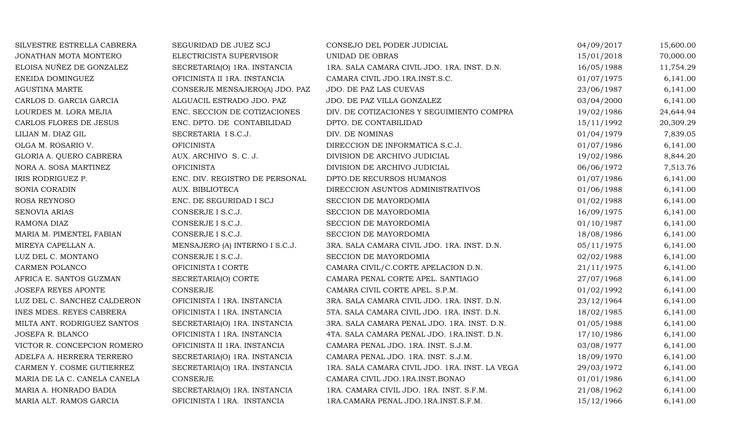| | | | | |
|---|---|---|---|---|
| SILVESTRE ESTRELLA CABRERA | SEGURIDAD DE JUEZ SCJ | CONSEJO DEL PODER JUDICIAL | 04/09/2017 | 15,600.00 |
| JONATHAN MOTA MONTERO | ELECTRICISTA SUPERVISOR | UNIDAD DE OBRAS | 15/01/2018 | 70,000.00 |
| ELOISA NUÑEZ DE GONZALEZ | SECRETARIA(O) 1RA. INSTANCIA | 1RA. SALA CAMARA CIVIL JDO. 1RA. INST. D.N. | 16/05/1988 | 11,754.29 |
| ENEIDA DOMINGUEZ | OFICINISTA II 1RA. INSTANCIA | CAMARA CIVIL JDO.1RA.INST.S.C. | 01/07/1975 | 6,141.00 |
| AGUSTINA MARTE | CONSERJE MENSAJERO(A) JDO. PAZ | JDO. DE PAZ LAS CUEVAS | 23/06/1987 | 6,141.00 |
| CARLOS D. GARCIA GARCIA | ALGUACIL ESTRADO JDO. PAZ | JDO. DE PAZ VILLA GONZALEZ | 03/04/2000 | 6,141.00 |
| LOURDES M. LORA MEJIA | ENC. SECCION DE COTIZACIONES | DIV. DE COTIZACIONES Y SEGUIMIENTO COMPRA | 19/02/1986 | 24,644.94 |
| CARLOS FLORES DE JESUS | ENC. DPTO. DE CONTABILIDAD | DPTO. DE CONTABILIDAD | 15/11/1992 | 20,309.29 |
| LILIAN M. DIAZ GIL | SECRETARIA I S.C.J. | DIV. DE NOMINAS | 01/04/1979 | 7,839.05 |
| OLGA M. ROSARIO V. | OFICINISTA | DIRECCION DE INFORMATICA S.C.J. | 01/07/1986 | 6,141.00 |
| GLORIA A. QUERO CABRERA | AUX. ARCHIVO S. C. J. | DIVISION DE ARCHIVO JUDICIAL | 19/02/1986 | 8,844.20 |
| NORA A. SOSA MARTINEZ | OFICINISTA | DIVISION DE ARCHIVO JUDICIAL | 06/06/1972 | 7,513.76 |
| IRIS RODRIGUEZ P. | ENC. DIV. REGISTRO DE PERSONAL | DPTO.DE RECURSOS HUMANOS | 01/07/1986 | 6,141.00 |
| SONIA CORADIN | AUX. BIBLIOTECA | DIRECCION ASUNTOS ADMINISTRATIVOS | 01/06/1988 | 6,141.00 |
| ROSA REYNOSO | ENC. DE SEGURIDAD I SCJ | SECCION DE MAYORDOMIA | 01/02/1988 | 6,141.00 |
| SENOVIA ARIAS | CONSERJE I S.C.J. | SECCION DE MAYORDOMIA | 16/09/1975 | 6,141.00 |
| RAMONA DIAZ | CONSERJE I S.C.J. | SECCION DE MAYORDOMIA | 01/10/1987 | 6,141.00 |
| MARIA M. PIMENTEL FABIAN | CONSERJE I S.C.J. | SECCION DE MAYORDOMIA | 18/08/1986 | 6,141.00 |
| MIREYA CAPELLAN A. | MENSAJERO (A) INTERNO I S.C.J. | 3RA. SALA CAMARA CIVIL JDO. 1RA. INST. D.N. | 05/11/1975 | 6,141.00 |
| LUZ DEL C. MONTANO | CONSERJE I S.C.J. | SECCION DE MAYORDOMIA | 02/02/1988 | 6,141.00 |
| CARMEN POLANCO | OFICINISTA I CORTE | CAMARA CIVIL/C.CORTE APELACION D.N. | 21/11/1975 | 6,141.00 |
| AFRICA E. SANTOS GUZMAN | SECRETARIA(O) CORTE | CAMARA PENAL CORTE APEL. SANTIAGO | 27/07/1968 | 6,141.00 |
| JOSEFA REYES APONTE | CONSERJE | CAMARA CIVIL CORTE APEL. S.P.M. | 01/02/1992 | 6,141.00 |
| LUZ DEL C. SANCHEZ CALDERON | OFICINISTA I 1RA. INSTANCIA | 3RA. SALA CAMARA CIVIL JDO. 1RA. INST. D.N. | 23/12/1964 | 6,141.00 |
| INES MDES. REYES CABRERA | OFICINISTA I 1RA. INSTANCIA | 5TA. SALA CAMARA CIVIL JDO. 1RA. INST. D.N. | 18/02/1985 | 6,141.00 |
| MILTA ANT. RODRIGUEZ SANTOS | SECRETARIA(O) 1RA. INSTANCIA | 3RA. SALA CAMARA PENAL JDO. 1RA. INST. D.N. | 01/05/1988 | 6,141.00 |
| JOSEFA R. BLANCO | OFICINISTA I 1RA. INSTANCIA | 4TA. SALA CAMARA PENAL JDO. 1RA.INST. D.N. | 17/10/1986 | 6,141.00 |
| VICTOR R. CONCEPCION ROMERO | OFICINISTA II 1RA. INSTANCIA | CAMARA PENAL JDO. 1RA. INST. S.J.M. | 03/08/1977 | 6,141.00 |
| ADELFA A. HERRERA TERRERO | SECRETARIA(O) 1RA. INSTANCIA | CAMARA PENAL JDO. 1RA. INST. S.J.M. | 18/09/1970 | 6,141.00 |
| CARMEN Y. COSME GUTIERREZ | SECRETARIA(O) 1RA. INSTANCIA | 1RA. SALA CAMARA CIVIL JDO. 1RA. INST. LA VEGA | 29/03/1972 | 6,141.00 |
| MARIA DE LA C. CANELA CANELA | CONSERJE | CAMARA CIVIL JDO.1RA.INST.BONAO | 01/01/1986 | 6,141.00 |
| MARIA A. HONRADO BADIA | SECRETARIA(O) 1RA. INSTANCIA | 1RA. CAMARA CIVIL JDO. 1RA. INST. S.F.M. | 21/08/1962 | 6,141.00 |
| MARIA ALT. RAMOS GARCIA | OFICINISTA I 1RA. INSTANCIA | 1RA.CAMARA PENAL JDO.1RA.INST.S.F.M. | 15/12/1966 | 6,141.00 |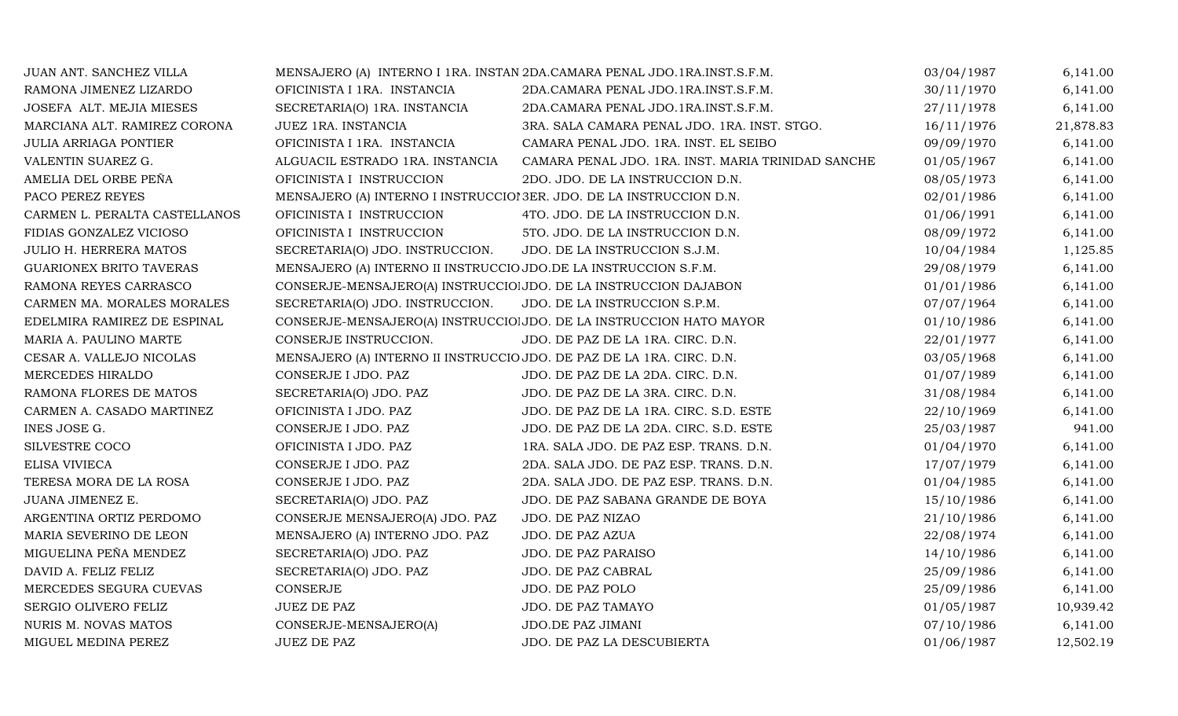| | | | | |
|---|---|---|---|---|
| JUAN ANT. SANCHEZ VILLA | MENSAJERO (A) INTERNO I 1RA. INSTAN | 2DA.CAMARA PENAL JDO.1RA.INST.S.F.M. | 03/04/1987 | 6,141.00 |
| RAMONA JIMENEZ LIZARDO | OFICINISTA I 1RA. INSTANCIA | 2DA.CAMARA PENAL JDO.1RA.INST.S.F.M. | 30/11/1970 | 6,141.00 |
| JOSEFA ALT. MEJIA MIESES | SECRETARIA(O) 1RA. INSTANCIA | 2DA.CAMARA PENAL JDO.1RA.INST.S.F.M. | 27/11/1978 | 6,141.00 |
| MARCIANA ALT. RAMIREZ CORONA | JUEZ 1RA. INSTANCIA | 3RA. SALA CAMARA PENAL JDO. 1RA. INST. STGO. | 16/11/1976 | 21,878.83 |
| JULIA ARRIAGA PONTIER | OFICINISTA I 1RA. INSTANCIA | CAMARA PENAL JDO. 1RA. INST. EL SEIBO | 09/09/1970 | 6,141.00 |
| VALENTIN SUAREZ G. | ALGUACIL ESTRADO 1RA. INSTANCIA | CAMARA PENAL JDO. 1RA. INST. MARIA TRINIDAD SANCHE | 01/05/1967 | 6,141.00 |
| AMELIA DEL ORBE PEÑA | OFICINISTA I INSTRUCCION | 2DO. JDO. DE LA INSTRUCCION D.N. | 08/05/1973 | 6,141.00 |
| PACO PEREZ REYES | MENSAJERO (A) INTERNO I INSTRUCCIO | 3ER. JDO. DE LA INSTRUCCION D.N. | 02/01/1986 | 6,141.00 |
| CARMEN L. PERALTA CASTELLANOS | OFICINISTA I INSTRUCCION | 4TO. JDO. DE LA INSTRUCCION D.N. | 01/06/1991 | 6,141.00 |
| FIDIAS GONZALEZ VICIOSO | OFICINISTA I INSTRUCCION | 5TO. JDO. DE LA INSTRUCCION D.N. | 08/09/1972 | 6,141.00 |
| JULIO H. HERRERA MATOS | SECRETARIA(O) JDO. INSTRUCCION. | JDO. DE LA INSTRUCCION S.J.M. | 10/04/1984 | 1,125.85 |
| GUARIONEX BRITO TAVERAS | MENSAJERO (A) INTERNO II INSTRUCCIO | JDO.DE LA INSTRUCCION S.F.M. | 29/08/1979 | 6,141.00 |
| RAMONA REYES CARRASCO | CONSERJE-MENSAJERO(A) INSTRUCCIO | JDO. DE LA INSTRUCCION DAJABON | 01/01/1986 | 6,141.00 |
| CARMEN MA. MORALES MORALES | SECRETARIA(O) JDO. INSTRUCCION. | JDO. DE LA INSTRUCCION S.P.M. | 07/07/1964 | 6,141.00 |
| EDELMIRA RAMIREZ DE ESPINAL | CONSERJE-MENSAJERO(A) INSTRUCCIO | JDO. DE LA INSTRUCCION HATO MAYOR | 01/10/1986 | 6,141.00 |
| MARIA A. PAULINO MARTE | CONSERJE INSTRUCCION. | JDO. DE PAZ DE LA 1RA. CIRC. D.N. | 22/01/1977 | 6,141.00 |
| CESAR A. VALLEJO NICOLAS | MENSAJERO (A) INTERNO II INSTRUCCIO | JDO. DE PAZ DE LA 1RA. CIRC. D.N. | 03/05/1968 | 6,141.00 |
| MERCEDES HIRALDO | CONSERJE I JDO. PAZ | JDO. DE PAZ DE LA 2DA. CIRC. D.N. | 01/07/1989 | 6,141.00 |
| RAMONA FLORES DE MATOS | SECRETARIA(O) JDO. PAZ | JDO. DE PAZ DE LA 3RA. CIRC. D.N. | 31/08/1984 | 6,141.00 |
| CARMEN A. CASADO MARTINEZ | OFICINISTA I JDO. PAZ | JDO. DE PAZ DE LA 1RA. CIRC. S.D. ESTE | 22/10/1969 | 6,141.00 |
| INES JOSE G. | CONSERJE I JDO. PAZ | JDO. DE PAZ DE LA 2DA. CIRC. S.D. ESTE | 25/03/1987 | 941.00 |
| SILVESTRE COCO | OFICINISTA I JDO. PAZ | 1RA. SALA JDO. DE PAZ ESP. TRANS. D.N. | 01/04/1970 | 6,141.00 |
| ELISA VIVIECA | CONSERJE I JDO. PAZ | 2DA. SALA JDO. DE PAZ ESP. TRANS. D.N. | 17/07/1979 | 6,141.00 |
| TERESA MORA DE LA ROSA | CONSERJE I JDO. PAZ | 2DA. SALA JDO. DE PAZ ESP. TRANS. D.N. | 01/04/1985 | 6,141.00 |
| JUANA JIMENEZ E. | SECRETARIA(O) JDO. PAZ | JDO. DE PAZ SABANA GRANDE DE BOYA | 15/10/1986 | 6,141.00 |
| ARGENTINA ORTIZ PERDOMO | CONSERJE MENSAJERO(A) JDO. PAZ | JDO. DE PAZ NIZAO | 21/10/1986 | 6,141.00 |
| MARIA SEVERINO DE LEON | MENSAJERO (A) INTERNO JDO. PAZ | JDO. DE PAZ AZUA | 22/08/1974 | 6,141.00 |
| MIGUELINA PEÑA MENDEZ | SECRETARIA(O) JDO. PAZ | JDO. DE PAZ PARAISO | 14/10/1986 | 6,141.00 |
| DAVID A. FELIZ FELIZ | SECRETARIA(O) JDO. PAZ | JDO. DE PAZ CABRAL | 25/09/1986 | 6,141.00 |
| MERCEDES SEGURA CUEVAS | CONSERJE | JDO. DE PAZ POLO | 25/09/1986 | 6,141.00 |
| SERGIO OLIVERO FELIZ | JUEZ DE PAZ | JDO. DE PAZ TAMAYO | 01/05/1987 | 10,939.42 |
| NURIS M. NOVAS MATOS | CONSERJE-MENSAJERO(A) | JDO.DE PAZ JIMANI | 07/10/1986 | 6,141.00 |
| MIGUEL MEDINA PEREZ | JUEZ DE PAZ | JDO. DE PAZ LA DESCUBIERTA | 01/06/1987 | 12,502.19 |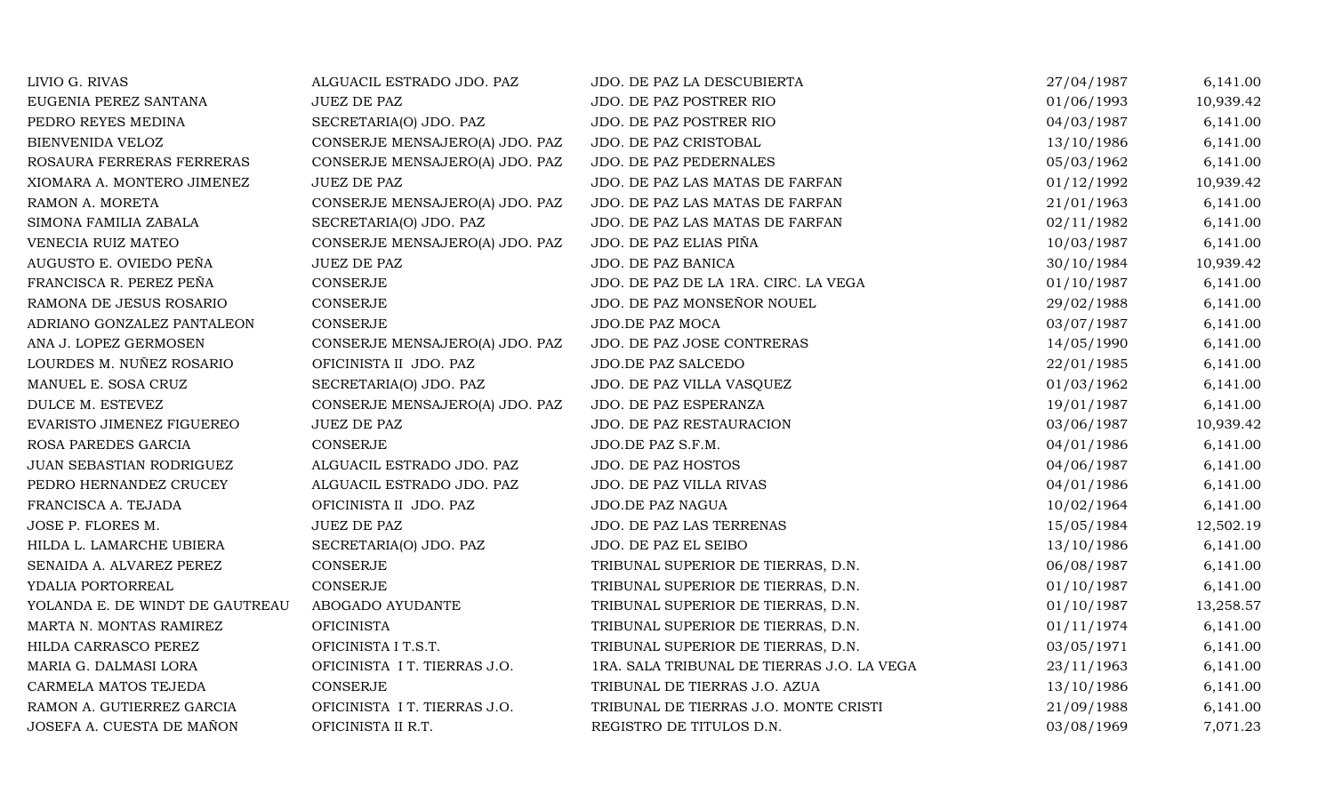| | | | | |
|---|---|---|---|---|
| LIVIO G. RIVAS | ALGUACIL ESTRADO JDO. PAZ | JDO. DE PAZ LA DESCUBIERTA | 27/04/1987 | 6,141.00 |
| EUGENIA PEREZ SANTANA | JUEZ DE PAZ | JDO. DE PAZ POSTRER RIO | 01/06/1993 | 10,939.42 |
| PEDRO REYES MEDINA | SECRETARIA(O) JDO. PAZ | JDO. DE PAZ POSTRER RIO | 04/03/1987 | 6,141.00 |
| BIENVENIDA VELOZ | CONSERJE MENSAJERO(A) JDO. PAZ | JDO. DE PAZ CRISTOBAL | 13/10/1986 | 6,141.00 |
| ROSAURA FERRERAS FERRERAS | CONSERJE MENSAJERO(A) JDO. PAZ | JDO. DE PAZ PEDERNALES | 05/03/1962 | 6,141.00 |
| XIOMARA A. MONTERO JIMENEZ | JUEZ DE PAZ | JDO. DE PAZ LAS MATAS DE FARFAN | 01/12/1992 | 10,939.42 |
| RAMON A. MORETA | CONSERJE MENSAJERO(A) JDO. PAZ | JDO. DE PAZ LAS MATAS DE FARFAN | 21/01/1963 | 6,141.00 |
| SIMONA FAMILIA ZABALA | SECRETARIA(O) JDO. PAZ | JDO. DE PAZ LAS MATAS DE FARFAN | 02/11/1982 | 6,141.00 |
| VENECIA RUIZ MATEO | CONSERJE MENSAJERO(A) JDO. PAZ | JDO. DE PAZ ELIAS PIÑA | 10/03/1987 | 6,141.00 |
| AUGUSTO E. OVIEDO PEÑA | JUEZ DE PAZ | JDO. DE PAZ BANICA | 30/10/1984 | 10,939.42 |
| FRANCISCA R. PEREZ PEÑA | CONSERJE | JDO. DE PAZ DE LA 1RA. CIRC. LA VEGA | 01/10/1987 | 6,141.00 |
| RAMONA DE JESUS ROSARIO | CONSERJE | JDO. DE PAZ MONSEÑOR NOUEL | 29/02/1988 | 6,141.00 |
| ADRIANO GONZALEZ PANTALEON | CONSERJE | JDO.DE PAZ MOCA | 03/07/1987 | 6,141.00 |
| ANA J. LOPEZ GERMOSEN | CONSERJE MENSAJERO(A) JDO. PAZ | JDO. DE PAZ JOSE CONTRERAS | 14/05/1990 | 6,141.00 |
| LOURDES M. NUÑEZ ROSARIO | OFICINISTA II JDO. PAZ | JDO.DE PAZ SALCEDO | 22/01/1985 | 6,141.00 |
| MANUEL E. SOSA CRUZ | SECRETARIA(O) JDO. PAZ | JDO. DE PAZ VILLA VASQUEZ | 01/03/1962 | 6,141.00 |
| DULCE M. ESTEVEZ | CONSERJE MENSAJERO(A) JDO. PAZ | JDO. DE PAZ ESPERANZA | 19/01/1987 | 6,141.00 |
| EVARISTO JIMENEZ FIGUEREO | JUEZ DE PAZ | JDO. DE PAZ RESTAURACION | 03/06/1987 | 10,939.42 |
| ROSA PAREDES GARCIA | CONSERJE | JDO.DE PAZ S.F.M. | 04/01/1986 | 6,141.00 |
| JUAN SEBASTIAN RODRIGUEZ | ALGUACIL ESTRADO JDO. PAZ | JDO. DE PAZ HOSTOS | 04/06/1987 | 6,141.00 |
| PEDRO HERNANDEZ CRUCEY | ALGUACIL ESTRADO JDO. PAZ | JDO. DE PAZ VILLA RIVAS | 04/01/1986 | 6,141.00 |
| FRANCISCA A. TEJADA | OFICINISTA II JDO. PAZ | JDO.DE PAZ NAGUA | 10/02/1964 | 6,141.00 |
| JOSE P. FLORES M. | JUEZ DE PAZ | JDO. DE PAZ LAS TERRENAS | 15/05/1984 | 12,502.19 |
| HILDA L. LAMARCHE UBIERA | SECRETARIA(O) JDO. PAZ | JDO. DE PAZ EL SEIBO | 13/10/1986 | 6,141.00 |
| SENAIDA A. ALVAREZ PEREZ | CONSERJE | TRIBUNAL SUPERIOR DE TIERRAS, D.N. | 06/08/1987 | 6,141.00 |
| YDALIA PORTORREAL | CONSERJE | TRIBUNAL SUPERIOR DE TIERRAS, D.N. | 01/10/1987 | 6,141.00 |
| YOLANDA E. DE WINDT DE GAUTREAU | ABOGADO AYUDANTE | TRIBUNAL SUPERIOR DE TIERRAS, D.N. | 01/10/1987 | 13,258.57 |
| MARTA N. MONTAS RAMIREZ | OFICINISTA | TRIBUNAL SUPERIOR DE TIERRAS, D.N. | 01/11/1974 | 6,141.00 |
| HILDA CARRASCO PEREZ | OFICINISTA I T.S.T. | TRIBUNAL SUPERIOR DE TIERRAS, D.N. | 03/05/1971 | 6,141.00 |
| MARIA G. DALMASI LORA | OFICINISTA I T. TIERRAS J.O. | 1RA. SALA TRIBUNAL DE TIERRAS J.O. LA VEGA | 23/11/1963 | 6,141.00 |
| CARMELA MATOS TEJEDA | CONSERJE | TRIBUNAL DE TIERRAS J.O. AZUA | 13/10/1986 | 6,141.00 |
| RAMON A. GUTIERREZ GARCIA | OFICINISTA I T. TIERRAS J.O. | TRIBUNAL DE TIERRAS J.O. MONTE CRISTI | 21/09/1988 | 6,141.00 |
| JOSEFA A. CUESTA DE MAÑON | OFICINISTA II R.T. | REGISTRO DE TITULOS D.N. | 03/08/1969 | 7,071.23 |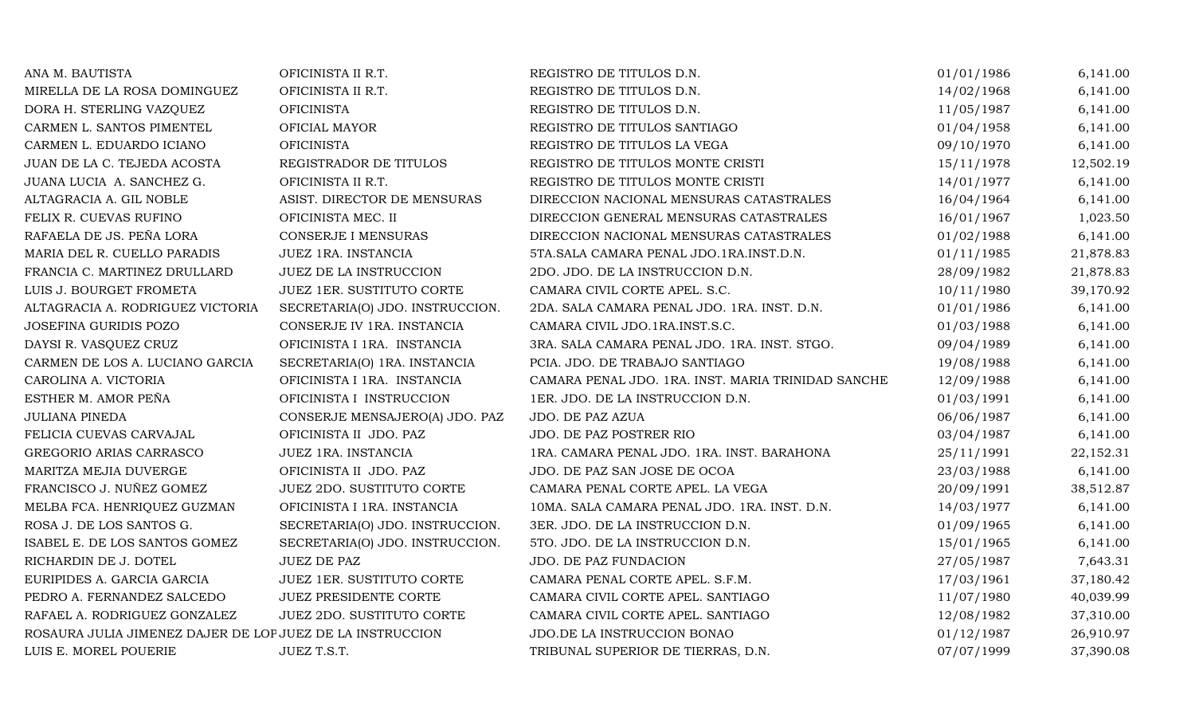| | | | | |
|---|---|---|---|---|
| ANA M. BAUTISTA | OFICINISTA II R.T. | REGISTRO DE TITULOS D.N. | 01/01/1986 | 6,141.00 |
| MIRELLA DE LA ROSA DOMINGUEZ | OFICINISTA II R.T. | REGISTRO DE TITULOS D.N. | 14/02/1968 | 6,141.00 |
| DORA H. STERLING VAZQUEZ | OFICINISTA | REGISTRO DE TITULOS D.N. | 11/05/1987 | 6,141.00 |
| CARMEN L. SANTOS PIMENTEL | OFICIAL MAYOR | REGISTRO DE TITULOS SANTIAGO | 01/04/1958 | 6,141.00 |
| CARMEN L. EDUARDO ICIANO | OFICINISTA | REGISTRO DE TITULOS LA VEGA | 09/10/1970 | 6,141.00 |
| JUAN DE LA C. TEJEDA ACOSTA | REGISTRADOR DE TITULOS | REGISTRO DE TITULOS MONTE CRISTI | 15/11/1978 | 12,502.19 |
| JUANA LUCIA A. SANCHEZ G. | OFICINISTA II R.T. | REGISTRO DE TITULOS MONTE CRISTI | 14/01/1977 | 6,141.00 |
| ALTAGRACIA A. GIL NOBLE | ASIST. DIRECTOR DE MENSURAS | DIRECCION NACIONAL MENSURAS CATASTRALES | 16/04/1964 | 6,141.00 |
| FELIX R. CUEVAS RUFINO | OFICINISTA MEC. II | DIRECCION GENERAL MENSURAS CATASTRALES | 16/01/1967 | 1,023.50 |
| RAFAELA DE JS. PEÑA LORA | CONSERJE I MENSURAS | DIRECCION NACIONAL MENSURAS CATASTRALES | 01/02/1988 | 6,141.00 |
| MARIA DEL R. CUELLO PARADIS | JUEZ 1RA. INSTANCIA | 5TA.SALA CAMARA PENAL JDO.1RA.INST.D.N. | 01/11/1985 | 21,878.83 |
| FRANCIA C. MARTINEZ DRULLARD | JUEZ DE LA INSTRUCCION | 2DO. JDO. DE LA INSTRUCCION D.N. | 28/09/1982 | 21,878.83 |
| LUIS J. BOURGET FROMETA | JUEZ 1ER. SUSTITUTO CORTE | CAMARA CIVIL CORTE APEL. S.C. | 10/11/1980 | 39,170.92 |
| ALTAGRACIA A. RODRIGUEZ VICTORIA | SECRETARIA(O) JDO. INSTRUCCION. | 2DA. SALA CAMARA PENAL JDO. 1RA. INST. D.N. | 01/01/1986 | 6,141.00 |
| JOSEFINA GURIDIS POZO | CONSERJE IV 1RA. INSTANCIA | CAMARA CIVIL JDO.1RA.INST.S.C. | 01/03/1988 | 6,141.00 |
| DAYSI R. VASQUEZ CRUZ | OFICINISTA I 1RA. INSTANCIA | 3RA. SALA CAMARA PENAL JDO. 1RA. INST. STGO. | 09/04/1989 | 6,141.00 |
| CARMEN DE LOS A. LUCIANO GARCIA | SECRETARIA(O) 1RA. INSTANCIA | PCIA. JDO. DE TRABAJO SANTIAGO | 19/08/1988 | 6,141.00 |
| CAROLINA A. VICTORIA | OFICINISTA I 1RA. INSTANCIA | CAMARA PENAL JDO. 1RA. INST. MARIA TRINIDAD SANCHE | 12/09/1988 | 6,141.00 |
| ESTHER M. AMOR PEÑA | OFICINISTA I INSTRUCCION | 1ER. JDO. DE LA INSTRUCCION D.N. | 01/03/1991 | 6,141.00 |
| JULIANA PINEDA | CONSERJE MENSAJERO(A) JDO. PAZ | JDO. DE PAZ AZUA | 06/06/1987 | 6,141.00 |
| FELICIA CUEVAS CARVAJAL | OFICINISTA II JDO. PAZ | JDO. DE PAZ POSTRER RIO | 03/04/1987 | 6,141.00 |
| GREGORIO ARIAS CARRASCO | JUEZ 1RA. INSTANCIA | 1RA. CAMARA PENAL JDO. 1RA. INST. BARAHONA | 25/11/1991 | 22,152.31 |
| MARITZA MEJIA DUVERGE | OFICINISTA II JDO. PAZ | JDO. DE PAZ SAN JOSE DE OCOA | 23/03/1988 | 6,141.00 |
| FRANCISCO J. NUÑEZ GOMEZ | JUEZ 2DO. SUSTITUTO CORTE | CAMARA PENAL CORTE APEL. LA VEGA | 20/09/1991 | 38,512.87 |
| MELBA FCA. HENRIQUEZ GUZMAN | OFICINISTA I 1RA. INSTANCIA | 10MA. SALA CAMARA PENAL JDO. 1RA. INST. D.N. | 14/03/1977 | 6,141.00 |
| ROSA J. DE LOS SANTOS G. | SECRETARIA(O) JDO. INSTRUCCION. | 3ER. JDO. DE LA INSTRUCCION D.N. | 01/09/1965 | 6,141.00 |
| ISABEL E. DE LOS SANTOS GOMEZ | SECRETARIA(O) JDO. INSTRUCCION. | 5TO. JDO. DE LA INSTRUCCION D.N. | 15/01/1965 | 6,141.00 |
| RICHARDIN DE J. DOTEL | JUEZ DE PAZ | JDO. DE PAZ FUNDACION | 27/05/1987 | 7,643.31 |
| EURIPIDES A. GARCIA GARCIA | JUEZ 1ER. SUSTITUTO CORTE | CAMARA PENAL CORTE APEL. S.F.M. | 17/03/1961 | 37,180.42 |
| PEDRO A. FERNANDEZ SALCEDO | JUEZ PRESIDENTE CORTE | CAMARA CIVIL CORTE APEL. SANTIAGO | 11/07/1980 | 40,039.99 |
| RAFAEL A. RODRIGUEZ GONZALEZ | JUEZ 2DO. SUSTITUTO CORTE | CAMARA CIVIL CORTE APEL. SANTIAGO | 12/08/1982 | 37,310.00 |
| ROSAURA JULIA JIMENEZ DAJER DE LOP | JUEZ DE LA INSTRUCCION | JDO.DE LA INSTRUCCION BONAO | 01/12/1987 | 26,910.97 |
| LUIS E. MOREL POUERIE | JUEZ T.S.T. | TRIBUNAL SUPERIOR DE TIERRAS, D.N. | 07/07/1999 | 37,390.08 |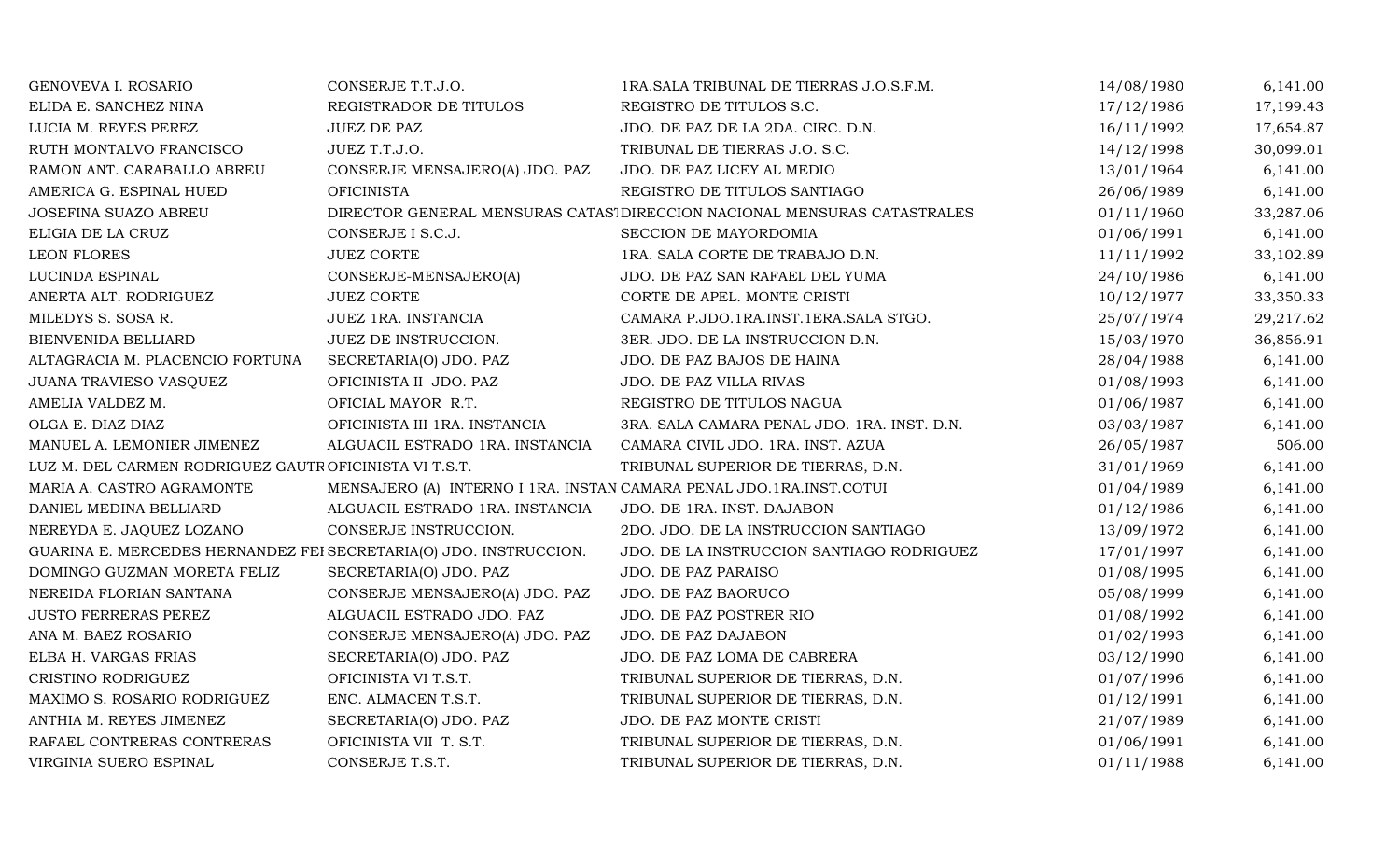| | | | | |
|---|---|---|---|---|
| GENOVEVA I. ROSARIO | CONSERJE T.T.J.O. | 1RA.SALA TRIBUNAL DE TIERRAS J.O.S.F.M. | 14/08/1980 | 6,141.00 |
| ELIDA E. SANCHEZ NINA | REGISTRADOR DE TITULOS | REGISTRO DE TITULOS S.C. | 17/12/1986 | 17,199.43 |
| LUCIA M. REYES PEREZ | JUEZ DE PAZ | JDO. DE PAZ DE LA 2DA. CIRC. D.N. | 16/11/1992 | 17,654.87 |
| RUTH MONTALVO FRANCISCO | JUEZ T.T.J.O. | TRIBUNAL DE TIERRAS J.O. S.C. | 14/12/1998 | 30,099.01 |
| RAMON ANT. CARABALLO ABREU | CONSERJE MENSAJERO(A) JDO. PAZ | JDO. DE PAZ LICEY AL MEDIO | 13/01/1964 | 6,141.00 |
| AMERICA G. ESPINAL HUED | OFICINISTA | REGISTRO DE TITULOS SANTIAGO | 26/06/1989 | 6,141.00 |
| JOSEFINA SUAZO ABREU | DIRECTOR GENERAL MENSURAS CATAST | DIRECCION NACIONAL MENSURAS CATASTRALES | 01/11/1960 | 33,287.06 |
| ELIGIA DE LA CRUZ | CONSERJE I S.C.J. | SECCION DE MAYORDOMIA | 01/06/1991 | 6,141.00 |
| LEON FLORES | JUEZ CORTE | 1RA. SALA CORTE DE TRABAJO D.N. | 11/11/1992 | 33,102.89 |
| LUCINDA ESPINAL | CONSERJE-MENSAJERO(A) | JDO. DE PAZ SAN RAFAEL DEL YUMA | 24/10/1986 | 6,141.00 |
| ANERTA ALT. RODRIGUEZ | JUEZ CORTE | CORTE DE APEL. MONTE CRISTI | 10/12/1977 | 33,350.33 |
| MILEDYS S. SOSA R. | JUEZ 1RA. INSTANCIA | CAMARA P.JDO.1RA.INST.1ERA.SALA STGO. | 25/07/1974 | 29,217.62 |
| BIENVENIDA BELLIARD | JUEZ DE INSTRUCCION. | 3ER. JDO. DE LA INSTRUCCION D.N. | 15/03/1970 | 36,856.91 |
| ALTAGRACIA M. PLACENCIO FORTUNA | SECRETARIA(O) JDO. PAZ | JDO. DE PAZ BAJOS DE HAINA | 28/04/1988 | 6,141.00 |
| JUANA TRAVIESO VASQUEZ | OFICINISTA II JDO. PAZ | JDO. DE PAZ VILLA RIVAS | 01/08/1993 | 6,141.00 |
| AMELIA VALDEZ M. | OFICIAL MAYOR R.T. | REGISTRO DE TITULOS NAGUA | 01/06/1987 | 6,141.00 |
| OLGA E. DIAZ DIAZ | OFICINISTA III 1RA. INSTANCIA | 3RA. SALA CAMARA PENAL JDO. 1RA. INST. D.N. | 03/03/1987 | 6,141.00 |
| MANUEL A. LEMONIER JIMENEZ | ALGUACIL ESTRADO 1RA. INSTANCIA | CAMARA CIVIL JDO. 1RA. INST. AZUA | 26/05/1987 | 506.00 |
| LUZ M. DEL CARMEN RODRIGUEZ GAUTR | OFICINISTA VI T.S.T. | TRIBUNAL SUPERIOR DE TIERRAS, D.N. | 31/01/1969 | 6,141.00 |
| MARIA A. CASTRO AGRAMONTE | MENSAJERO (A) INTERNO I 1RA. INSTAN | CAMARA PENAL JDO.1RA.INST.COTUI | 01/04/1989 | 6,141.00 |
| DANIEL MEDINA BELLIARD | ALGUACIL ESTRADO 1RA. INSTANCIA | JDO. DE 1RA. INST. DAJABON | 01/12/1986 | 6,141.00 |
| NEREYDA E. JAQUEZ LOZANO | CONSERJE INSTRUCCION. | 2DO. JDO. DE LA INSTRUCCION SANTIAGO | 13/09/1972 | 6,141.00 |
| GUARINA E. MERCEDES HERNANDEZ FEI | SECRETARIA(O) JDO. INSTRUCCION. | JDO. DE LA INSTRUCCION SANTIAGO RODRIGUEZ | 17/01/1997 | 6,141.00 |
| DOMINGO GUZMAN MORETA FELIZ | SECRETARIA(O) JDO. PAZ | JDO. DE PAZ PARAISO | 01/08/1995 | 6,141.00 |
| NEREIDA FLORIAN SANTANA | CONSERJE MENSAJERO(A) JDO. PAZ | JDO. DE PAZ BAORUCO | 05/08/1999 | 6,141.00 |
| JUSTO FERRERAS PEREZ | ALGUACIL ESTRADO JDO. PAZ | JDO. DE PAZ POSTRER RIO | 01/08/1992 | 6,141.00 |
| ANA M. BAEZ ROSARIO | CONSERJE MENSAJERO(A) JDO. PAZ | JDO. DE PAZ DAJABON | 01/02/1993 | 6,141.00 |
| ELBA H. VARGAS FRIAS | SECRETARIA(O) JDO. PAZ | JDO. DE PAZ LOMA DE CABRERA | 03/12/1990 | 6,141.00 |
| CRISTINO RODRIGUEZ | OFICINISTA VI T.S.T. | TRIBUNAL SUPERIOR DE TIERRAS, D.N. | 01/07/1996 | 6,141.00 |
| MAXIMO S. ROSARIO RODRIGUEZ | ENC. ALMACEN T.S.T. | TRIBUNAL SUPERIOR DE TIERRAS, D.N. | 01/12/1991 | 6,141.00 |
| ANTHIA M. REYES JIMENEZ | SECRETARIA(O) JDO. PAZ | JDO. DE PAZ MONTE CRISTI | 21/07/1989 | 6,141.00 |
| RAFAEL CONTRERAS CONTRERAS | OFICINISTA VII T. S.T. | TRIBUNAL SUPERIOR DE TIERRAS, D.N. | 01/06/1991 | 6,141.00 |
| VIRGINIA SUERO ESPINAL | CONSERJE T.S.T. | TRIBUNAL SUPERIOR DE TIERRAS, D.N. | 01/11/1988 | 6,141.00 |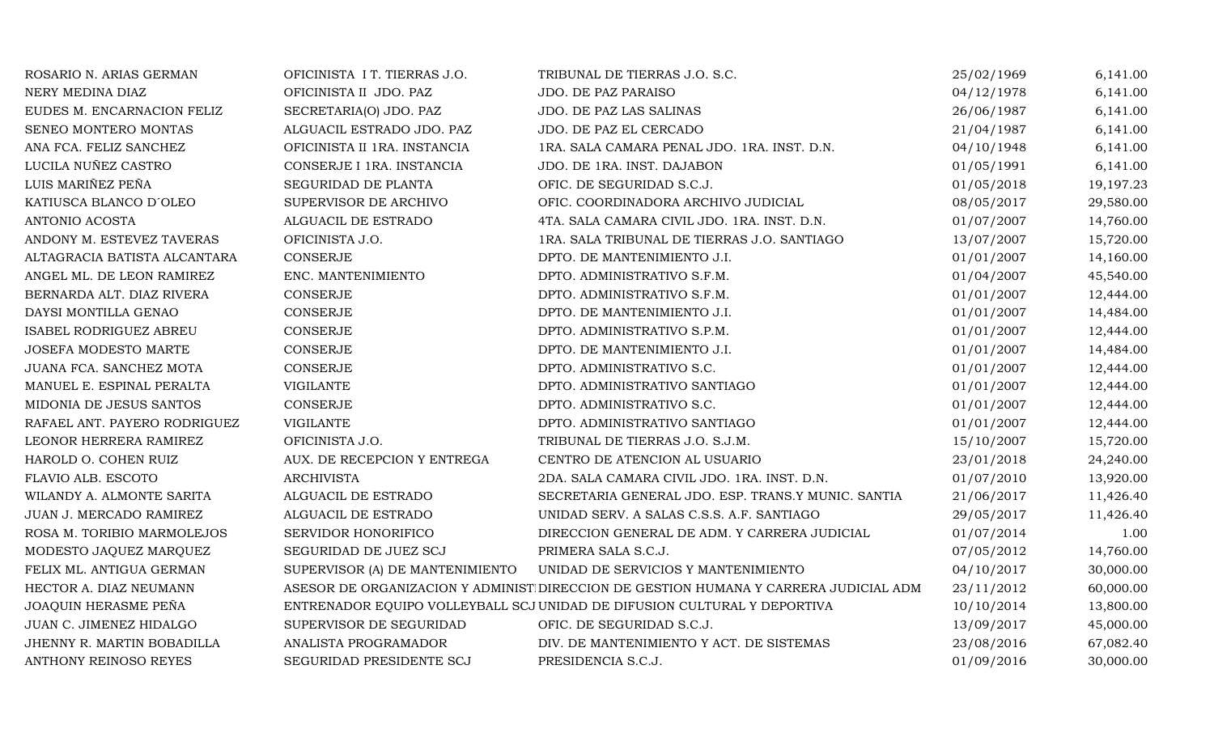| | | | | |
|---|---|---|---|---|
| ROSARIO N. ARIAS GERMAN | OFICINISTA I T. TIERRAS J.O. | TRIBUNAL DE TIERRAS J.O. S.C. | 25/02/1969 | 6,141.00 |
| NERY MEDINA DIAZ | OFICINISTA II JDO. PAZ | JDO. DE PAZ PARAISO | 04/12/1978 | 6,141.00 |
| EUDES M. ENCARNACION FELIZ | SECRETARIA(O) JDO. PAZ | JDO. DE PAZ LAS SALINAS | 26/06/1987 | 6,141.00 |
| SENEO MONTERO MONTAS | ALGUACIL ESTRADO JDO. PAZ | JDO. DE PAZ EL CERCADO | 21/04/1987 | 6,141.00 |
| ANA FCA. FELIZ SANCHEZ | OFICINISTA II 1RA. INSTANCIA | 1RA. SALA CAMARA PENAL JDO. 1RA. INST. D.N. | 04/10/1948 | 6,141.00 |
| LUCILA NUÑEZ CASTRO | CONSERJE I 1RA. INSTANCIA | JDO. DE 1RA. INST. DAJABON | 01/05/1991 | 6,141.00 |
| LUIS MARIÑEZ PEÑA | SEGURIDAD DE PLANTA | OFIC. DE SEGURIDAD S.C.J. | 01/05/2018 | 19,197.23 |
| KATIUSCA BLANCO D´OLEO | SUPERVISOR DE ARCHIVO | OFIC. COORDINADORA ARCHIVO JUDICIAL | 08/05/2017 | 29,580.00 |
| ANTONIO ACOSTA | ALGUACIL DE ESTRADO | 4TA. SALA CAMARA CIVIL JDO. 1RA. INST. D.N. | 01/07/2007 | 14,760.00 |
| ANDONY M. ESTEVEZ TAVERAS | OFICINISTA J.O. | 1RA. SALA TRIBUNAL DE TIERRAS J.O. SANTIAGO | 13/07/2007 | 15,720.00 |
| ALTAGRACIA BATISTA ALCANTARA | CONSERJE | DPTO. DE MANTENIMIENTO J.I. | 01/01/2007 | 14,160.00 |
| ANGEL ML. DE LEON RAMIREZ | ENC. MANTENIMIENTO | DPTO. ADMINISTRATIVO S.F.M. | 01/04/2007 | 45,540.00 |
| BERNARDA ALT. DIAZ RIVERA | CONSERJE | DPTO. ADMINISTRATIVO S.F.M. | 01/01/2007 | 12,444.00 |
| DAYSI MONTILLA GENAO | CONSERJE | DPTO. DE MANTENIMIENTO J.I. | 01/01/2007 | 14,484.00 |
| ISABEL RODRIGUEZ ABREU | CONSERJE | DPTO. ADMINISTRATIVO S.P.M. | 01/01/2007 | 12,444.00 |
| JOSEFA MODESTO MARTE | CONSERJE | DPTO. DE MANTENIMIENTO J.I. | 01/01/2007 | 14,484.00 |
| JUANA FCA. SANCHEZ MOTA | CONSERJE | DPTO. ADMINISTRATIVO S.C. | 01/01/2007 | 12,444.00 |
| MANUEL E. ESPINAL PERALTA | VIGILANTE | DPTO. ADMINISTRATIVO SANTIAGO | 01/01/2007 | 12,444.00 |
| MIDONIA DE JESUS SANTOS | CONSERJE | DPTO. ADMINISTRATIVO S.C. | 01/01/2007 | 12,444.00 |
| RAFAEL ANT. PAYERO RODRIGUEZ | VIGILANTE | DPTO. ADMINISTRATIVO SANTIAGO | 01/01/2007 | 12,444.00 |
| LEONOR HERRERA RAMIREZ | OFICINISTA J.O. | TRIBUNAL DE TIERRAS J.O. S.J.M. | 15/10/2007 | 15,720.00 |
| HAROLD O. COHEN RUIZ | AUX. DE RECEPCION Y ENTREGA | CENTRO DE ATENCION AL USUARIO | 23/01/2018 | 24,240.00 |
| FLAVIO ALB. ESCOTO | ARCHIVISTA | 2DA. SALA CAMARA CIVIL JDO. 1RA. INST. D.N. | 01/07/2010 | 13,920.00 |
| WILANDY A. ALMONTE SARITA | ALGUACIL DE ESTRADO | SECRETARIA GENERAL JDO. ESP. TRANS.Y MUNIC. SANTIA | 21/06/2017 | 11,426.40 |
| JUAN J. MERCADO RAMIREZ | ALGUACIL DE ESTRADO | UNIDAD SERV. A SALAS C.S.S. A.F. SANTIAGO | 29/05/2017 | 11,426.40 |
| ROSA M. TORIBIO MARMOLEJOS | SERVIDOR HONORIFICO | DIRECCION GENERAL DE ADM. Y CARRERA JUDICIAL | 01/07/2014 | 1.00 |
| MODESTO JAQUEZ MARQUEZ | SEGURIDAD DE JUEZ SCJ | PRIMERA SALA S.C.J. | 07/05/2012 | 14,760.00 |
| FELIX ML. ANTIGUA GERMAN | SUPERVISOR (A) DE MANTENIMIENTO | UNIDAD DE SERVICIOS Y MANTENIMIENTO | 04/10/2017 | 30,000.00 |
| HECTOR A. DIAZ NEUMANN | ASESOR DE ORGANIZACION Y ADMINIST | DIRECCION DE GESTION HUMANA Y CARRERA JUDICIAL ADM | 23/11/2012 | 60,000.00 |
| JOAQUIN HERASME PEÑA | ENTRENADOR EQUIPO VOLLEYBALL SCJ | UNIDAD DE DIFUSION CULTURAL Y DEPORTIVA | 10/10/2014 | 13,800.00 |
| JUAN C. JIMENEZ HIDALGO | SUPERVISOR DE SEGURIDAD | OFIC. DE SEGURIDAD S.C.J. | 13/09/2017 | 45,000.00 |
| JHENNY R. MARTIN BOBADILLA | ANALISTA PROGRAMADOR | DIV. DE MANTENIMIENTO Y ACT. DE SISTEMAS | 23/08/2016 | 67,082.40 |
| ANTHONY REINOSO REYES | SEGURIDAD PRESIDENTE SCJ | PRESIDENCIA S.C.J. | 01/09/2016 | 30,000.00 |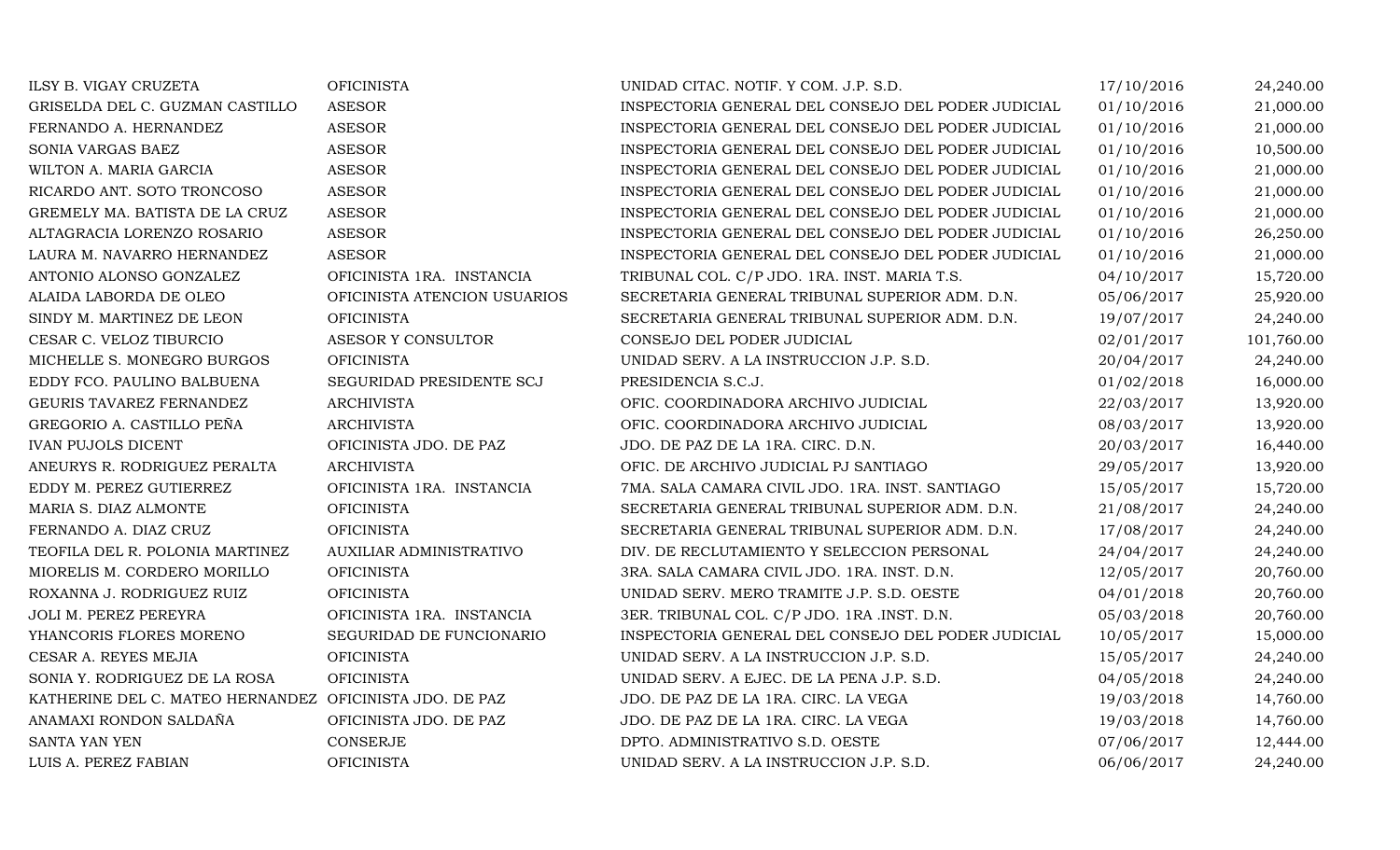| | | | | |
|---|---|---|---|---|
| ILSY B. VIGAY CRUZETA | OFICINISTA | UNIDAD CITAC. NOTIF. Y COM. J.P. S.D. | 17/10/2016 | 24,240.00 |
| GRISELDA DEL C. GUZMAN CASTILLO | ASESOR | INSPECTORIA GENERAL DEL CONSEJO DEL PODER JUDICIAL | 01/10/2016 | 21,000.00 |
| FERNANDO A. HERNANDEZ | ASESOR | INSPECTORIA GENERAL DEL CONSEJO DEL PODER JUDICIAL | 01/10/2016 | 21,000.00 |
| SONIA VARGAS BAEZ | ASESOR | INSPECTORIA GENERAL DEL CONSEJO DEL PODER JUDICIAL | 01/10/2016 | 10,500.00 |
| WILTON A. MARIA GARCIA | ASESOR | INSPECTORIA GENERAL DEL CONSEJO DEL PODER JUDICIAL | 01/10/2016 | 21,000.00 |
| RICARDO ANT. SOTO TRONCOSO | ASESOR | INSPECTORIA GENERAL DEL CONSEJO DEL PODER JUDICIAL | 01/10/2016 | 21,000.00 |
| GREMELY MA. BATISTA DE LA CRUZ | ASESOR | INSPECTORIA GENERAL DEL CONSEJO DEL PODER JUDICIAL | 01/10/2016 | 21,000.00 |
| ALTAGRACIA LORENZO ROSARIO | ASESOR | INSPECTORIA GENERAL DEL CONSEJO DEL PODER JUDICIAL | 01/10/2016 | 26,250.00 |
| LAURA M. NAVARRO HERNANDEZ | ASESOR | INSPECTORIA GENERAL DEL CONSEJO DEL PODER JUDICIAL | 01/10/2016 | 21,000.00 |
| ANTONIO ALONSO GONZALEZ | OFICINISTA 1RA. INSTANCIA | TRIBUNAL COL. C/P JDO. 1RA. INST. MARIA T.S. | 04/10/2017 | 15,720.00 |
| ALAIDA LABORDA DE OLEO | OFICINISTA ATENCION USUARIOS | SECRETARIA GENERAL TRIBUNAL SUPERIOR ADM. D.N. | 05/06/2017 | 25,920.00 |
| SINDY M. MARTINEZ DE LEON | OFICINISTA | SECRETARIA GENERAL TRIBUNAL SUPERIOR ADM. D.N. | 19/07/2017 | 24,240.00 |
| CESAR C. VELOZ TIBURCIO | ASESOR Y CONSULTOR | CONSEJO DEL PODER JUDICIAL | 02/01/2017 | 101,760.00 |
| MICHELLE S. MONEGRO BURGOS | OFICINISTA | UNIDAD SERV. A LA INSTRUCCION J.P. S.D. | 20/04/2017 | 24,240.00 |
| EDDY FCO. PAULINO BALBUENA | SEGURIDAD PRESIDENTE SCJ | PRESIDENCIA S.C.J. | 01/02/2018 | 16,000.00 |
| GEURIS TAVAREZ FERNANDEZ | ARCHIVISTA | OFIC. COORDINADORA ARCHIVO JUDICIAL | 22/03/2017 | 13,920.00 |
| GREGORIO A. CASTILLO PEÑA | ARCHIVISTA | OFIC. COORDINADORA ARCHIVO JUDICIAL | 08/03/2017 | 13,920.00 |
| IVAN PUJOLS DICENT | OFICINISTA JDO. DE PAZ | JDO. DE PAZ DE LA 1RA. CIRC. D.N. | 20/03/2017 | 16,440.00 |
| ANEURYS R. RODRIGUEZ PERALTA | ARCHIVISTA | OFIC. DE ARCHIVO JUDICIAL PJ SANTIAGO | 29/05/2017 | 13,920.00 |
| EDDY M. PEREZ GUTIERREZ | OFICINISTA 1RA. INSTANCIA | 7MA. SALA CAMARA CIVIL JDO. 1RA. INST. SANTIAGO | 15/05/2017 | 15,720.00 |
| MARIA S. DIAZ ALMONTE | OFICINISTA | SECRETARIA GENERAL TRIBUNAL SUPERIOR ADM. D.N. | 21/08/2017 | 24,240.00 |
| FERNANDO A. DIAZ CRUZ | OFICINISTA | SECRETARIA GENERAL TRIBUNAL SUPERIOR ADM. D.N. | 17/08/2017 | 24,240.00 |
| TEOFILA DEL R. POLONIA MARTINEZ | AUXILIAR ADMINISTRATIVO | DIV. DE RECLUTAMIENTO Y SELECCION PERSONAL | 24/04/2017 | 24,240.00 |
| MIORELIS M. CORDERO MORILLO | OFICINISTA | 3RA. SALA CAMARA CIVIL JDO. 1RA. INST. D.N. | 12/05/2017 | 20,760.00 |
| ROXANNA J. RODRIGUEZ RUIZ | OFICINISTA | UNIDAD SERV. MERO TRAMITE J.P. S.D. OESTE | 04/01/2018 | 20,760.00 |
| JOLI M. PEREZ PEREYRA | OFICINISTA 1RA. INSTANCIA | 3ER. TRIBUNAL COL. C/P JDO. 1RA .INST. D.N. | 05/03/2018 | 20,760.00 |
| YHANCORIS FLORES MORENO | SEGURIDAD DE FUNCIONARIO | INSPECTORIA GENERAL DEL CONSEJO DEL PODER JUDICIAL | 10/05/2017 | 15,000.00 |
| CESAR A. REYES MEJIA | OFICINISTA | UNIDAD SERV. A LA INSTRUCCION J.P. S.D. | 15/05/2017 | 24,240.00 |
| SONIA Y. RODRIGUEZ DE LA ROSA | OFICINISTA | UNIDAD SERV. A EJEC. DE LA PENA J.P. S.D. | 04/05/2018 | 24,240.00 |
| KATHERINE DEL C. MATEO HERNANDEZ | OFICINISTA JDO. DE PAZ | JDO. DE PAZ DE LA 1RA. CIRC. LA VEGA | 19/03/2018 | 14,760.00 |
| ANAMAXI RONDON SALDAÑA | OFICINISTA JDO. DE PAZ | JDO. DE PAZ DE LA 1RA. CIRC. LA VEGA | 19/03/2018 | 14,760.00 |
| SANTA YAN YEN | CONSERJE | DPTO. ADMINISTRATIVO S.D. OESTE | 07/06/2017 | 12,444.00 |
| LUIS A. PEREZ FABIAN | OFICINISTA | UNIDAD SERV. A LA INSTRUCCION J.P. S.D. | 06/06/2017 | 24,240.00 |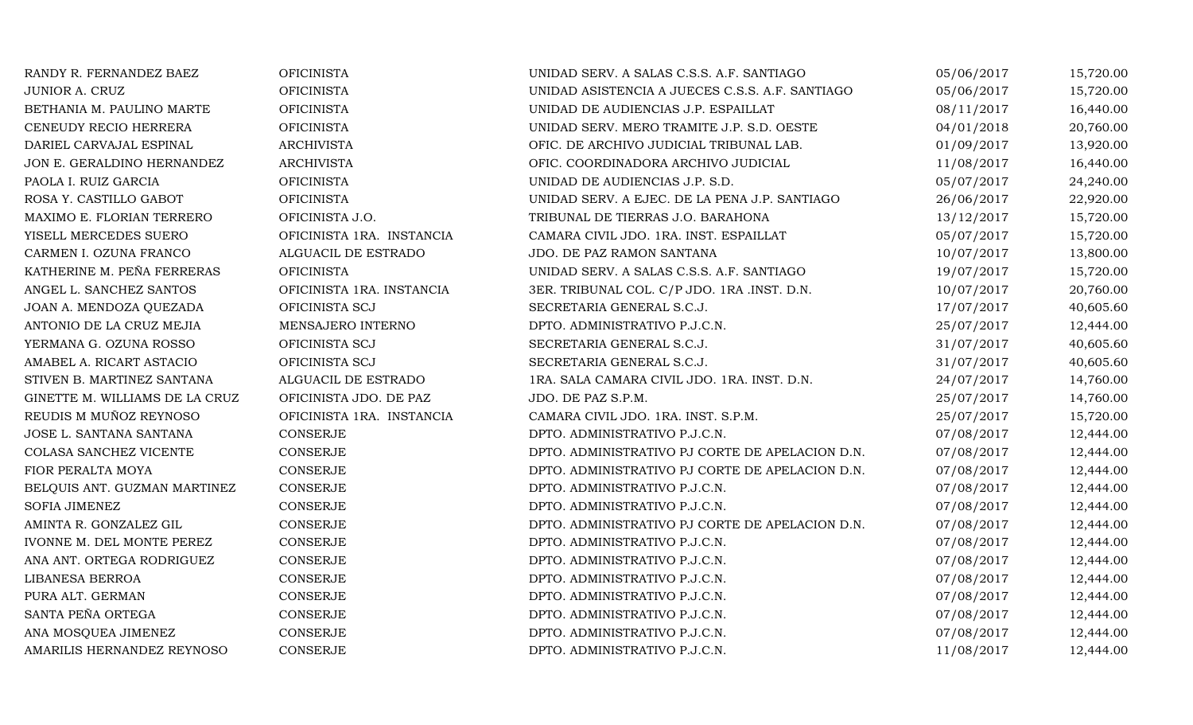| | | | | |
|---|---|---|---|---|
| RANDY R. FERNANDEZ BAEZ | OFICINISTA | UNIDAD SERV. A SALAS C.S.S. A.F. SANTIAGO | 05/06/2017 | 15,720.00 |
| JUNIOR A. CRUZ | OFICINISTA | UNIDAD ASISTENCIA A JUECES C.S.S. A.F. SANTIAGO | 05/06/2017 | 15,720.00 |
| BETHANIA M. PAULINO MARTE | OFICINISTA | UNIDAD DE AUDIENCIAS J.P. ESPAILLAT | 08/11/2017 | 16,440.00 |
| CENEUDY RECIO HERRERA | OFICINISTA | UNIDAD SERV. MERO TRAMITE J.P. S.D. OESTE | 04/01/2018 | 20,760.00 |
| DARIEL CARVAJAL ESPINAL | ARCHIVISTA | OFIC. DE ARCHIVO JUDICIAL TRIBUNAL LAB. | 01/09/2017 | 13,920.00 |
| JON E. GERALDINO HERNANDEZ | ARCHIVISTA | OFIC. COORDINADORA ARCHIVO JUDICIAL | 11/08/2017 | 16,440.00 |
| PAOLA I. RUIZ GARCIA | OFICINISTA | UNIDAD DE AUDIENCIAS J.P. S.D. | 05/07/2017 | 24,240.00 |
| ROSA Y. CASTILLO GABOT | OFICINISTA | UNIDAD SERV. A EJEC. DE LA PENA J.P. SANTIAGO | 26/06/2017 | 22,920.00 |
| MAXIMO E. FLORIAN TERRERO | OFICINISTA J.O. | TRIBUNAL DE TIERRAS J.O. BARAHONA | 13/12/2017 | 15,720.00 |
| YISELL MERCEDES SUERO | OFICINISTA 1RA. INSTANCIA | CAMARA CIVIL JDO. 1RA. INST. ESPAILLAT | 05/07/2017 | 15,720.00 |
| CARMEN I. OZUNA FRANCO | ALGUACIL DE ESTRADO | JDO. DE PAZ RAMON SANTANA | 10/07/2017 | 13,800.00 |
| KATHERINE M. PEÑA FERRERAS | OFICINISTA | UNIDAD SERV. A SALAS C.S.S. A.F. SANTIAGO | 19/07/2017 | 15,720.00 |
| ANGEL L. SANCHEZ SANTOS | OFICINISTA 1RA. INSTANCIA | 3ER. TRIBUNAL COL. C/P JDO. 1RA .INST. D.N. | 10/07/2017 | 20,760.00 |
| JOAN A. MENDOZA QUEZADA | OFICINISTA SCJ | SECRETARIA GENERAL S.C.J. | 17/07/2017 | 40,605.60 |
| ANTONIO DE LA CRUZ MEJIA | MENSAJERO INTERNO | DPTO. ADMINISTRATIVO P.J.C.N. | 25/07/2017 | 12,444.00 |
| YERMANA G. OZUNA ROSSO | OFICINISTA SCJ | SECRETARIA GENERAL S.C.J. | 31/07/2017 | 40,605.60 |
| AMABEL A. RICART ASTACIO | OFICINISTA SCJ | SECRETARIA GENERAL S.C.J. | 31/07/2017 | 40,605.60 |
| STIVEN B. MARTINEZ SANTANA | ALGUACIL DE ESTRADO | 1RA. SALA CAMARA CIVIL JDO. 1RA. INST. D.N. | 24/07/2017 | 14,760.00 |
| GINETTE M. WILLIAMS DE LA CRUZ | OFICINISTA JDO. DE PAZ | JDO. DE PAZ S.P.M. | 25/07/2017 | 14,760.00 |
| REUDIS M MUÑOZ REYNOSO | OFICINISTA 1RA. INSTANCIA | CAMARA CIVIL JDO. 1RA. INST. S.P.M. | 25/07/2017 | 15,720.00 |
| JOSE L. SANTANA SANTANA | CONSERJE | DPTO. ADMINISTRATIVO P.J.C.N. | 07/08/2017 | 12,444.00 |
| COLASA SANCHEZ VICENTE | CONSERJE | DPTO. ADMINISTRATIVO PJ CORTE DE APELACION D.N. | 07/08/2017 | 12,444.00 |
| FIOR PERALTA MOYA | CONSERJE | DPTO. ADMINISTRATIVO PJ CORTE DE APELACION D.N. | 07/08/2017 | 12,444.00 |
| BELQUIS ANT. GUZMAN MARTINEZ | CONSERJE | DPTO. ADMINISTRATIVO P.J.C.N. | 07/08/2017 | 12,444.00 |
| SOFIA JIMENEZ | CONSERJE | DPTO. ADMINISTRATIVO P.J.C.N. | 07/08/2017 | 12,444.00 |
| AMINTA R. GONZALEZ GIL | CONSERJE | DPTO. ADMINISTRATIVO PJ CORTE DE APELACION D.N. | 07/08/2017 | 12,444.00 |
| IVONNE M. DEL MONTE PEREZ | CONSERJE | DPTO. ADMINISTRATIVO P.J.C.N. | 07/08/2017 | 12,444.00 |
| ANA ANT. ORTEGA RODRIGUEZ | CONSERJE | DPTO. ADMINISTRATIVO P.J.C.N. | 07/08/2017 | 12,444.00 |
| LIBANESA BERROA | CONSERJE | DPTO. ADMINISTRATIVO P.J.C.N. | 07/08/2017 | 12,444.00 |
| PURA ALT. GERMAN | CONSERJE | DPTO. ADMINISTRATIVO P.J.C.N. | 07/08/2017 | 12,444.00 |
| SANTA PEÑA ORTEGA | CONSERJE | DPTO. ADMINISTRATIVO P.J.C.N. | 07/08/2017 | 12,444.00 |
| ANA MOSQUEA JIMENEZ | CONSERJE | DPTO. ADMINISTRATIVO P.J.C.N. | 07/08/2017 | 12,444.00 |
| AMARILIS HERNANDEZ REYNOSO | CONSERJE | DPTO. ADMINISTRATIVO P.J.C.N. | 11/08/2017 | 12,444.00 |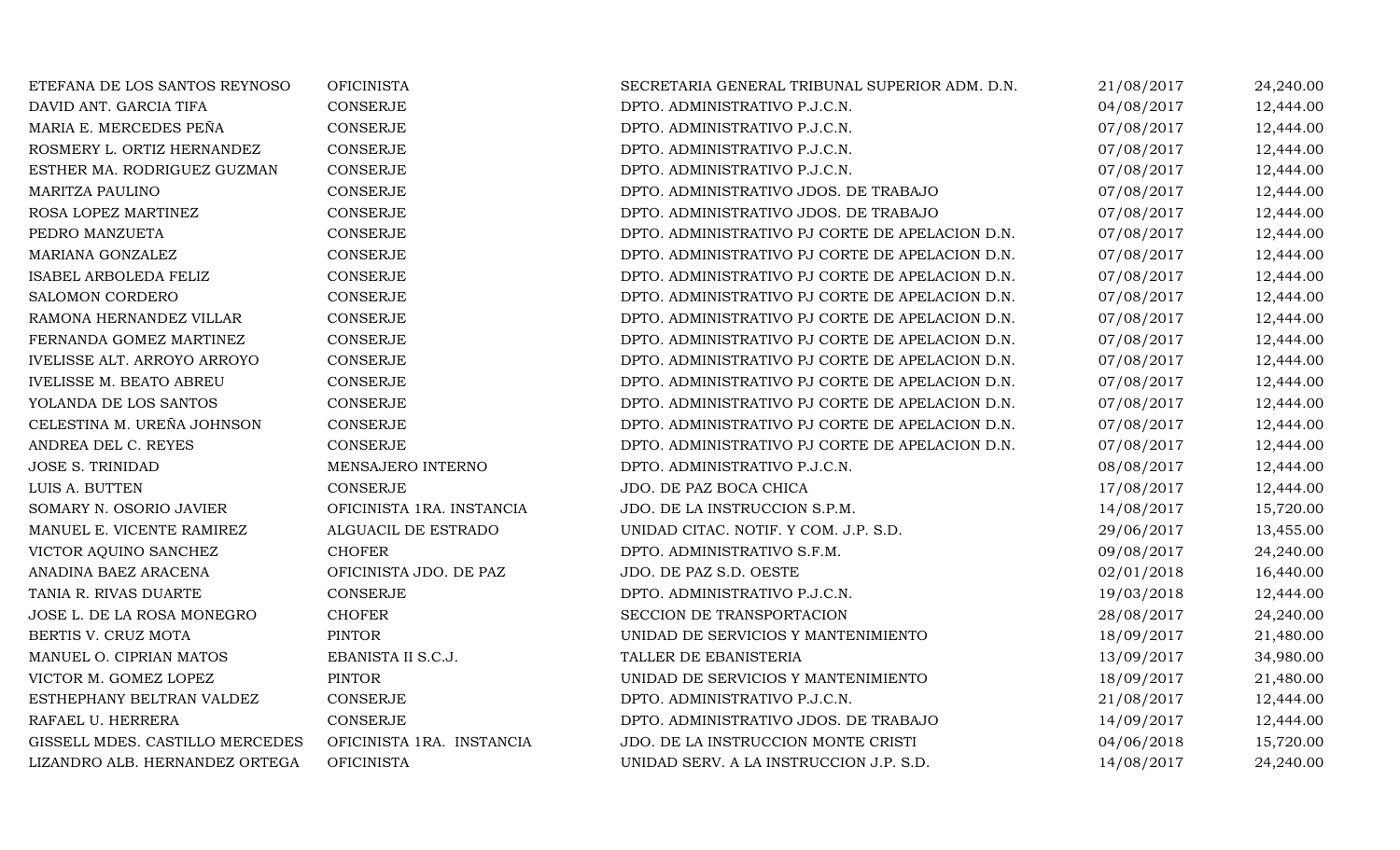| | | | | |
|---|---|---|---|---|
| ETEFANA DE LOS SANTOS REYNOSO | OFICINISTA | SECRETARIA GENERAL TRIBUNAL SUPERIOR ADM. D.N. | 21/08/2017 | 24,240.00 |
| DAVID ANT. GARCIA TIFA | CONSERJE | DPTO. ADMINISTRATIVO P.J.C.N. | 04/08/2017 | 12,444.00 |
| MARIA E. MERCEDES PEÑA | CONSERJE | DPTO. ADMINISTRATIVO P.J.C.N. | 07/08/2017 | 12,444.00 |
| ROSMERY L. ORTIZ HERNANDEZ | CONSERJE | DPTO. ADMINISTRATIVO P.J.C.N. | 07/08/2017 | 12,444.00 |
| ESTHER MA. RODRIGUEZ GUZMAN | CONSERJE | DPTO. ADMINISTRATIVO P.J.C.N. | 07/08/2017 | 12,444.00 |
| MARITZA PAULINO | CONSERJE | DPTO. ADMINISTRATIVO JDOS. DE TRABAJO | 07/08/2017 | 12,444.00 |
| ROSA LOPEZ MARTINEZ | CONSERJE | DPTO. ADMINISTRATIVO JDOS. DE TRABAJO | 07/08/2017 | 12,444.00 |
| PEDRO MANZUETA | CONSERJE | DPTO. ADMINISTRATIVO PJ CORTE DE APELACION D.N. | 07/08/2017 | 12,444.00 |
| MARIANA GONZALEZ | CONSERJE | DPTO. ADMINISTRATIVO PJ CORTE DE APELACION D.N. | 07/08/2017 | 12,444.00 |
| ISABEL ARBOLEDA FELIZ | CONSERJE | DPTO. ADMINISTRATIVO PJ CORTE DE APELACION D.N. | 07/08/2017 | 12,444.00 |
| SALOMON CORDERO | CONSERJE | DPTO. ADMINISTRATIVO PJ CORTE DE APELACION D.N. | 07/08/2017 | 12,444.00 |
| RAMONA HERNANDEZ VILLAR | CONSERJE | DPTO. ADMINISTRATIVO PJ CORTE DE APELACION D.N. | 07/08/2017 | 12,444.00 |
| FERNANDA GOMEZ MARTINEZ | CONSERJE | DPTO. ADMINISTRATIVO PJ CORTE DE APELACION D.N. | 07/08/2017 | 12,444.00 |
| IVELISSE ALT. ARROYO ARROYO | CONSERJE | DPTO. ADMINISTRATIVO PJ CORTE DE APELACION D.N. | 07/08/2017 | 12,444.00 |
| IVELISSE M. BEATO ABREU | CONSERJE | DPTO. ADMINISTRATIVO PJ CORTE DE APELACION D.N. | 07/08/2017 | 12,444.00 |
| YOLANDA DE LOS SANTOS | CONSERJE | DPTO. ADMINISTRATIVO PJ CORTE DE APELACION D.N. | 07/08/2017 | 12,444.00 |
| CELESTINA M. UREÑA JOHNSON | CONSERJE | DPTO. ADMINISTRATIVO PJ CORTE DE APELACION D.N. | 07/08/2017 | 12,444.00 |
| ANDREA DEL C. REYES | CONSERJE | DPTO. ADMINISTRATIVO PJ CORTE DE APELACION D.N. | 07/08/2017 | 12,444.00 |
| JOSE S. TRINIDAD | MENSAJERO INTERNO | DPTO. ADMINISTRATIVO P.J.C.N. | 08/08/2017 | 12,444.00 |
| LUIS A. BUTTEN | CONSERJE | JDO. DE PAZ BOCA CHICA | 17/08/2017 | 12,444.00 |
| SOMARY N. OSORIO JAVIER | OFICINISTA 1RA. INSTANCIA | JDO. DE LA INSTRUCCION S.P.M. | 14/08/2017 | 15,720.00 |
| MANUEL E. VICENTE RAMIREZ | ALGUACIL DE ESTRADO | UNIDAD CITAC. NOTIF. Y COM. J.P. S.D. | 29/06/2017 | 13,455.00 |
| VICTOR AQUINO SANCHEZ | CHOFER | DPTO. ADMINISTRATIVO S.F.M. | 09/08/2017 | 24,240.00 |
| ANADINA BAEZ ARACENA | OFICINISTA JDO. DE PAZ | JDO. DE PAZ S.D. OESTE | 02/01/2018 | 16,440.00 |
| TANIA R. RIVAS DUARTE | CONSERJE | DPTO. ADMINISTRATIVO P.J.C.N. | 19/03/2018 | 12,444.00 |
| JOSE L. DE LA ROSA MONEGRO | CHOFER | SECCION DE TRANSPORTACION | 28/08/2017 | 24,240.00 |
| BERTIS V. CRUZ MOTA | PINTOR | UNIDAD DE SERVICIOS Y MANTENIMIENTO | 18/09/2017 | 21,480.00 |
| MANUEL O. CIPRIAN MATOS | EBANISTA II S.C.J. | TALLER DE EBANISTERIA | 13/09/2017 | 34,980.00 |
| VICTOR M. GOMEZ LOPEZ | PINTOR | UNIDAD DE SERVICIOS Y MANTENIMIENTO | 18/09/2017 | 21,480.00 |
| ESTHEPHANY BELTRAN VALDEZ | CONSERJE | DPTO. ADMINISTRATIVO P.J.C.N. | 21/08/2017 | 12,444.00 |
| RAFAEL U. HERRERA | CONSERJE | DPTO. ADMINISTRATIVO JDOS. DE TRABAJO | 14/09/2017 | 12,444.00 |
| GISSELL MDES. CASTILLO MERCEDES | OFICINISTA 1RA. INSTANCIA | JDO. DE LA INSTRUCCION MONTE CRISTI | 04/06/2018 | 15,720.00 |
| LIZANDRO ALB. HERNANDEZ ORTEGA | OFICINISTA | UNIDAD SERV. A LA INSTRUCCION J.P. S.D. | 14/08/2017 | 24,240.00 |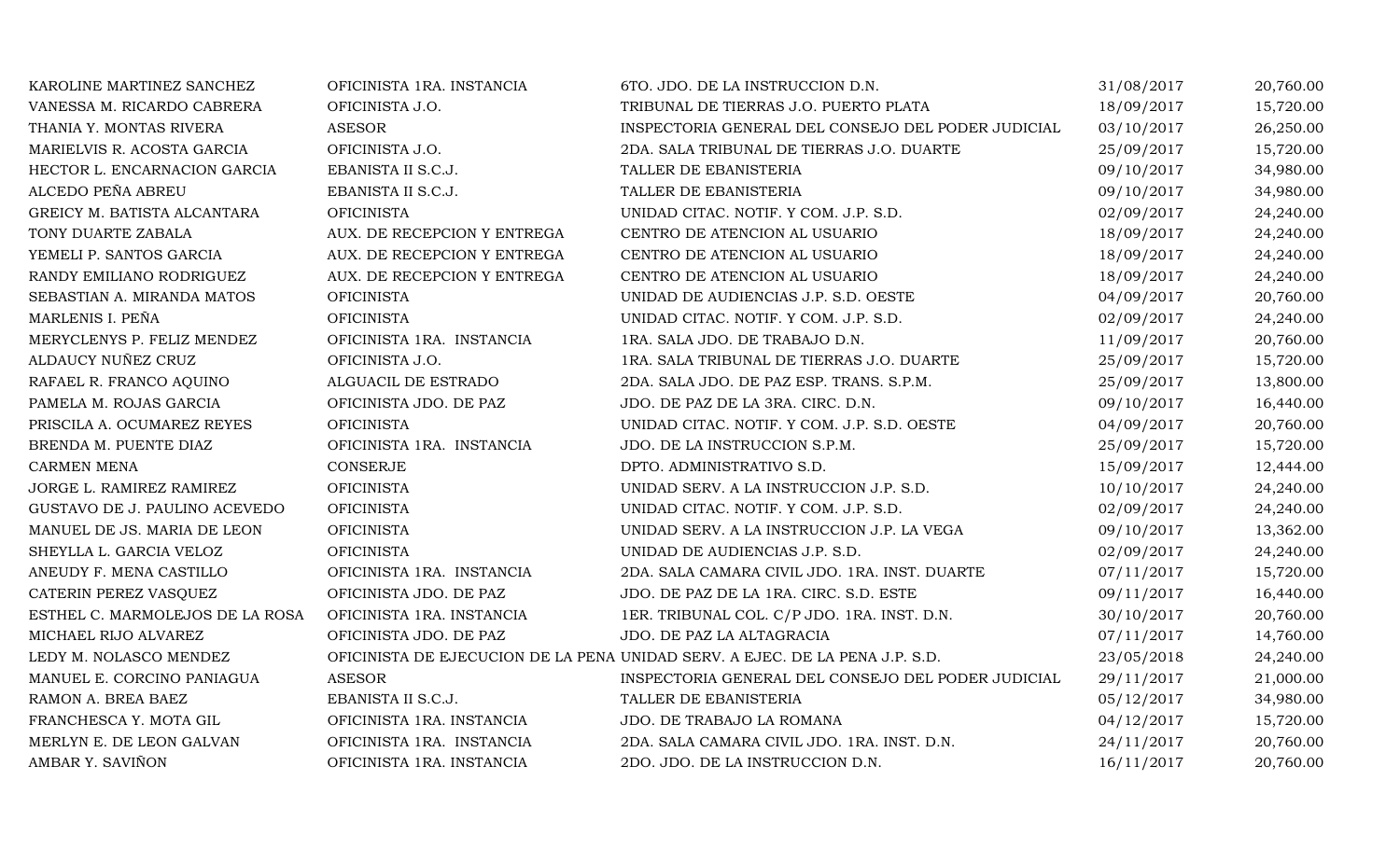| | | | | |
|---|---|---|---|---|
| KAROLINE MARTINEZ SANCHEZ | OFICINISTA 1RA. INSTANCIA | 6TO. JDO. DE LA INSTRUCCION D.N. | 31/08/2017 | 20,760.00 |
| VANESSA M. RICARDO CABRERA | OFICINISTA J.O. | TRIBUNAL DE TIERRAS J.O. PUERTO PLATA | 18/09/2017 | 15,720.00 |
| THANIA Y. MONTAS RIVERA | ASESOR | INSPECTORIA GENERAL DEL CONSEJO DEL PODER JUDICIAL | 03/10/2017 | 26,250.00 |
| MARIELVIS R. ACOSTA GARCIA | OFICINISTA J.O. | 2DA. SALA TRIBUNAL DE TIERRAS J.O. DUARTE | 25/09/2017 | 15,720.00 |
| HECTOR L. ENCARNACION GARCIA | EBANISTA II S.C.J. | TALLER DE EBANISTERIA | 09/10/2017 | 34,980.00 |
| ALCEDO PEÑA ABREU | EBANISTA II S.C.J. | TALLER DE EBANISTERIA | 09/10/2017 | 34,980.00 |
| GREICY M. BATISTA ALCANTARA | OFICINISTA | UNIDAD CITAC. NOTIF. Y COM. J.P. S.D. | 02/09/2017 | 24,240.00 |
| TONY DUARTE ZABALA | AUX. DE RECEPCION Y ENTREGA | CENTRO DE ATENCION AL USUARIO | 18/09/2017 | 24,240.00 |
| YEMELI P. SANTOS GARCIA | AUX. DE RECEPCION Y ENTREGA | CENTRO DE ATENCION AL USUARIO | 18/09/2017 | 24,240.00 |
| RANDY EMILIANO RODRIGUEZ | AUX. DE RECEPCION Y ENTREGA | CENTRO DE ATENCION AL USUARIO | 18/09/2017 | 24,240.00 |
| SEBASTIAN A. MIRANDA MATOS | OFICINISTA | UNIDAD DE AUDIENCIAS J.P. S.D. OESTE | 04/09/2017 | 20,760.00 |
| MARLENIS I. PEÑA | OFICINISTA | UNIDAD CITAC. NOTIF. Y COM. J.P. S.D. | 02/09/2017 | 24,240.00 |
| MERYCLENYS P. FELIZ MENDEZ | OFICINISTA 1RA. INSTANCIA | 1RA. SALA JDO. DE TRABAJO D.N. | 11/09/2017 | 20,760.00 |
| ALDAUCY NUÑEZ CRUZ | OFICINISTA J.O. | 1RA. SALA TRIBUNAL DE TIERRAS J.O. DUARTE | 25/09/2017 | 15,720.00 |
| RAFAEL R. FRANCO AQUINO | ALGUACIL DE ESTRADO | 2DA. SALA JDO. DE PAZ ESP. TRANS. S.P.M. | 25/09/2017 | 13,800.00 |
| PAMELA M. ROJAS GARCIA | OFICINISTA JDO. DE PAZ | JDO. DE PAZ DE LA 3RA. CIRC. D.N. | 09/10/2017 | 16,440.00 |
| PRISCILA A. OCUMAREZ REYES | OFICINISTA | UNIDAD CITAC. NOTIF. Y COM. J.P. S.D. OESTE | 04/09/2017 | 20,760.00 |
| BRENDA M. PUENTE DIAZ | OFICINISTA 1RA. INSTANCIA | JDO. DE LA INSTRUCCION S.P.M. | 25/09/2017 | 15,720.00 |
| CARMEN MENA | CONSERJE | DPTO. ADMINISTRATIVO S.D. | 15/09/2017 | 12,444.00 |
| JORGE L. RAMIREZ RAMIREZ | OFICINISTA | UNIDAD SERV. A LA INSTRUCCION J.P. S.D. | 10/10/2017 | 24,240.00 |
| GUSTAVO DE J. PAULINO ACEVEDO | OFICINISTA | UNIDAD CITAC. NOTIF. Y COM. J.P. S.D. | 02/09/2017 | 24,240.00 |
| MANUEL DE JS. MARIA DE LEON | OFICINISTA | UNIDAD SERV. A LA INSTRUCCION J.P. LA VEGA | 09/10/2017 | 13,362.00 |
| SHEYLLA L. GARCIA VELOZ | OFICINISTA | UNIDAD DE AUDIENCIAS J.P. S.D. | 02/09/2017 | 24,240.00 |
| ANEUDY F. MENA CASTILLO | OFICINISTA 1RA. INSTANCIA | 2DA. SALA CAMARA CIVIL JDO. 1RA. INST. DUARTE | 07/11/2017 | 15,720.00 |
| CATERIN PEREZ VASQUEZ | OFICINISTA JDO. DE PAZ | JDO. DE PAZ DE LA 1RA. CIRC. S.D. ESTE | 09/11/2017 | 16,440.00 |
| ESTHEL C. MARMOLEJOS DE LA ROSA | OFICINISTA 1RA. INSTANCIA | 1ER. TRIBUNAL COL. C/P JDO. 1RA. INST. D.N. | 30/10/2017 | 20,760.00 |
| MICHAEL RIJO ALVAREZ | OFICINISTA JDO. DE PAZ | JDO. DE PAZ LA ALTAGRACIA | 07/11/2017 | 14,760.00 |
| LEDY M. NOLASCO MENDEZ | OFICINISTA DE EJECUCION DE LA PENA | UNIDAD SERV. A EJEC. DE LA PENA J.P. S.D. | 23/05/2018 | 24,240.00 |
| MANUEL E. CORCINO PANIAGUA | ASESOR | INSPECTORIA GENERAL DEL CONSEJO DEL PODER JUDICIAL | 29/11/2017 | 21,000.00 |
| RAMON A. BREA BAEZ | EBANISTA II S.C.J. | TALLER DE EBANISTERIA | 05/12/2017 | 34,980.00 |
| FRANCHESCA Y. MOTA GIL | OFICINISTA 1RA. INSTANCIA | JDO. DE TRABAJO LA ROMANA | 04/12/2017 | 15,720.00 |
| MERLYN E. DE LEON GALVAN | OFICINISTA 1RA. INSTANCIA | 2DA. SALA CAMARA CIVIL JDO. 1RA. INST. D.N. | 24/11/2017 | 20,760.00 |
| AMBAR Y. SAVIÑON | OFICINISTA 1RA. INSTANCIA | 2DO. JDO. DE LA INSTRUCCION D.N. | 16/11/2017 | 20,760.00 |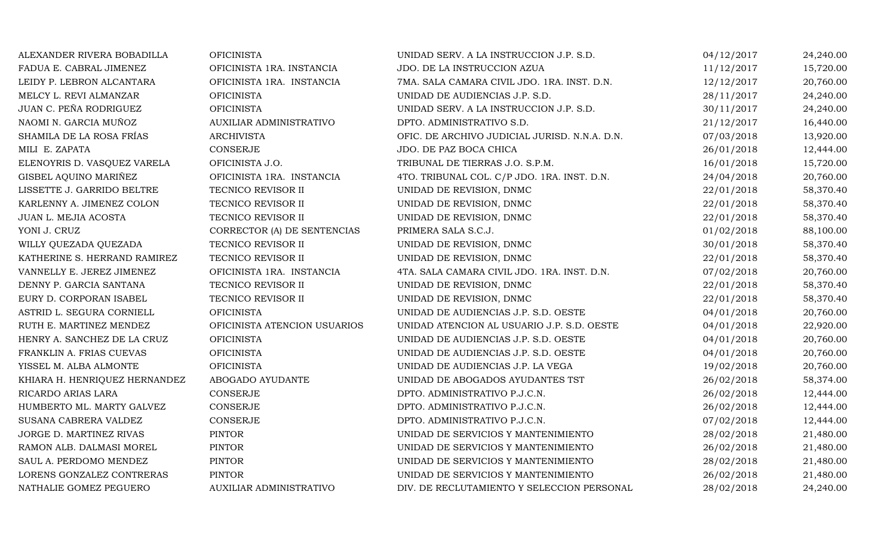| | | | | |
|---|---|---|---|---|
| ALEXANDER RIVERA BOBADILLA | OFICINISTA | UNIDAD SERV. A LA INSTRUCCION J.P. S.D. | 04/12/2017 | 24,240.00 |
| FADUA E. CABRAL JIMENEZ | OFICINISTA 1RA. INSTANCIA | JDO. DE LA INSTRUCCION AZUA | 11/12/2017 | 15,720.00 |
| LEIDY P. LEBRON ALCANTARA | OFICINISTA 1RA. INSTANCIA | 7MA. SALA CAMARA CIVIL JDO. 1RA. INST. D.N. | 12/12/2017 | 20,760.00 |
| MELCY L. REVI ALMANZAR | OFICINISTA | UNIDAD DE AUDIENCIAS J.P. S.D. | 28/11/2017 | 24,240.00 |
| JUAN C. PEÑA RODRIGUEZ | OFICINISTA | UNIDAD SERV. A LA INSTRUCCION J.P. S.D. | 30/11/2017 | 24,240.00 |
| NAOMI N. GARCIA MUÑOZ | AUXILIAR ADMINISTRATIVO | DPTO. ADMINISTRATIVO S.D. | 21/12/2017 | 16,440.00 |
| SHAMILA DE LA ROSA FRÍAS | ARCHIVISTA | OFIC. DE ARCHIVO JUDICIAL JURISD. N.N.A. D.N. | 07/03/2018 | 13,920.00 |
| MILI E. ZAPATA | CONSERJE | JDO. DE PAZ BOCA CHICA | 26/01/2018 | 12,444.00 |
| ELENOYRIS D. VASQUEZ VARELA | OFICINISTA J.O. | TRIBUNAL DE TIERRAS J.O. S.P.M. | 16/01/2018 | 15,720.00 |
| GISBEL AQUINO MARIÑEZ | OFICINISTA 1RA. INSTANCIA | 4TO. TRIBUNAL COL. C/P JDO. 1RA. INST. D.N. | 24/04/2018 | 20,760.00 |
| LISSETTE J. GARRIDO BELTRE | TECNICO REVISOR II | UNIDAD DE REVISION, DNMC | 22/01/2018 | 58,370.40 |
| KARLENNY A. JIMENEZ COLON | TECNICO REVISOR II | UNIDAD DE REVISION, DNMC | 22/01/2018 | 58,370.40 |
| JUAN L. MEJIA ACOSTA | TECNICO REVISOR II | UNIDAD DE REVISION, DNMC | 22/01/2018 | 58,370.40 |
| YONI J. CRUZ | CORRECTOR (A) DE SENTENCIAS | PRIMERA SALA S.C.J. | 01/02/2018 | 88,100.00 |
| WILLY QUEZADA QUEZADA | TECNICO REVISOR II | UNIDAD DE REVISION, DNMC | 30/01/2018 | 58,370.40 |
| KATHERINE S. HERRAND RAMIREZ | TECNICO REVISOR II | UNIDAD DE REVISION, DNMC | 22/01/2018 | 58,370.40 |
| VANNELLY E. JEREZ JIMENEZ | OFICINISTA 1RA. INSTANCIA | 4TA. SALA CAMARA CIVIL JDO. 1RA. INST. D.N. | 07/02/2018 | 20,760.00 |
| DENNY P. GARCIA SANTANA | TECNICO REVISOR II | UNIDAD DE REVISION, DNMC | 22/01/2018 | 58,370.40 |
| EURY D. CORPORAN ISABEL | TECNICO REVISOR II | UNIDAD DE REVISION, DNMC | 22/01/2018 | 58,370.40 |
| ASTRID L. SEGURA CORNIELL | OFICINISTA | UNIDAD DE AUDIENCIAS J.P. S.D. OESTE | 04/01/2018 | 20,760.00 |
| RUTH E. MARTINEZ MENDEZ | OFICINISTA ATENCION USUARIOS | UNIDAD ATENCION AL USUARIO J.P. S.D. OESTE | 04/01/2018 | 22,920.00 |
| HENRY A. SANCHEZ DE LA CRUZ | OFICINISTA | UNIDAD DE AUDIENCIAS J.P. S.D. OESTE | 04/01/2018 | 20,760.00 |
| FRANKLIN A. FRIAS CUEVAS | OFICINISTA | UNIDAD DE AUDIENCIAS J.P. S.D. OESTE | 04/01/2018 | 20,760.00 |
| YISSEL M. ALBA ALMONTE | OFICINISTA | UNIDAD DE AUDIENCIAS J.P. LA VEGA | 19/02/2018 | 20,760.00 |
| KHIARA H. HENRIQUEZ HERNANDEZ | ABOGADO AYUDANTE | UNIDAD DE ABOGADOS AYUDANTES TST | 26/02/2018 | 58,374.00 |
| RICARDO ARIAS LARA | CONSERJE | DPTO. ADMINISTRATIVO P.J.C.N. | 26/02/2018 | 12,444.00 |
| HUMBERTO ML. MARTY GALVEZ | CONSERJE | DPTO. ADMINISTRATIVO P.J.C.N. | 26/02/2018 | 12,444.00 |
| SUSANA CABRERA VALDEZ | CONSERJE | DPTO. ADMINISTRATIVO P.J.C.N. | 07/02/2018 | 12,444.00 |
| JORGE D. MARTINEZ RIVAS | PINTOR | UNIDAD DE SERVICIOS Y MANTENIMIENTO | 28/02/2018 | 21,480.00 |
| RAMON ALB. DALMASI MOREL | PINTOR | UNIDAD DE SERVICIOS Y MANTENIMIENTO | 26/02/2018 | 21,480.00 |
| SAUL A. PERDOMO MENDEZ | PINTOR | UNIDAD DE SERVICIOS Y MANTENIMIENTO | 28/02/2018 | 21,480.00 |
| LORENS GONZALEZ CONTRERAS | PINTOR | UNIDAD DE SERVICIOS Y MANTENIMIENTO | 26/02/2018 | 21,480.00 |
| NATHALIE GOMEZ PEGUERO | AUXILIAR ADMINISTRATIVO | DIV. DE RECLUTAMIENTO Y SELECCION PERSONAL | 28/02/2018 | 24,240.00 |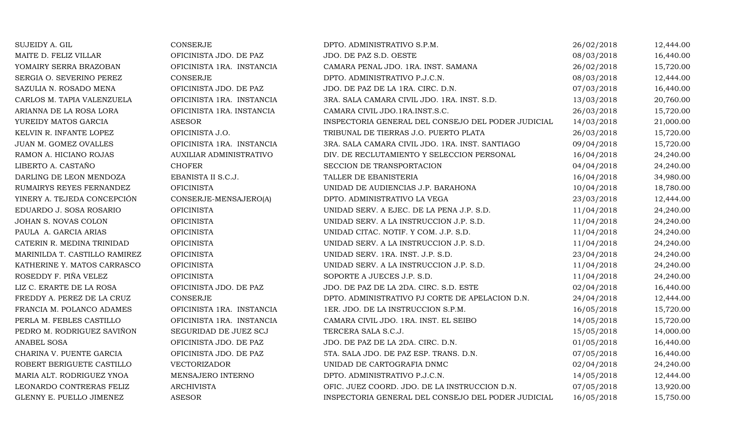| | | | | |
|---|---|---|---|---|
| SUJEIDY A. GIL | CONSERJE | DPTO. ADMINISTRATIVO S.P.M. | 26/02/2018 | 12,444.00 |
| MAITE D. FELIZ VILLAR | OFICINISTA JDO. DE PAZ | JDO. DE PAZ S.D. OESTE | 08/03/2018 | 16,440.00 |
| YOMAIRY SERRA BRAZOBAN | OFICINISTA 1RA. INSTANCIA | CAMARA PENAL JDO. 1RA. INST. SAMANA | 26/02/2018 | 15,720.00 |
| SERGIA O. SEVERINO PEREZ | CONSERJE | DPTO. ADMINISTRATIVO P.J.C.N. | 08/03/2018 | 12,444.00 |
| SAZULIA N. ROSADO MENA | OFICINISTA JDO. DE PAZ | JDO. DE PAZ DE LA 1RA. CIRC. D.N. | 07/03/2018 | 16,440.00 |
| CARLOS M. TAPIA VALENZUELA | OFICINISTA 1RA. INSTANCIA | 3RA. SALA CAMARA CIVIL JDO. 1RA. INST. S.D. | 13/03/2018 | 20,760.00 |
| ARIANNA DE LA ROSA LORA | OFICINISTA 1RA. INSTANCIA | CAMARA CIVIL JDO.1RA.INST.S.C. | 26/03/2018 | 15,720.00 |
| YUREIDY MATOS GARCIA | ASESOR | INSPECTORIA GENERAL DEL CONSEJO DEL PODER JUDICIAL | 14/03/2018 | 21,000.00 |
| KELVIN R. INFANTE LOPEZ | OFICINISTA J.O. | TRIBUNAL DE TIERRAS J.O. PUERTO PLATA | 26/03/2018 | 15,720.00 |
| JUAN M. GOMEZ OVALLES | OFICINISTA 1RA. INSTANCIA | 3RA. SALA CAMARA CIVIL JDO. 1RA. INST. SANTIAGO | 09/04/2018 | 15,720.00 |
| RAMON A. HICIANO ROJAS | AUXILIAR ADMINISTRATIVO | DIV. DE RECLUTAMIENTO Y SELECCION PERSONAL | 16/04/2018 | 24,240.00 |
| LIBERTO A. CASTAÑO | CHOFER | SECCION DE TRANSPORTACION | 04/04/2018 | 24,240.00 |
| DARLING DE LEON MENDOZA | EBANISTA II S.C.J. | TALLER DE EBANISTERIA | 16/04/2018 | 34,980.00 |
| RUMAIRYS REYES FERNANDEZ | OFICINISTA | UNIDAD DE AUDIENCIAS J.P. BARAHONA | 10/04/2018 | 18,780.00 |
| YINERY A. TEJEDA CONCEPCIÓN | CONSERJE-MENSAJERO(A) | DPTO. ADMINISTRATIVO LA VEGA | 23/03/2018 | 12,444.00 |
| EDUARDO J. SOSA ROSARIO | OFICINISTA | UNIDAD SERV. A EJEC. DE LA PENA J.P. S.D. | 11/04/2018 | 24,240.00 |
| JOHAN S. NOVAS COLON | OFICINISTA | UNIDAD SERV. A LA INSTRUCCION J.P. S.D. | 11/04/2018 | 24,240.00 |
| PAULA A. GARCIA ARIAS | OFICINISTA | UNIDAD CITAC. NOTIF. Y COM. J.P. S.D. | 11/04/2018 | 24,240.00 |
| CATERIN R. MEDINA TRINIDAD | OFICINISTA | UNIDAD SERV. A LA INSTRUCCION J.P. S.D. | 11/04/2018 | 24,240.00 |
| MARINILDA T. CASTILLO RAMIREZ | OFICINISTA | UNIDAD SERV. 1RA. INST. J.P. S.D. | 23/04/2018 | 24,240.00 |
| KATHERINE Y. MATOS CARRASCO | OFICINISTA | UNIDAD SERV. A LA INSTRUCCION J.P. S.D. | 11/04/2018 | 24,240.00 |
| ROSEDDY F. PIÑA VELEZ | OFICINISTA | SOPORTE A JUECES J.P. S.D. | 11/04/2018 | 24,240.00 |
| LIZ C. ERARTE DE LA ROSA | OFICINISTA JDO. DE PAZ | JDO. DE PAZ DE LA 2DA. CIRC. S.D. ESTE | 02/04/2018 | 16,440.00 |
| FREDDY A. PEREZ DE LA CRUZ | CONSERJE | DPTO. ADMINISTRATIVO PJ CORTE DE APELACION D.N. | 24/04/2018 | 12,444.00 |
| FRANCIA M. POLANCO ADAMES | OFICINISTA 1RA. INSTANCIA | 1ER. JDO. DE LA INSTRUCCION S.P.M. | 16/05/2018 | 15,720.00 |
| PERLA M. FEBLES CASTILLO | OFICINISTA 1RA. INSTANCIA | CAMARA CIVIL JDO. 1RA. INST. EL SEIBO | 14/05/2018 | 15,720.00 |
| PEDRO M. RODRIGUEZ SAVIÑON | SEGURIDAD DE JUEZ SCJ | TERCERA SALA S.C.J. | 15/05/2018 | 14,000.00 |
| ANABEL SOSA | OFICINISTA JDO. DE PAZ | JDO. DE PAZ DE LA 2DA. CIRC. D.N. | 01/05/2018 | 16,440.00 |
| CHARINA V. PUENTE GARCIA | OFICINISTA JDO. DE PAZ | 5TA. SALA JDO. DE PAZ ESP. TRANS. D.N. | 07/05/2018 | 16,440.00 |
| ROBERT BERIGUETE CASTILLO | VECTORIZADOR | UNIDAD DE CARTOGRAFIA DNMC | 02/04/2018 | 24,240.00 |
| MARIA ALT. RODRIGUEZ YNOA | MENSAJERO INTERNO | DPTO. ADMINISTRATIVO P.J.C.N. | 14/05/2018 | 12,444.00 |
| LEONARDO CONTRERAS FELIZ | ARCHIVISTA | OFIC. JUEZ COORD. JDO. DE LA INSTRUCCION D.N. | 07/05/2018 | 13,920.00 |
| GLENNY E. PUELLO JIMENEZ | ASESOR | INSPECTORIA GENERAL DEL CONSEJO DEL PODER JUDICIAL | 16/05/2018 | 15,750.00 |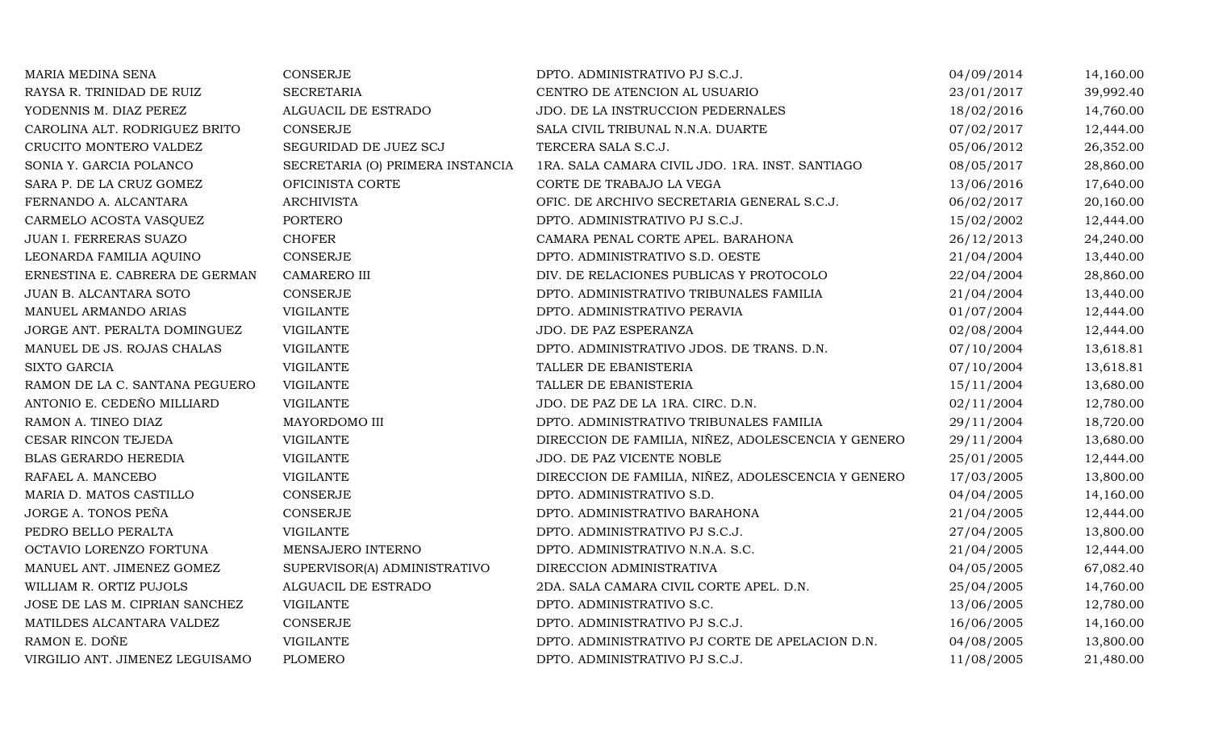| | | | | |
|---|---|---|---|---|
| MARIA MEDINA SENA | CONSERJE | DPTO. ADMINISTRATIVO PJ S.C.J. | 04/09/2014 | 14,160.00 |
| RAYSA R. TRINIDAD DE RUIZ | SECRETARIA | CENTRO DE ATENCION AL USUARIO | 23/01/2017 | 39,992.40 |
| YODENNIS M. DIAZ PEREZ | ALGUACIL DE ESTRADO | JDO. DE LA INSTRUCCION PEDERNALES | 18/02/2016 | 14,760.00 |
| CAROLINA ALT. RODRIGUEZ BRITO | CONSERJE | SALA CIVIL TRIBUNAL N.N.A. DUARTE | 07/02/2017 | 12,444.00 |
| CRUCITO MONTERO VALDEZ | SEGURIDAD DE JUEZ SCJ | TERCERA SALA S.C.J. | 05/06/2012 | 26,352.00 |
| SONIA Y. GARCIA POLANCO | SECRETARIA (O) PRIMERA INSTANCIA | 1RA. SALA CAMARA CIVIL JDO. 1RA. INST. SANTIAGO | 08/05/2017 | 28,860.00 |
| SARA P. DE LA CRUZ GOMEZ | OFICINISTA CORTE | CORTE DE TRABAJO LA VEGA | 13/06/2016 | 17,640.00 |
| FERNANDO A. ALCANTARA | ARCHIVISTA | OFIC. DE ARCHIVO SECRETARIA GENERAL S.C.J. | 06/02/2017 | 20,160.00 |
| CARMELO ACOSTA VASQUEZ | PORTERO | DPTO. ADMINISTRATIVO PJ S.C.J. | 15/02/2002 | 12,444.00 |
| JUAN I. FERRERAS SUAZO | CHOFER | CAMARA PENAL CORTE APEL. BARAHONA | 26/12/2013 | 24,240.00 |
| LEONARDA FAMILIA AQUINO | CONSERJE | DPTO. ADMINISTRATIVO S.D. OESTE | 21/04/2004 | 13,440.00 |
| ERNESTINA E. CABRERA DE GERMAN | CAMARERO III | DIV. DE RELACIONES PUBLICAS Y PROTOCOLO | 22/04/2004 | 28,860.00 |
| JUAN B. ALCANTARA SOTO | CONSERJE | DPTO. ADMINISTRATIVO TRIBUNALES FAMILIA | 21/04/2004 | 13,440.00 |
| MANUEL ARMANDO ARIAS | VIGILANTE | DPTO. ADMINISTRATIVO PERAVIA | 01/07/2004 | 12,444.00 |
| JORGE ANT. PERALTA DOMINGUEZ | VIGILANTE | JDO. DE PAZ ESPERANZA | 02/08/2004 | 12,444.00 |
| MANUEL DE JS. ROJAS CHALAS | VIGILANTE | DPTO. ADMINISTRATIVO JDOS. DE TRANS. D.N. | 07/10/2004 | 13,618.81 |
| SIXTO GARCIA | VIGILANTE | TALLER DE EBANISTERIA | 07/10/2004 | 13,618.81 |
| RAMON DE LA C. SANTANA PEGUERO | VIGILANTE | TALLER DE EBANISTERIA | 15/11/2004 | 13,680.00 |
| ANTONIO E. CEDEÑO MILLIARD | VIGILANTE | JDO. DE PAZ DE LA 1RA. CIRC. D.N. | 02/11/2004 | 12,780.00 |
| RAMON A. TINEO DIAZ | MAYORDOMO III | DPTO. ADMINISTRATIVO TRIBUNALES FAMILIA | 29/11/2004 | 18,720.00 |
| CESAR RINCON TEJEDA | VIGILANTE | DIRECCION DE FAMILIA, NIÑEZ, ADOLESCENCIA Y GENERO | 29/11/2004 | 13,680.00 |
| BLAS GERARDO HEREDIA | VIGILANTE | JDO. DE PAZ VICENTE NOBLE | 25/01/2005 | 12,444.00 |
| RAFAEL A. MANCEBO | VIGILANTE | DIRECCION DE FAMILIA, NIÑEZ, ADOLESCENCIA Y GENERO | 17/03/2005 | 13,800.00 |
| MARIA D. MATOS CASTILLO | CONSERJE | DPTO. ADMINISTRATIVO S.D. | 04/04/2005 | 14,160.00 |
| JORGE A. TONOS PEÑA | CONSERJE | DPTO. ADMINISTRATIVO BARAHONA | 21/04/2005 | 12,444.00 |
| PEDRO BELLO PERALTA | VIGILANTE | DPTO. ADMINISTRATIVO PJ S.C.J. | 27/04/2005 | 13,800.00 |
| OCTAVIO LORENZO FORTUNA | MENSAJERO INTERNO | DPTO. ADMINISTRATIVO N.N.A. S.C. | 21/04/2005 | 12,444.00 |
| MANUEL ANT. JIMENEZ GOMEZ | SUPERVISOR(A) ADMINISTRATIVO | DIRECCION ADMINISTRATIVA | 04/05/2005 | 67,082.40 |
| WILLIAM R. ORTIZ PUJOLS | ALGUACIL DE ESTRADO | 2DA. SALA CAMARA CIVIL CORTE APEL. D.N. | 25/04/2005 | 14,760.00 |
| JOSE DE LAS M. CIPRIAN SANCHEZ | VIGILANTE | DPTO. ADMINISTRATIVO S.C. | 13/06/2005 | 12,780.00 |
| MATILDES ALCANTARA VALDEZ | CONSERJE | DPTO. ADMINISTRATIVO PJ S.C.J. | 16/06/2005 | 14,160.00 |
| RAMON E. DOÑE | VIGILANTE | DPTO. ADMINISTRATIVO PJ CORTE DE APELACION D.N. | 04/08/2005 | 13,800.00 |
| VIRGILIO ANT. JIMENEZ LEGUISAMO | PLOMERO | DPTO. ADMINISTRATIVO PJ S.C.J. | 11/08/2005 | 21,480.00 |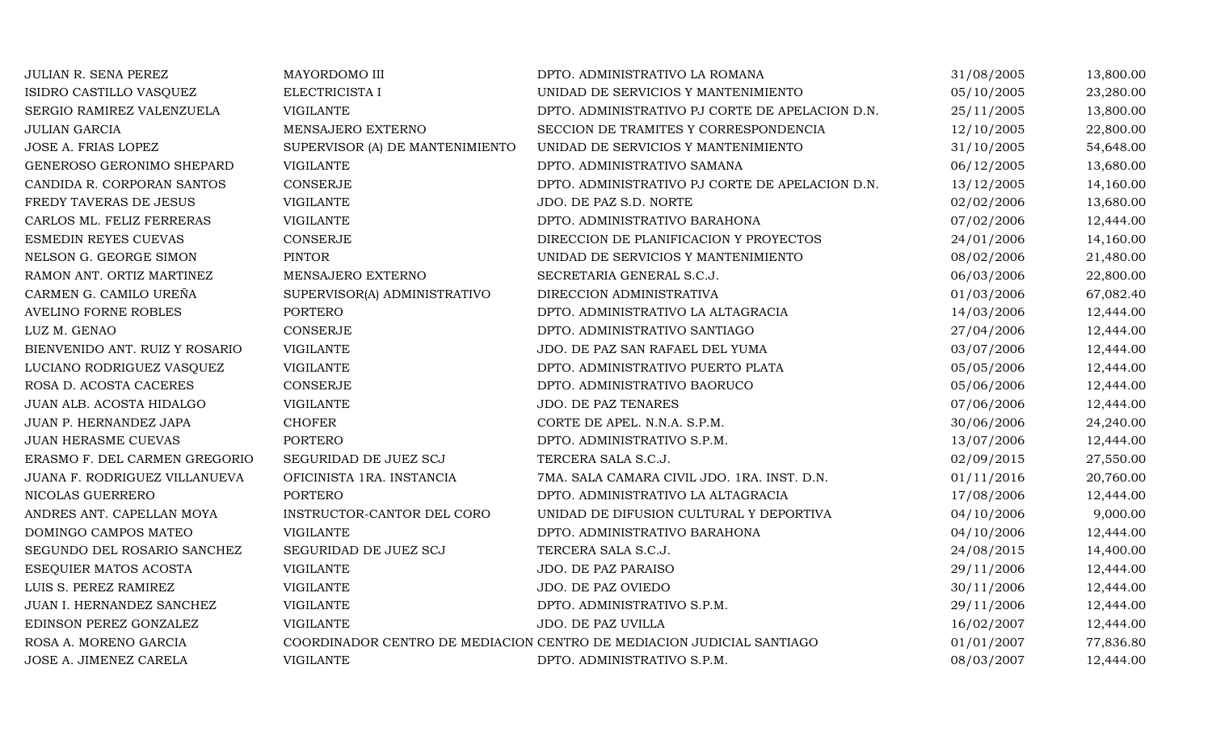| | | | | |
|---|---|---|---|---|
| JULIAN R. SENA PEREZ | MAYORDOMO III | DPTO. ADMINISTRATIVO LA ROMANA | 31/08/2005 | 13,800.00 |
| ISIDRO CASTILLO VASQUEZ | ELECTRICISTA I | UNIDAD DE SERVICIOS Y MANTENIMIENTO | 05/10/2005 | 23,280.00 |
| SERGIO RAMIREZ VALENZUELA | VIGILANTE | DPTO. ADMINISTRATIVO PJ CORTE DE APELACION D.N. | 25/11/2005 | 13,800.00 |
| JULIAN GARCIA | MENSAJERO EXTERNO | SECCION DE TRAMITES Y CORRESPONDENCIA | 12/10/2005 | 22,800.00 |
| JOSE A. FRIAS LOPEZ | SUPERVISOR (A) DE MANTENIMIENTO | UNIDAD DE SERVICIOS Y MANTENIMIENTO | 31/10/2005 | 54,648.00 |
| GENEROSO GERONIMO SHEPARD | VIGILANTE | DPTO. ADMINISTRATIVO SAMANA | 06/12/2005 | 13,680.00 |
| CANDIDA R. CORPORAN SANTOS | CONSERJE | DPTO. ADMINISTRATIVO PJ CORTE DE APELACION D.N. | 13/12/2005 | 14,160.00 |
| FREDY TAVERAS DE JESUS | VIGILANTE | JDO. DE PAZ S.D. NORTE | 02/02/2006 | 13,680.00 |
| CARLOS ML. FELIZ FERRERAS | VIGILANTE | DPTO. ADMINISTRATIVO BARAHONA | 07/02/2006 | 12,444.00 |
| ESMEDIN REYES CUEVAS | CONSERJE | DIRECCION DE PLANIFICACION Y PROYECTOS | 24/01/2006 | 14,160.00 |
| NELSON G. GEORGE SIMON | PINTOR | UNIDAD DE SERVICIOS Y MANTENIMIENTO | 08/02/2006 | 21,480.00 |
| RAMON ANT. ORTIZ MARTINEZ | MENSAJERO EXTERNO | SECRETARIA GENERAL S.C.J. | 06/03/2006 | 22,800.00 |
| CARMEN G. CAMILO UREÑA | SUPERVISOR(A) ADMINISTRATIVO | DIRECCION ADMINISTRATIVA | 01/03/2006 | 67,082.40 |
| AVELINO FORNE ROBLES | PORTERO | DPTO. ADMINISTRATIVO LA ALTAGRACIA | 14/03/2006 | 12,444.00 |
| LUZ M. GENAO | CONSERJE | DPTO. ADMINISTRATIVO SANTIAGO | 27/04/2006 | 12,444.00 |
| BIENVENIDO ANT. RUIZ Y ROSARIO | VIGILANTE | JDO. DE PAZ SAN RAFAEL DEL YUMA | 03/07/2006 | 12,444.00 |
| LUCIANO RODRIGUEZ VASQUEZ | VIGILANTE | DPTO. ADMINISTRATIVO PUERTO PLATA | 05/05/2006 | 12,444.00 |
| ROSA D. ACOSTA CACERES | CONSERJE | DPTO. ADMINISTRATIVO BAORUCO | 05/06/2006 | 12,444.00 |
| JUAN ALB. ACOSTA HIDALGO | VIGILANTE | JDO. DE PAZ TENARES | 07/06/2006 | 12,444.00 |
| JUAN P. HERNANDEZ JAPA | CHOFER | CORTE DE APEL. N.N.A. S.P.M. | 30/06/2006 | 24,240.00 |
| JUAN HERASME CUEVAS | PORTERO | DPTO. ADMINISTRATIVO S.P.M. | 13/07/2006 | 12,444.00 |
| ERASMO F. DEL CARMEN GREGORIO | SEGURIDAD DE JUEZ SCJ | TERCERA SALA S.C.J. | 02/09/2015 | 27,550.00 |
| JUANA F. RODRIGUEZ VILLANUEVA | OFICINISTA 1RA. INSTANCIA | 7MA. SALA CAMARA CIVIL JDO. 1RA. INST. D.N. | 01/11/2016 | 20,760.00 |
| NICOLAS GUERRERO | PORTERO | DPTO. ADMINISTRATIVO LA ALTAGRACIA | 17/08/2006 | 12,444.00 |
| ANDRES ANT. CAPELLAN MOYA | INSTRUCTOR-CANTOR DEL CORO | UNIDAD DE DIFUSION CULTURAL Y DEPORTIVA | 04/10/2006 | 9,000.00 |
| DOMINGO CAMPOS MATEO | VIGILANTE | DPTO. ADMINISTRATIVO BARAHONA | 04/10/2006 | 12,444.00 |
| SEGUNDO DEL ROSARIO SANCHEZ | SEGURIDAD DE JUEZ SCJ | TERCERA SALA S.C.J. | 24/08/2015 | 14,400.00 |
| ESEQUIER MATOS ACOSTA | VIGILANTE | JDO. DE PAZ PARAISO | 29/11/2006 | 12,444.00 |
| LUIS S. PEREZ RAMIREZ | VIGILANTE | JDO. DE PAZ OVIEDO | 30/11/2006 | 12,444.00 |
| JUAN I. HERNANDEZ SANCHEZ | VIGILANTE | DPTO. ADMINISTRATIVO S.P.M. | 29/11/2006 | 12,444.00 |
| EDINSON PEREZ GONZALEZ | VIGILANTE | JDO. DE PAZ UVILLA | 16/02/2007 | 12,444.00 |
| ROSA A. MORENO GARCIA | COORDINADOR CENTRO DE MEDIACION | CENTRO DE MEDIACION JUDICIAL SANTIAGO | 01/01/2007 | 77,836.80 |
| JOSE A. JIMENEZ CARELA | VIGILANTE | DPTO. ADMINISTRATIVO S.P.M. | 08/03/2007 | 12,444.00 |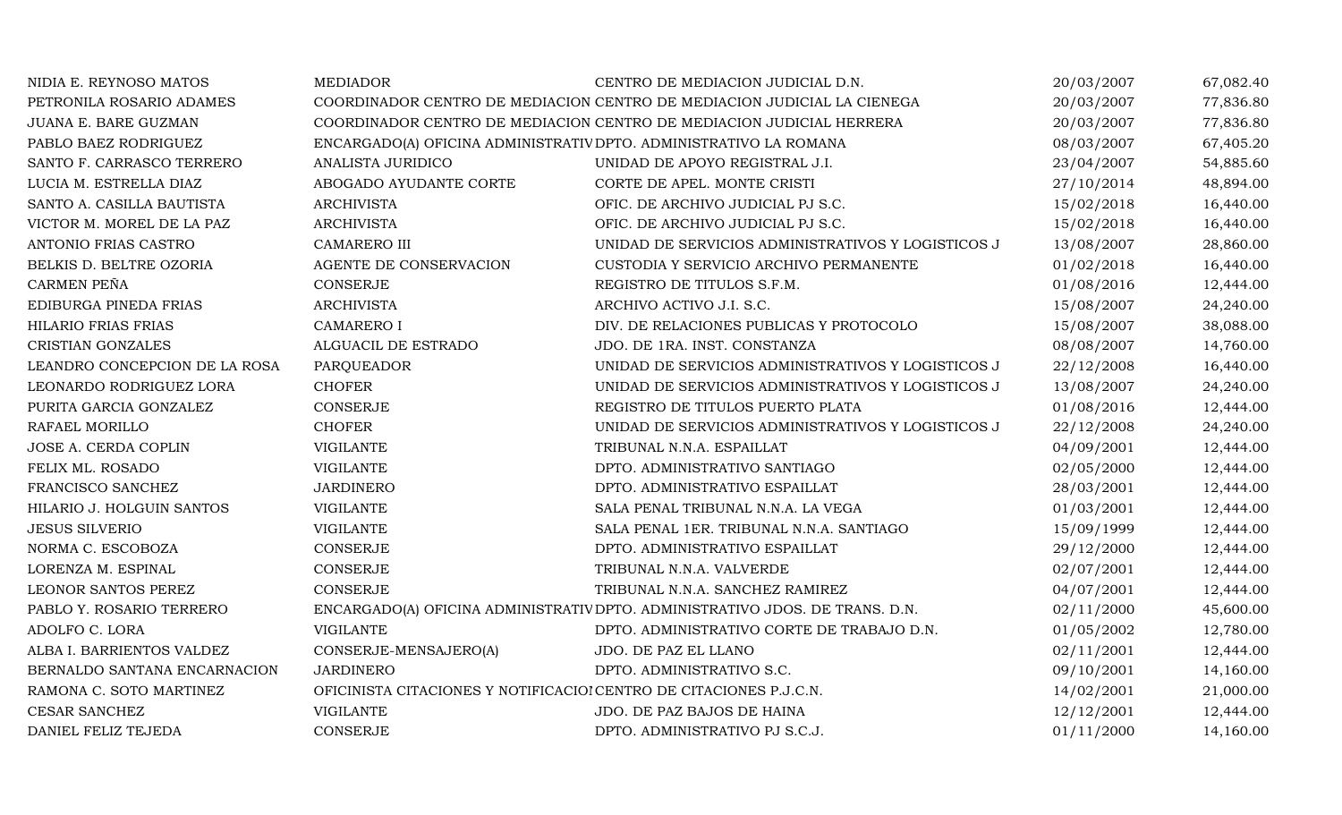| | | | | |
|---|---|---|---|---|
| NIDIA E. REYNOSO MATOS | MEDIADOR | CENTRO DE MEDIACION JUDICIAL D.N. | 20/03/2007 | 67,082.40 |
| PETRONILA ROSARIO ADAMES | COORDINADOR CENTRO DE MEDIACION | CENTRO DE MEDIACION JUDICIAL LA CIENEGA | 20/03/2007 | 77,836.80 |
| JUANA E. BARE GUZMAN | COORDINADOR CENTRO DE MEDIACION | CENTRO DE MEDIACION JUDICIAL HERRERA | 20/03/2007 | 77,836.80 |
| PABLO BAEZ RODRIGUEZ | ENCARGADO(A) OFICINA ADMINISTRATIV | DPTO. ADMINISTRATIVO LA ROMANA | 08/03/2007 | 67,405.20 |
| SANTO F. CARRASCO TERRERO | ANALISTA JURIDICO | UNIDAD DE APOYO REGISTRAL J.I. | 23/04/2007 | 54,885.60 |
| LUCIA M. ESTRELLA DIAZ | ABOGADO AYUDANTE CORTE | CORTE DE APEL. MONTE CRISTI | 27/10/2014 | 48,894.00 |
| SANTO A. CASILLA BAUTISTA | ARCHIVISTA | OFIC. DE ARCHIVO JUDICIAL PJ S.C. | 15/02/2018 | 16,440.00 |
| VICTOR M. MOREL DE LA PAZ | ARCHIVISTA | OFIC. DE ARCHIVO JUDICIAL PJ S.C. | 15/02/2018 | 16,440.00 |
| ANTONIO FRIAS CASTRO | CAMARERO III | UNIDAD DE SERVICIOS ADMINISTRATIVOS Y LOGISTICOS J | 13/08/2007 | 28,860.00 |
| BELKIS D. BELTRE OZORIA | AGENTE DE CONSERVACION | CUSTODIA Y SERVICIO ARCHIVO PERMANENTE | 01/02/2018 | 16,440.00 |
| CARMEN PEÑA | CONSERJE | REGISTRO DE TITULOS S.F.M. | 01/08/2016 | 12,444.00 |
| EDIBURGA PINEDA FRIAS | ARCHIVISTA | ARCHIVO ACTIVO J.I. S.C. | 15/08/2007 | 24,240.00 |
| HILARIO FRIAS FRIAS | CAMARERO I | DIV. DE RELACIONES PUBLICAS Y PROTOCOLO | 15/08/2007 | 38,088.00 |
| CRISTIAN GONZALES | ALGUACIL DE ESTRADO | JDO. DE 1RA. INST. CONSTANZA | 08/08/2007 | 14,760.00 |
| LEANDRO CONCEPCION DE LA ROSA | PARQUEADOR | UNIDAD DE SERVICIOS ADMINISTRATIVOS Y LOGISTICOS J | 22/12/2008 | 16,440.00 |
| LEONARDO RODRIGUEZ LORA | CHOFER | UNIDAD DE SERVICIOS ADMINISTRATIVOS Y LOGISTICOS J | 13/08/2007 | 24,240.00 |
| PURITA GARCIA GONZALEZ | CONSERJE | REGISTRO DE TITULOS PUERTO PLATA | 01/08/2016 | 12,444.00 |
| RAFAEL MORILLO | CHOFER | UNIDAD DE SERVICIOS ADMINISTRATIVOS Y LOGISTICOS J | 22/12/2008 | 24,240.00 |
| JOSE A. CERDA COPLIN | VIGILANTE | TRIBUNAL N.N.A. ESPAILLAT | 04/09/2001 | 12,444.00 |
| FELIX ML. ROSADO | VIGILANTE | DPTO. ADMINISTRATIVO SANTIAGO | 02/05/2000 | 12,444.00 |
| FRANCISCO SANCHEZ | JARDINERO | DPTO. ADMINISTRATIVO ESPAILLAT | 28/03/2001 | 12,444.00 |
| HILARIO J. HOLGUIN SANTOS | VIGILANTE | SALA PENAL TRIBUNAL N.N.A. LA VEGA | 01/03/2001 | 12,444.00 |
| JESUS SILVERIO | VIGILANTE | SALA PENAL 1ER. TRIBUNAL N.N.A. SANTIAGO | 15/09/1999 | 12,444.00 |
| NORMA C. ESCOBOZA | CONSERJE | DPTO. ADMINISTRATIVO ESPAILLAT | 29/12/2000 | 12,444.00 |
| LORENZA M. ESPINAL | CONSERJE | TRIBUNAL N.N.A. VALVERDE | 02/07/2001 | 12,444.00 |
| LEONOR SANTOS PEREZ | CONSERJE | TRIBUNAL N.N.A. SANCHEZ RAMIREZ | 04/07/2001 | 12,444.00 |
| PABLO Y. ROSARIO TERRERO | ENCARGADO(A) OFICINA ADMINISTRATIV | DPTO. ADMINISTRATIVO JDOS. DE TRANS. D.N. | 02/11/2000 | 45,600.00 |
| ADOLFO C. LORA | VIGILANTE | DPTO. ADMINISTRATIVO CORTE DE TRABAJO D.N. | 01/05/2002 | 12,780.00 |
| ALBA I. BARRIENTOS VALDEZ | CONSERJE-MENSAJERO(A) | JDO. DE PAZ EL LLANO | 02/11/2001 | 12,444.00 |
| BERNALDO SANTANA ENCARNACION | JARDINERO | DPTO. ADMINISTRATIVO S.C. | 09/10/2001 | 14,160.00 |
| RAMONA C. SOTO MARTINEZ | OFICINISTA CITACIONES Y NOTIFICACIOI | CENTRO DE CITACIONES P.J.C.N. | 14/02/2001 | 21,000.00 |
| CESAR SANCHEZ | VIGILANTE | JDO. DE PAZ BAJOS DE HAINA | 12/12/2001 | 12,444.00 |
| DANIEL FELIZ TEJEDA | CONSERJE | DPTO. ADMINISTRATIVO PJ S.C.J. | 01/11/2000 | 14,160.00 |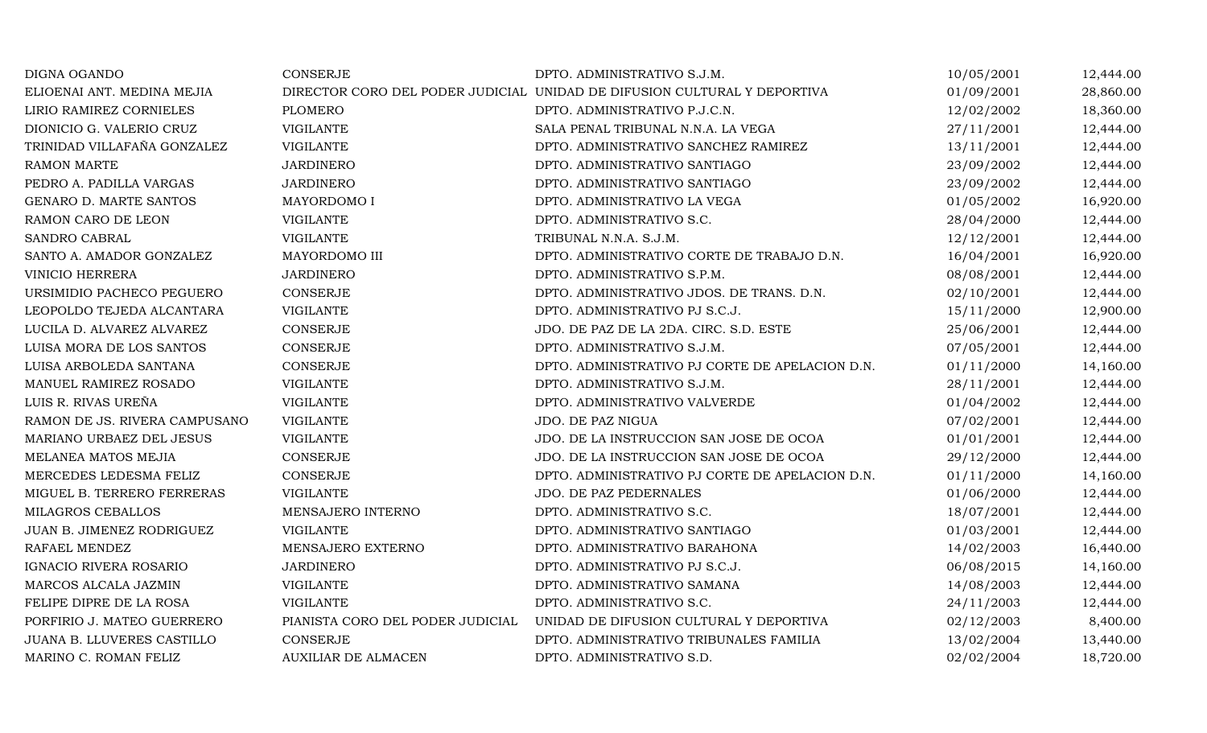| | | | | |
|---|---|---|---|---|
| DIGNA OGANDO | CONSERJE | DPTO. ADMINISTRATIVO S.J.M. | 10/05/2001 | 12,444.00 |
| ELIOENAI ANT. MEDINA MEJIA | DIRECTOR CORO DEL PODER JUDICIAL | UNIDAD DE DIFUSION CULTURAL Y DEPORTIVA | 01/09/2001 | 28,860.00 |
| LIRIO RAMIREZ CORNIELES | PLOMERO | DPTO. ADMINISTRATIVO P.J.C.N. | 12/02/2002 | 18,360.00 |
| DIONICIO G. VALERIO CRUZ | VIGILANTE | SALA PENAL TRIBUNAL N.N.A. LA VEGA | 27/11/2001 | 12,444.00 |
| TRINIDAD VILLAFAÑA GONZALEZ | VIGILANTE | DPTO. ADMINISTRATIVO SANCHEZ RAMIREZ | 13/11/2001 | 12,444.00 |
| RAMON MARTE | JARDINERO | DPTO. ADMINISTRATIVO SANTIAGO | 23/09/2002 | 12,444.00 |
| PEDRO A. PADILLA VARGAS | JARDINERO | DPTO. ADMINISTRATIVO SANTIAGO | 23/09/2002 | 12,444.00 |
| GENARO D. MARTE SANTOS | MAYORDOMO I | DPTO. ADMINISTRATIVO LA VEGA | 01/05/2002 | 16,920.00 |
| RAMON CARO DE LEON | VIGILANTE | DPTO. ADMINISTRATIVO S.C. | 28/04/2000 | 12,444.00 |
| SANDRO CABRAL | VIGILANTE | TRIBUNAL N.N.A. S.J.M. | 12/12/2001 | 12,444.00 |
| SANTO A. AMADOR GONZALEZ | MAYORDOMO III | DPTO. ADMINISTRATIVO CORTE DE TRABAJO D.N. | 16/04/2001 | 16,920.00 |
| VINICIO HERRERA | JARDINERO | DPTO. ADMINISTRATIVO S.P.M. | 08/08/2001 | 12,444.00 |
| URSIMIDIO PACHECO PEGUERO | CONSERJE | DPTO. ADMINISTRATIVO JDOS. DE TRANS. D.N. | 02/10/2001 | 12,444.00 |
| LEOPOLDO TEJEDA ALCANTARA | VIGILANTE | DPTO. ADMINISTRATIVO PJ S.C.J. | 15/11/2000 | 12,900.00 |
| LUCILA D. ALVAREZ ALVAREZ | CONSERJE | JDO. DE PAZ DE LA 2DA. CIRC. S.D. ESTE | 25/06/2001 | 12,444.00 |
| LUISA MORA DE LOS SANTOS | CONSERJE | DPTO. ADMINISTRATIVO S.J.M. | 07/05/2001 | 12,444.00 |
| LUISA ARBOLEDA SANTANA | CONSERJE | DPTO. ADMINISTRATIVO PJ CORTE DE APELACION D.N. | 01/11/2000 | 14,160.00 |
| MANUEL RAMIREZ ROSADO | VIGILANTE | DPTO. ADMINISTRATIVO S.J.M. | 28/11/2001 | 12,444.00 |
| LUIS R. RIVAS UREÑA | VIGILANTE | DPTO. ADMINISTRATIVO VALVERDE | 01/04/2002 | 12,444.00 |
| RAMON DE JS. RIVERA CAMPUSANO | VIGILANTE | JDO. DE PAZ NIGUA | 07/02/2001 | 12,444.00 |
| MARIANO URBAEZ DEL JESUS | VIGILANTE | JDO. DE LA INSTRUCCION SAN JOSE DE OCOA | 01/01/2001 | 12,444.00 |
| MELANEA MATOS MEJIA | CONSERJE | JDO. DE LA INSTRUCCION SAN JOSE DE OCOA | 29/12/2000 | 12,444.00 |
| MERCEDES LEDESMA FELIZ | CONSERJE | DPTO. ADMINISTRATIVO PJ CORTE DE APELACION D.N. | 01/11/2000 | 14,160.00 |
| MIGUEL B. TERRERO FERRERAS | VIGILANTE | JDO. DE PAZ PEDERNALES | 01/06/2000 | 12,444.00 |
| MILAGROS CEBALLOS | MENSAJERO INTERNO | DPTO. ADMINISTRATIVO S.C. | 18/07/2001 | 12,444.00 |
| JUAN B. JIMENEZ RODRIGUEZ | VIGILANTE | DPTO. ADMINISTRATIVO SANTIAGO | 01/03/2001 | 12,444.00 |
| RAFAEL MENDEZ | MENSAJERO EXTERNO | DPTO. ADMINISTRATIVO BARAHONA | 14/02/2003 | 16,440.00 |
| IGNACIO RIVERA ROSARIO | JARDINERO | DPTO. ADMINISTRATIVO PJ S.C.J. | 06/08/2015 | 14,160.00 |
| MARCOS ALCALA JAZMIN | VIGILANTE | DPTO. ADMINISTRATIVO SAMANA | 14/08/2003 | 12,444.00 |
| FELIPE DIPRE DE LA ROSA | VIGILANTE | DPTO. ADMINISTRATIVO S.C. | 24/11/2003 | 12,444.00 |
| PORFIRIO J. MATEO GUERRERO | PIANISTA CORO DEL PODER JUDICIAL | UNIDAD DE DIFUSION CULTURAL Y DEPORTIVA | 02/12/2003 | 8,400.00 |
| JUANA B. LLUVERES CASTILLO | CONSERJE | DPTO. ADMINISTRATIVO TRIBUNALES FAMILIA | 13/02/2004 | 13,440.00 |
| MARINO C. ROMAN FELIZ | AUXILIAR DE ALMACEN | DPTO. ADMINISTRATIVO S.D. | 02/02/2004 | 18,720.00 |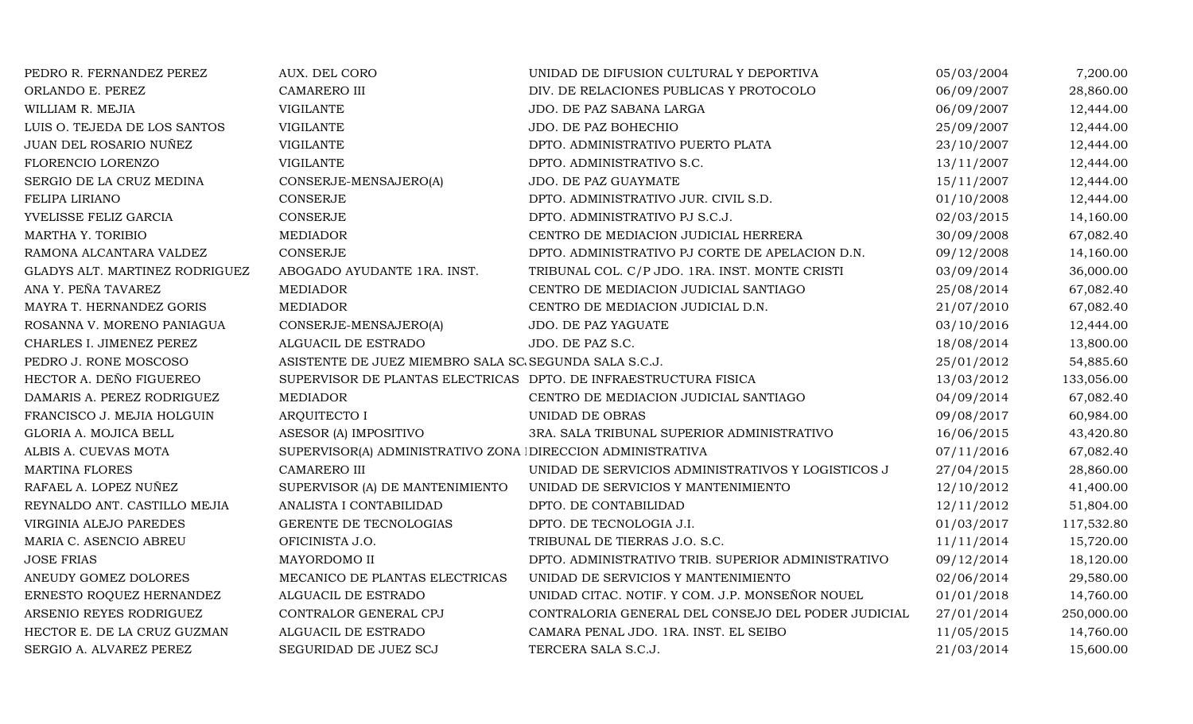| | | | | |
|---|---|---|---|---|
| PEDRO R. FERNANDEZ PEREZ | AUX. DEL CORO | UNIDAD DE DIFUSION CULTURAL Y DEPORTIVA | 05/03/2004 | 7,200.00 |
| ORLANDO E. PEREZ | CAMARERO III | DIV. DE RELACIONES PUBLICAS Y PROTOCOLO | 06/09/2007 | 28,860.00 |
| WILLIAM R. MEJIA | VIGILANTE | JDO. DE PAZ SABANA LARGA | 06/09/2007 | 12,444.00 |
| LUIS O. TEJEDA DE LOS SANTOS | VIGILANTE | JDO. DE PAZ BOHECHIO | 25/09/2007 | 12,444.00 |
| JUAN DEL ROSARIO NUÑEZ | VIGILANTE | DPTO. ADMINISTRATIVO PUERTO PLATA | 23/10/2007 | 12,444.00 |
| FLORENCIO LORENZO | VIGILANTE | DPTO. ADMINISTRATIVO S.C. | 13/11/2007 | 12,444.00 |
| SERGIO DE LA CRUZ MEDINA | CONSERJE-MENSAJERO(A) | JDO. DE PAZ GUAYMATE | 15/11/2007 | 12,444.00 |
| FELIPA LIRIANO | CONSERJE | DPTO. ADMINISTRATIVO JUR. CIVIL S.D. | 01/10/2008 | 12,444.00 |
| YVELISSE FELIZ GARCIA | CONSERJE | DPTO. ADMINISTRATIVO PJ S.C.J. | 02/03/2015 | 14,160.00 |
| MARTHA Y. TORIBIO | MEDIADOR | CENTRO DE MEDIACION JUDICIAL HERRERA | 30/09/2008 | 67,082.40 |
| RAMONA ALCANTARA VALDEZ | CONSERJE | DPTO. ADMINISTRATIVO PJ CORTE DE APELACION D.N. | 09/12/2008 | 14,160.00 |
| GLADYS ALT. MARTINEZ RODRIGUEZ | ABOGADO AYUDANTE 1RA. INST. | TRIBUNAL COL. C/P JDO. 1RA. INST. MONTE CRISTI | 03/09/2014 | 36,000.00 |
| ANA Y. PEÑA TAVAREZ | MEDIADOR | CENTRO DE MEDIACION JUDICIAL SANTIAGO | 25/08/2014 | 67,082.40 |
| MAYRA T. HERNANDEZ GORIS | MEDIADOR | CENTRO DE MEDIACION JUDICIAL D.N. | 21/07/2010 | 67,082.40 |
| ROSANNA V. MORENO PANIAGUA | CONSERJE-MENSAJERO(A) | JDO. DE PAZ YAGUATE | 03/10/2016 | 12,444.00 |
| CHARLES I. JIMENEZ PEREZ | ALGUACIL DE ESTRADO | JDO. DE PAZ S.C. | 18/08/2014 | 13,800.00 |
| PEDRO J. RONE MOSCOSO | ASISTENTE DE JUEZ MIEMBRO SALA SC | SEGUNDA SALA S.C.J. | 25/01/2012 | 54,885.60 |
| HECTOR A. DEÑO FIGUEREO | SUPERVISOR DE PLANTAS ELECTRICAS | DPTO. DE INFRAESTRUCTURA FISICA | 13/03/2012 | 133,056.00 |
| DAMARIS A. PEREZ RODRIGUEZ | MEDIADOR | CENTRO DE MEDIACION JUDICIAL SANTIAGO | 04/09/2014 | 67,082.40 |
| FRANCISCO J. MEJIA HOLGUIN | ARQUITECTO I | UNIDAD DE OBRAS | 09/08/2017 | 60,984.00 |
| GLORIA A. MOJICA BELL | ASESOR (A) IMPOSITIVO | 3RA. SALA TRIBUNAL SUPERIOR ADMINISTRATIVO | 16/06/2015 | 43,420.80 |
| ALBIS A. CUEVAS MOTA | SUPERVISOR(A) ADMINISTRATIVO ZONA | DIRECCION ADMINISTRATIVA | 07/11/2016 | 67,082.40 |
| MARTINA FLORES | CAMARERO III | UNIDAD DE SERVICIOS ADMINISTRATIVOS Y LOGISTICOS J | 27/04/2015 | 28,860.00 |
| RAFAEL A. LOPEZ NUÑEZ | SUPERVISOR (A) DE MANTENIMIENTO | UNIDAD DE SERVICIOS Y MANTENIMIENTO | 12/10/2012 | 41,400.00 |
| REYNALDO ANT. CASTILLO MEJIA | ANALISTA I CONTABILIDAD | DPTO. DE CONTABILIDAD | 12/11/2012 | 51,804.00 |
| VIRGINIA ALEJO PAREDES | GERENTE DE TECNOLOGIAS | DPTO. DE TECNOLOGIA J.I. | 01/03/2017 | 117,532.80 |
| MARIA C. ASENCIO ABREU | OFICINISTA J.O. | TRIBUNAL DE TIERRAS J.O. S.C. | 11/11/2014 | 15,720.00 |
| JOSE FRIAS | MAYORDOMO II | DPTO. ADMINISTRATIVO TRIB. SUPERIOR ADMINISTRATIVO | 09/12/2014 | 18,120.00 |
| ANEUDY GOMEZ DOLORES | MECANICO DE PLANTAS ELECTRICAS | UNIDAD DE SERVICIOS Y MANTENIMIENTO | 02/06/2014 | 29,580.00 |
| ERNESTO ROQUEZ HERNANDEZ | ALGUACIL DE ESTRADO | UNIDAD CITAC. NOTIF. Y COM. J.P. MONSEÑOR NOUEL | 01/01/2018 | 14,760.00 |
| ARSENIO REYES RODRIGUEZ | CONTRALOR GENERAL CPJ | CONTRALORIA GENERAL DEL CONSEJO DEL PODER JUDICIAL | 27/01/2014 | 250,000.00 |
| HECTOR E. DE LA CRUZ GUZMAN | ALGUACIL DE ESTRADO | CAMARA PENAL JDO. 1RA. INST. EL SEIBO | 11/05/2015 | 14,760.00 |
| SERGIO A. ALVAREZ PEREZ | SEGURIDAD DE JUEZ SCJ | TERCERA SALA S.C.J. | 21/03/2014 | 15,600.00 |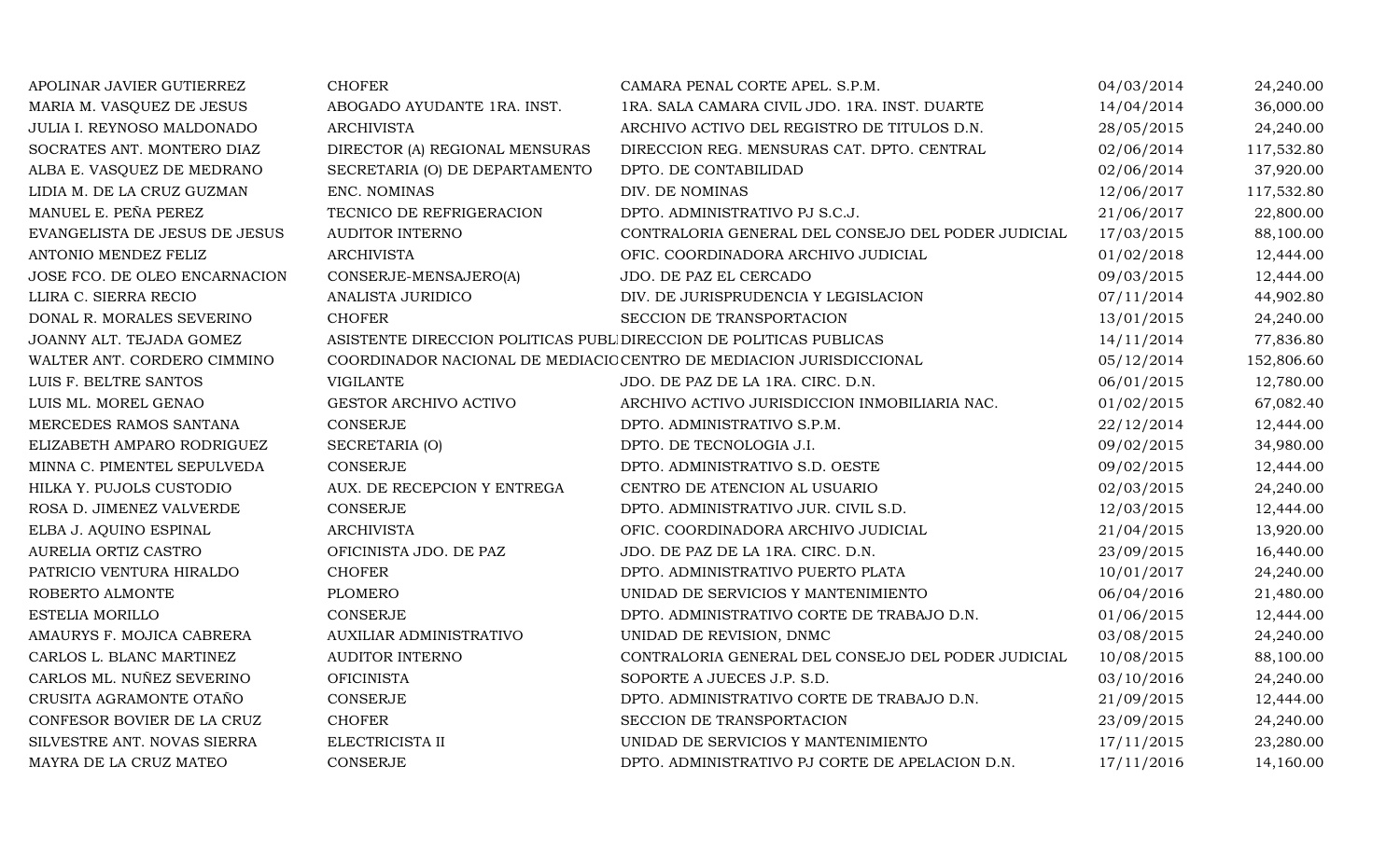| | | | | |
|---|---|---|---|---|
| APOLINAR JAVIER GUTIERREZ | CHOFER | CAMARA PENAL CORTE APEL. S.P.M. | 04/03/2014 | 24,240.00 |
| MARIA M. VASQUEZ DE JESUS | ABOGADO AYUDANTE 1RA. INST. | 1RA. SALA CAMARA CIVIL JDO. 1RA. INST. DUARTE | 14/04/2014 | 36,000.00 |
| JULIA I. REYNOSO MALDONADO | ARCHIVISTA | ARCHIVO ACTIVO DEL REGISTRO DE TITULOS D.N. | 28/05/2015 | 24,240.00 |
| SOCRATES ANT. MONTERO DIAZ | DIRECTOR (A) REGIONAL MENSURAS | DIRECCION REG. MENSURAS CAT. DPTO. CENTRAL | 02/06/2014 | 117,532.80 |
| ALBA E. VASQUEZ DE MEDRANO | SECRETARIA (O) DE DEPARTAMENTO | DPTO. DE CONTABILIDAD | 02/06/2014 | 37,920.00 |
| LIDIA M. DE LA CRUZ GUZMAN | ENC. NOMINAS | DIV. DE NOMINAS | 12/06/2017 | 117,532.80 |
| MANUEL E. PEÑA PEREZ | TECNICO DE REFRIGERACION | DPTO. ADMINISTRATIVO PJ S.C.J. | 21/06/2017 | 22,800.00 |
| EVANGELISTA DE JESUS DE JESUS | AUDITOR INTERNO | CONTRALORIA GENERAL DEL CONSEJO DEL PODER JUDICIAL | 17/03/2015 | 88,100.00 |
| ANTONIO MENDEZ FELIZ | ARCHIVISTA | OFIC. COORDINADORA ARCHIVO JUDICIAL | 01/02/2018 | 12,444.00 |
| JOSE FCO. DE OLEO ENCARNACION | CONSERJE-MENSAJERO(A) | JDO. DE PAZ EL CERCADO | 09/03/2015 | 12,444.00 |
| LLIRA C. SIERRA RECIO | ANALISTA JURIDICO | DIV. DE JURISPRUDENCIA Y LEGISLACION | 07/11/2014 | 44,902.80 |
| DONAL R. MORALES SEVERINO | CHOFER | SECCION DE TRANSPORTACION | 13/01/2015 | 24,240.00 |
| JOANNY ALT. TEJADA GOMEZ | ASISTENTE DIRECCION POLITICAS PUBLI | DIRECCION DE POLITICAS PUBLICAS | 14/11/2014 | 77,836.80 |
| WALTER ANT. CORDERO CIMMINO | COORDINADOR NACIONAL DE MEDIACIO | CENTRO DE MEDIACION JURISDICCIONAL | 05/12/2014 | 152,806.60 |
| LUIS F. BELTRE SANTOS | VIGILANTE | JDO. DE PAZ DE LA 1RA. CIRC. D.N. | 06/01/2015 | 12,780.00 |
| LUIS ML. MOREL GENAO | GESTOR ARCHIVO ACTIVO | ARCHIVO ACTIVO JURISDICCION INMOBILIARIA NAC. | 01/02/2015 | 67,082.40 |
| MERCEDES RAMOS SANTANA | CONSERJE | DPTO. ADMINISTRATIVO S.P.M. | 22/12/2014 | 12,444.00 |
| ELIZABETH AMPARO RODRIGUEZ | SECRETARIA (O) | DPTO. DE TECNOLOGIA J.I. | 09/02/2015 | 34,980.00 |
| MINNA C. PIMENTEL SEPULVEDA | CONSERJE | DPTO. ADMINISTRATIVO S.D. OESTE | 09/02/2015 | 12,444.00 |
| HILKA Y. PUJOLS CUSTODIO | AUX. DE RECEPCION Y ENTREGA | CENTRO DE ATENCION AL USUARIO | 02/03/2015 | 24,240.00 |
| ROSA D. JIMENEZ VALVERDE | CONSERJE | DPTO. ADMINISTRATIVO JUR. CIVIL S.D. | 12/03/2015 | 12,444.00 |
| ELBA J. AQUINO ESPINAL | ARCHIVISTA | OFIC. COORDINADORA ARCHIVO JUDICIAL | 21/04/2015 | 13,920.00 |
| AURELIA ORTIZ CASTRO | OFICINISTA JDO. DE PAZ | JDO. DE PAZ DE LA 1RA. CIRC. D.N. | 23/09/2015 | 16,440.00 |
| PATRICIO VENTURA HIRALDO | CHOFER | DPTO. ADMINISTRATIVO PUERTO PLATA | 10/01/2017 | 24,240.00 |
| ROBERTO ALMONTE | PLOMERO | UNIDAD DE SERVICIOS Y MANTENIMIENTO | 06/04/2016 | 21,480.00 |
| ESTELIA MORILLO | CONSERJE | DPTO. ADMINISTRATIVO CORTE DE TRABAJO D.N. | 01/06/2015 | 12,444.00 |
| AMAURYS F. MOJICA CABRERA | AUXILIAR ADMINISTRATIVO | UNIDAD DE REVISION, DNMC | 03/08/2015 | 24,240.00 |
| CARLOS L. BLANC MARTINEZ | AUDITOR INTERNO | CONTRALORIA GENERAL DEL CONSEJO DEL PODER JUDICIAL | 10/08/2015 | 88,100.00 |
| CARLOS ML. NUÑEZ SEVERINO | OFICINISTA | SOPORTE A JUECES J.P. S.D. | 03/10/2016 | 24,240.00 |
| CRUSITA AGRAMONTE OTAÑO | CONSERJE | DPTO. ADMINISTRATIVO CORTE DE TRABAJO D.N. | 21/09/2015 | 12,444.00 |
| CONFESOR BOVIER DE LA CRUZ | CHOFER | SECCION DE TRANSPORTACION | 23/09/2015 | 24,240.00 |
| SILVESTRE ANT. NOVAS SIERRA | ELECTRICISTA II | UNIDAD DE SERVICIOS Y MANTENIMIENTO | 17/11/2015 | 23,280.00 |
| MAYRA DE LA CRUZ MATEO | CONSERJE | DPTO. ADMINISTRATIVO PJ CORTE DE APELACION D.N. | 17/11/2016 | 14,160.00 |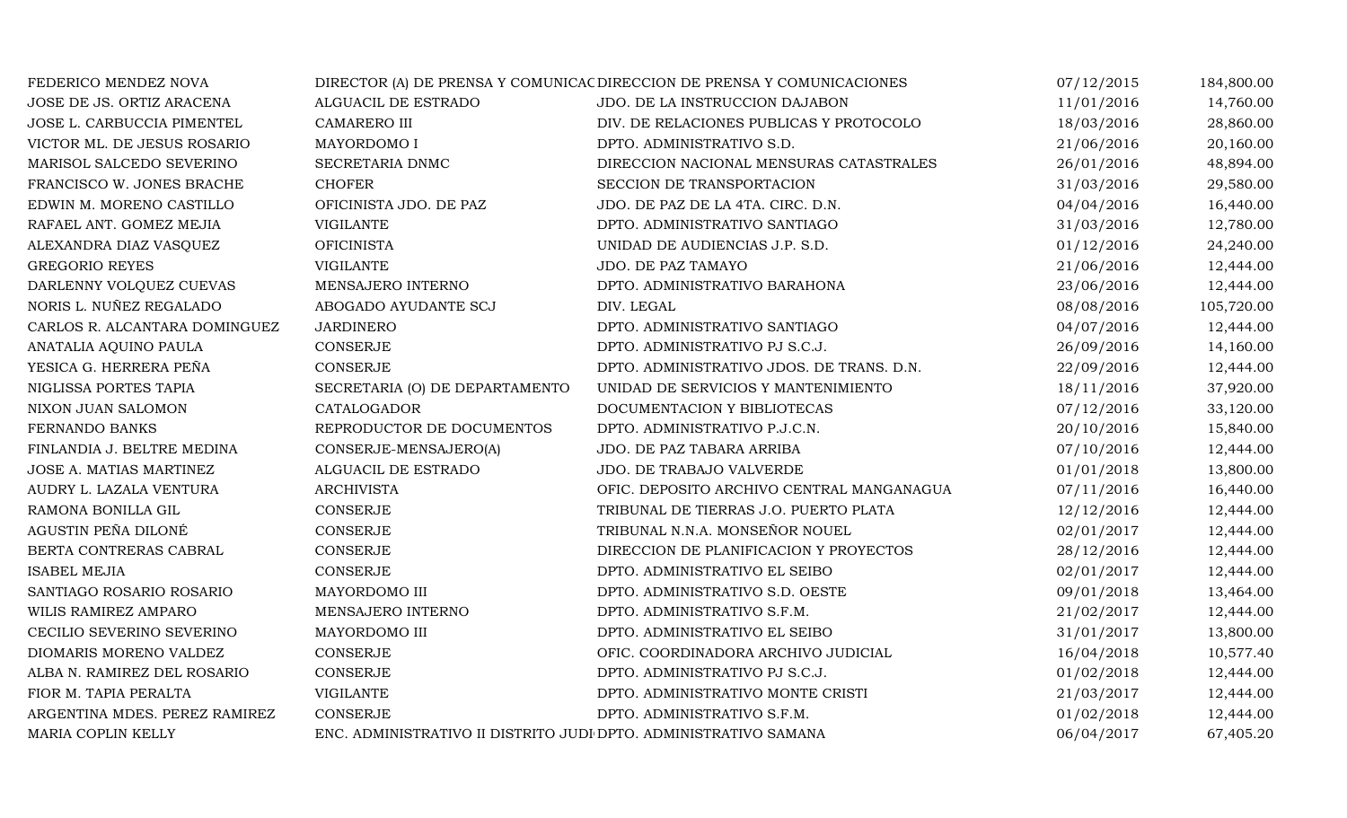| | | | | |
|---|---|---|---|---|
| FEDERICO MENDEZ NOVA | DIRECTOR (A) DE PRENSA Y COMUNICAC | DIRECCION DE PRENSA Y COMUNICACIONES | 07/12/2015 | 184,800.00 |
| JOSE DE JS. ORTIZ ARACENA | ALGUACIL DE ESTRADO | JDO. DE LA INSTRUCCION DAJABON | 11/01/2016 | 14,760.00 |
| JOSE L. CARBUCCIA PIMENTEL | CAMARERO III | DIV. DE RELACIONES PUBLICAS Y PROTOCOLO | 18/03/2016 | 28,860.00 |
| VICTOR ML. DE JESUS ROSARIO | MAYORDOMO I | DPTO. ADMINISTRATIVO S.D. | 21/06/2016 | 20,160.00 |
| MARISOL SALCEDO SEVERINO | SECRETARIA DNMC | DIRECCION NACIONAL MENSURAS CATASTRALES | 26/01/2016 | 48,894.00 |
| FRANCISCO W. JONES BRACHE | CHOFER | SECCION DE TRANSPORTACION | 31/03/2016 | 29,580.00 |
| EDWIN M. MORENO CASTILLO | OFICINISTA JDO. DE PAZ | JDO. DE PAZ DE LA 4TA. CIRC. D.N. | 04/04/2016 | 16,440.00 |
| RAFAEL ANT. GOMEZ MEJIA | VIGILANTE | DPTO. ADMINISTRATIVO SANTIAGO | 31/03/2016 | 12,780.00 |
| ALEXANDRA DIAZ VASQUEZ | OFICINISTA | UNIDAD DE AUDIENCIAS J.P. S.D. | 01/12/2016 | 24,240.00 |
| GREGORIO REYES | VIGILANTE | JDO. DE PAZ TAMAYO | 21/06/2016 | 12,444.00 |
| DARLENNY VOLQUEZ CUEVAS | MENSAJERO INTERNO | DPTO. ADMINISTRATIVO BARAHONA | 23/06/2016 | 12,444.00 |
| NORIS L. NUÑEZ REGALADO | ABOGADO AYUDANTE SCJ | DIV. LEGAL | 08/08/2016 | 105,720.00 |
| CARLOS R. ALCANTARA DOMINGUEZ | JARDINERO | DPTO. ADMINISTRATIVO SANTIAGO | 04/07/2016 | 12,444.00 |
| ANATALIA AQUINO PAULA | CONSERJE | DPTO. ADMINISTRATIVO PJ S.C.J. | 26/09/2016 | 14,160.00 |
| YESICA G. HERRERA PEÑA | CONSERJE | DPTO. ADMINISTRATIVO JDOS. DE TRANS. D.N. | 22/09/2016 | 12,444.00 |
| NIGLISSA PORTES TAPIA | SECRETARIA (O) DE DEPARTAMENTO | UNIDAD DE SERVICIOS Y MANTENIMIENTO | 18/11/2016 | 37,920.00 |
| NIXON JUAN SALOMON | CATALOGADOR | DOCUMENTACION Y BIBLIOTECAS | 07/12/2016 | 33,120.00 |
| FERNANDO BANKS | REPRODUCTOR DE DOCUMENTOS | DPTO. ADMINISTRATIVO P.J.C.N. | 20/10/2016 | 15,840.00 |
| FINLANDIA J. BELTRE MEDINA | CONSERJE-MENSAJERO(A) | JDO. DE PAZ TABARA ARRIBA | 07/10/2016 | 12,444.00 |
| JOSE A. MATIAS MARTINEZ | ALGUACIL DE ESTRADO | JDO. DE TRABAJO VALVERDE | 01/01/2018 | 13,800.00 |
| AUDRY L. LAZALA VENTURA | ARCHIVISTA | OFIC. DEPOSITO ARCHIVO CENTRAL MANGANAGUA | 07/11/2016 | 16,440.00 |
| RAMONA BONILLA GIL | CONSERJE | TRIBUNAL DE TIERRAS J.O. PUERTO PLATA | 12/12/2016 | 12,444.00 |
| AGUSTIN PEÑA DILONÉ | CONSERJE | TRIBUNAL N.N.A. MONSEÑOR NOUEL | 02/01/2017 | 12,444.00 |
| BERTA CONTRERAS CABRAL | CONSERJE | DIRECCION DE PLANIFICACION Y PROYECTOS | 28/12/2016 | 12,444.00 |
| ISABEL MEJIA | CONSERJE | DPTO. ADMINISTRATIVO EL SEIBO | 02/01/2017 | 12,444.00 |
| SANTIAGO ROSARIO ROSARIO | MAYORDOMO III | DPTO. ADMINISTRATIVO S.D. OESTE | 09/01/2018 | 13,464.00 |
| WILIS RAMIREZ AMPARO | MENSAJERO INTERNO | DPTO. ADMINISTRATIVO S.F.M. | 21/02/2017 | 12,444.00 |
| CECILIO SEVERINO SEVERINO | MAYORDOMO III | DPTO. ADMINISTRATIVO EL SEIBO | 31/01/2017 | 13,800.00 |
| DIOMARIS MORENO VALDEZ | CONSERJE | OFIC. COORDINADORA ARCHIVO JUDICIAL | 16/04/2018 | 10,577.40 |
| ALBA N. RAMIREZ DEL ROSARIO | CONSERJE | DPTO. ADMINISTRATIVO PJ S.C.J. | 01/02/2018 | 12,444.00 |
| FIOR M. TAPIA PERALTA | VIGILANTE | DPTO. ADMINISTRATIVO MONTE CRISTI | 21/03/2017 | 12,444.00 |
| ARGENTINA MDES. PEREZ RAMIREZ | CONSERJE | DPTO. ADMINISTRATIVO S.F.M. | 01/02/2018 | 12,444.00 |
| MARIA COPLIN KELLY | ENC. ADMINISTRATIVO II DISTRITO JUDI | DPTO. ADMINISTRATIVO SAMANA | 06/04/2017 | 67,405.20 |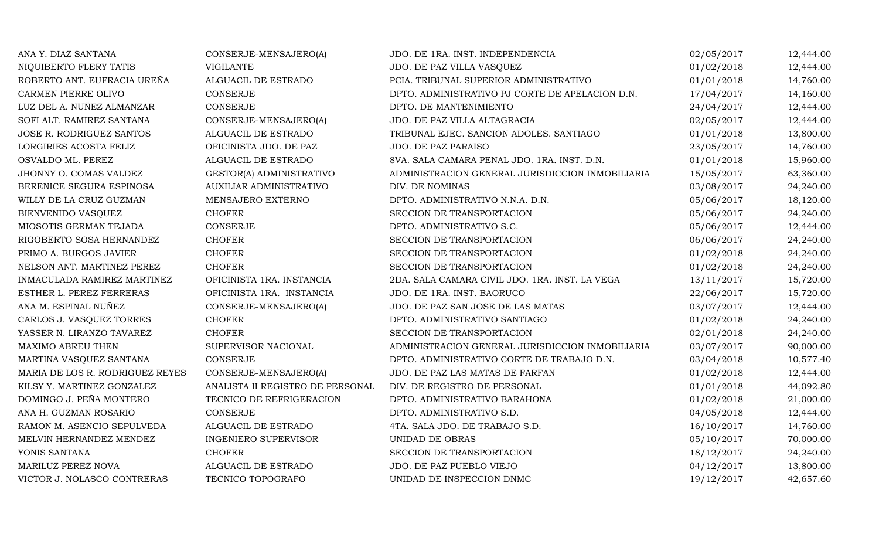| | | | | |
|---|---|---|---|---|
| ANA Y. DIAZ SANTANA | CONSERJE-MENSAJERO(A) | JDO. DE 1RA. INST. INDEPENDENCIA | 02/05/2017 | 12,444.00 |
| NIQUIBERTO FLERY TATIS | VIGILANTE | JDO. DE PAZ VILLA VASQUEZ | 01/02/2018 | 12,444.00 |
| ROBERTO ANT. EUFRACIA UREÑA | ALGUACIL DE ESTRADO | PCIA. TRIBUNAL SUPERIOR ADMINISTRATIVO | 01/01/2018 | 14,760.00 |
| CARMEN PIERRE OLIVO | CONSERJE | DPTO. ADMINISTRATIVO PJ CORTE DE APELACION D.N. | 17/04/2017 | 14,160.00 |
| LUZ DEL A. NUÑEZ ALMANZAR | CONSERJE | DPTO. DE MANTENIMIENTO | 24/04/2017 | 12,444.00 |
| SOFI ALT. RAMIREZ SANTANA | CONSERJE-MENSAJERO(A) | JDO. DE PAZ VILLA ALTAGRACIA | 02/05/2017 | 12,444.00 |
| JOSE R. RODRIGUEZ SANTOS | ALGUACIL DE ESTRADO | TRIBUNAL EJEC. SANCION ADOLES. SANTIAGO | 01/01/2018 | 13,800.00 |
| LORGIRIES ACOSTA FELIZ | OFICINISTA JDO. DE PAZ | JDO. DE PAZ PARAISO | 23/05/2017 | 14,760.00 |
| OSVALDO ML. PEREZ | ALGUACIL DE ESTRADO | 8VA. SALA CAMARA PENAL JDO. 1RA. INST. D.N. | 01/01/2018 | 15,960.00 |
| JHONNY O. COMAS VALDEZ | GESTOR(A) ADMINISTRATIVO | ADMINISTRACION GENERAL JURISDICCION INMOBILIARIA | 15/05/2017 | 63,360.00 |
| BERENICE SEGURA ESPINOSA | AUXILIAR ADMINISTRATIVO | DIV. DE NOMINAS | 03/08/2017 | 24,240.00 |
| WILLY DE LA CRUZ GUZMAN | MENSAJERO EXTERNO | DPTO. ADMINISTRATIVO N.N.A. D.N. | 05/06/2017 | 18,120.00 |
| BIENVENIDO VASQUEZ | CHOFER | SECCION DE TRANSPORTACION | 05/06/2017 | 24,240.00 |
| MIOSOTIS GERMAN TEJADA | CONSERJE | DPTO. ADMINISTRATIVO S.C. | 05/06/2017 | 12,444.00 |
| RIGOBERTO SOSA HERNANDEZ | CHOFER | SECCION DE TRANSPORTACION | 06/06/2017 | 24,240.00 |
| PRIMO A. BURGOS JAVIER | CHOFER | SECCION DE TRANSPORTACION | 01/02/2018 | 24,240.00 |
| NELSON ANT. MARTINEZ PEREZ | CHOFER | SECCION DE TRANSPORTACION | 01/02/2018 | 24,240.00 |
| INMACULADA RAMIREZ MARTINEZ | OFICINISTA 1RA. INSTANCIA | 2DA. SALA CAMARA CIVIL JDO. 1RA. INST. LA VEGA | 13/11/2017 | 15,720.00 |
| ESTHER L. PEREZ FERRERAS | OFICINISTA 1RA. INSTANCIA | JDO. DE 1RA. INST. BAORUCO | 22/06/2017 | 15,720.00 |
| ANA M. ESPINAL NUÑEZ | CONSERJE-MENSAJERO(A) | JDO. DE PAZ SAN JOSE DE LAS MATAS | 03/07/2017 | 12,444.00 |
| CARLOS J. VASQUEZ TORRES | CHOFER | DPTO. ADMINISTRATIVO SANTIAGO | 01/02/2018 | 24,240.00 |
| YASSER N. LIRANZO TAVAREZ | CHOFER | SECCION DE TRANSPORTACION | 02/01/2018 | 24,240.00 |
| MAXIMO ABREU THEN | SUPERVISOR NACIONAL | ADMINISTRACION GENERAL JURISDICCION INMOBILIARIA | 03/07/2017 | 90,000.00 |
| MARTINA VASQUEZ SANTANA | CONSERJE | DPTO. ADMINISTRATIVO CORTE DE TRABAJO D.N. | 03/04/2018 | 10,577.40 |
| MARIA DE LOS R. RODRIGUEZ REYES | CONSERJE-MENSAJERO(A) | JDO. DE PAZ LAS MATAS DE FARFAN | 01/02/2018 | 12,444.00 |
| KILSY Y. MARTINEZ GONZALEZ | ANALISTA II REGISTRO DE PERSONAL | DIV. DE REGISTRO DE PERSONAL | 01/01/2018 | 44,092.80 |
| DOMINGO J. PEÑA MONTERO | TECNICO DE REFRIGERACION | DPTO. ADMINISTRATIVO BARAHONA | 01/02/2018 | 21,000.00 |
| ANA H. GUZMAN ROSARIO | CONSERJE | DPTO. ADMINISTRATIVO S.D. | 04/05/2018 | 12,444.00 |
| RAMON M. ASENCIO SEPULVEDA | ALGUACIL DE ESTRADO | 4TA. SALA JDO. DE TRABAJO S.D. | 16/10/2017 | 14,760.00 |
| MELVIN HERNANDEZ MENDEZ | INGENIERO SUPERVISOR | UNIDAD DE OBRAS | 05/10/2017 | 70,000.00 |
| YONIS SANTANA | CHOFER | SECCION DE TRANSPORTACION | 18/12/2017 | 24,240.00 |
| MARILUZ PEREZ NOVA | ALGUACIL DE ESTRADO | JDO. DE PAZ PUEBLO VIEJO | 04/12/2017 | 13,800.00 |
| VICTOR J. NOLASCO CONTRERAS | TECNICO TOPOGRAFO | UNIDAD DE INSPECCION DNMC | 19/12/2017 | 42,657.60 |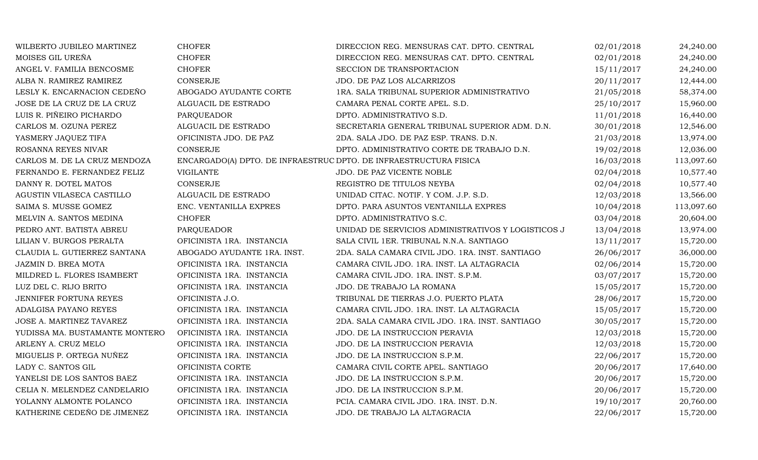| | | | | |
|---|---|---|---|---|
| WILBERTO JUBILEO MARTINEZ | CHOFER | DIRECCION REG. MENSURAS CAT. DPTO. CENTRAL | 02/01/2018 | 24,240.00 |
| MOISES GIL UREÑA | CHOFER | DIRECCION REG. MENSURAS CAT. DPTO. CENTRAL | 02/01/2018 | 24,240.00 |
| ANGEL V. FAMILIA BENCOSME | CHOFER | SECCION DE TRANSPORTACION | 15/11/2017 | 24,240.00 |
| ALBA N. RAMIREZ RAMIREZ | CONSERJE | JDO. DE PAZ LOS ALCARRIZOS | 20/11/2017 | 12,444.00 |
| LESLY K. ENCARNACION CEDEÑO | ABOGADO AYUDANTE CORTE | 1RA. SALA TRIBUNAL SUPERIOR ADMINISTRATIVO | 21/05/2018 | 58,374.00 |
| JOSE DE LA CRUZ DE LA CRUZ | ALGUACIL DE ESTRADO | CAMARA PENAL CORTE APEL. S.D. | 25/10/2017 | 15,960.00 |
| LUIS R. PIÑEIRO PICHARDO | PARQUEADOR | DPTO. ADMINISTRATIVO S.D. | 11/01/2018 | 16,440.00 |
| CARLOS M. OZUNA PEREZ | ALGUACIL DE ESTRADO | SECRETARIA GENERAL TRIBUNAL SUPERIOR ADM. D.N. | 30/01/2018 | 12,546.00 |
| YASMERY JAQUEZ TIFA | OFICINISTA JDO. DE PAZ | 2DA. SALA JDO. DE PAZ ESP. TRANS. D.N. | 21/03/2018 | 13,974.00 |
| ROSANNA REYES NIVAR | CONSERJE | DPTO. ADMINISTRATIVO CORTE DE TRABAJO D.N. | 19/02/2018 | 12,036.00 |
| CARLOS M. DE LA CRUZ MENDOZA | ENCARGADO(A) DPTO. DE INFRAESTRUC | DPTO. DE INFRAESTRUCTURA FISICA | 16/03/2018 | 113,097.60 |
| FERNANDO E. FERNANDEZ FELIZ | VIGILANTE | JDO. DE PAZ VICENTE NOBLE | 02/04/2018 | 10,577.40 |
| DANNY R. DOTEL MATOS | CONSERJE | REGISTRO DE TITULOS NEYBA | 02/04/2018 | 10,577.40 |
| AGUSTIN VILASECA CASTILLO | ALGUACIL DE ESTRADO | UNIDAD CITAC. NOTIF. Y COM. J.P. S.D. | 12/03/2018 | 13,566.00 |
| SAIMA S. MUSSE GOMEZ | ENC. VENTANILLA EXPRES | DPTO. PARA ASUNTOS VENTANILLA EXPRES | 10/04/2018 | 113,097.60 |
| MELVIN A. SANTOS MEDINA | CHOFER | DPTO. ADMINISTRATIVO S.C. | 03/04/2018 | 20,604.00 |
| PEDRO ANT. BATISTA ABREU | PARQUEADOR | UNIDAD DE SERVICIOS ADMINISTRATIVOS Y LOGISTICOS J | 13/04/2018 | 13,974.00 |
| LILIAN V. BURGOS PERALTA | OFICINISTA 1RA. INSTANCIA | SALA CIVIL 1ER. TRIBUNAL N.N.A. SANTIAGO | 13/11/2017 | 15,720.00 |
| CLAUDIA L. GUTIERREZ SANTANA | ABOGADO AYUDANTE 1RA. INST. | 2DA. SALA CAMARA CIVIL JDO. 1RA. INST. SANTIAGO | 26/06/2017 | 36,000.00 |
| JAZMIN D. BREA MOTA | OFICINISTA 1RA. INSTANCIA | CAMARA CIVIL JDO. 1RA. INST. LA ALTAGRACIA | 02/06/2014 | 15,720.00 |
| MILDRED L. FLORES ISAMBERT | OFICINISTA 1RA. INSTANCIA | CAMARA CIVIL JDO. 1RA. INST. S.P.M. | 03/07/2017 | 15,720.00 |
| LUZ DEL C. RIJO BRITO | OFICINISTA 1RA. INSTANCIA | JDO. DE TRABAJO LA ROMANA | 15/05/2017 | 15,720.00 |
| JENNIFER FORTUNA REYES | OFICINISTA J.O. | TRIBUNAL DE TIERRAS J.O. PUERTO PLATA | 28/06/2017 | 15,720.00 |
| ADALGISA PAYANO REYES | OFICINISTA 1RA. INSTANCIA | CAMARA CIVIL JDO. 1RA. INST. LA ALTAGRACIA | 15/05/2017 | 15,720.00 |
| JOSE A. MARTINEZ TAVAREZ | OFICINISTA 1RA. INSTANCIA | 2DA. SALA CAMARA CIVIL JDO. 1RA. INST. SANTIAGO | 30/05/2017 | 15,720.00 |
| YUDISSA MA. BUSTAMANTE MONTERO | OFICINISTA 1RA. INSTANCIA | JDO. DE LA INSTRUCCION PERAVIA | 12/03/2018 | 15,720.00 |
| ARLENY A. CRUZ MELO | OFICINISTA 1RA. INSTANCIA | JDO. DE LA INSTRUCCION PERAVIA | 12/03/2018 | 15,720.00 |
| MIGUELIS P. ORTEGA NUÑEZ | OFICINISTA 1RA. INSTANCIA | JDO. DE LA INSTRUCCION S.P.M. | 22/06/2017 | 15,720.00 |
| LADY C. SANTOS GIL | OFICINISTA CORTE | CAMARA CIVIL CORTE APEL. SANTIAGO | 20/06/2017 | 17,640.00 |
| YANELSI DE LOS SANTOS BAEZ | OFICINISTA 1RA. INSTANCIA | JDO. DE LA INSTRUCCION S.P.M. | 20/06/2017 | 15,720.00 |
| CELIA N. MELENDEZ CANDELARIO | OFICINISTA 1RA. INSTANCIA | JDO. DE LA INSTRUCCION S.P.M. | 20/06/2017 | 15,720.00 |
| YOLANNY ALMONTE POLANCO | OFICINISTA 1RA. INSTANCIA | PCIA. CAMARA CIVIL JDO. 1RA. INST. D.N. | 19/10/2017 | 20,760.00 |
| KATHERINE CEDEÑO DE JIMENEZ | OFICINISTA 1RA. INSTANCIA | JDO. DE TRABAJO LA ALTAGRACIA | 22/06/2017 | 15,720.00 |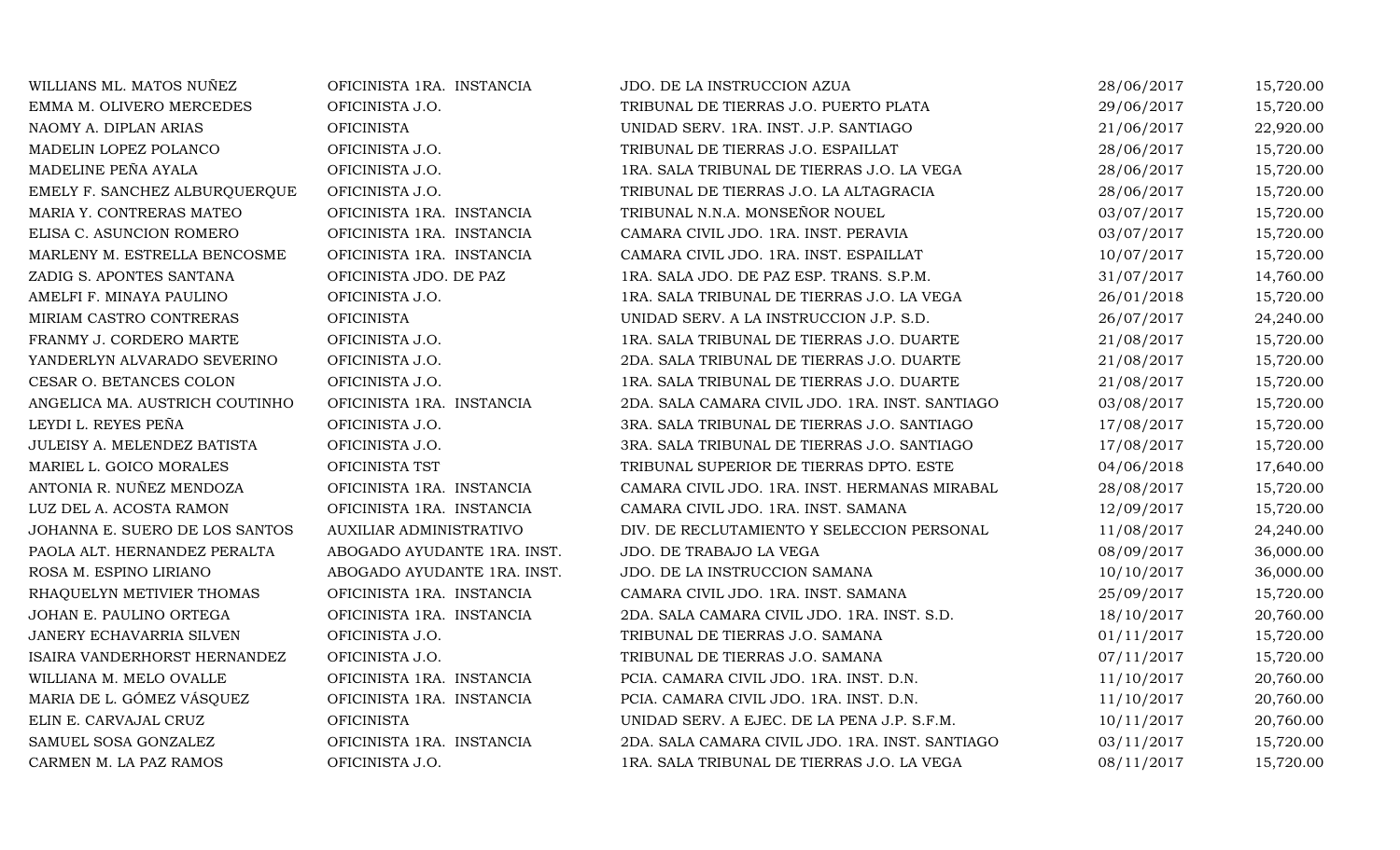| | | | | |
|---|---|---|---|---|
| WILLIANS ML. MATOS NUÑEZ | OFICINISTA 1RA. INSTANCIA | JDO. DE LA INSTRUCCION AZUA | 28/06/2017 | 15,720.00 |
| EMMA M. OLIVERO MERCEDES | OFICINISTA J.O. | TRIBUNAL DE TIERRAS J.O. PUERTO PLATA | 29/06/2017 | 15,720.00 |
| NAOMY A. DIPLAN ARIAS | OFICINISTA | UNIDAD SERV. 1RA. INST. J.P. SANTIAGO | 21/06/2017 | 22,920.00 |
| MADELIN LOPEZ POLANCO | OFICINISTA J.O. | TRIBUNAL DE TIERRAS J.O. ESPAILLAT | 28/06/2017 | 15,720.00 |
| MADELINE PEÑA AYALA | OFICINISTA J.O. | 1RA. SALA TRIBUNAL DE TIERRAS J.O. LA VEGA | 28/06/2017 | 15,720.00 |
| EMELY F. SANCHEZ ALBURQUERQUE | OFICINISTA J.O. | TRIBUNAL DE TIERRAS J.O. LA ALTAGRACIA | 28/06/2017 | 15,720.00 |
| MARIA Y. CONTRERAS MATEO | OFICINISTA 1RA. INSTANCIA | TRIBUNAL N.N.A. MONSEÑOR NOUEL | 03/07/2017 | 15,720.00 |
| ELISA C. ASUNCION ROMERO | OFICINISTA 1RA. INSTANCIA | CAMARA CIVIL JDO. 1RA. INST. PERAVIA | 03/07/2017 | 15,720.00 |
| MARLENY M. ESTRELLA BENCOSME | OFICINISTA 1RA. INSTANCIA | CAMARA CIVIL JDO. 1RA. INST. ESPAILLAT | 10/07/2017 | 15,720.00 |
| ZADIG S. APONTES SANTANA | OFICINISTA JDO. DE PAZ | 1RA. SALA JDO. DE PAZ ESP. TRANS. S.P.M. | 31/07/2017 | 14,760.00 |
| AMELFI F. MINAYA PAULINO | OFICINISTA J.O. | 1RA. SALA TRIBUNAL DE TIERRAS J.O. LA VEGA | 26/01/2018 | 15,720.00 |
| MIRIAM CASTRO CONTRERAS | OFICINISTA | UNIDAD SERV. A LA INSTRUCCION J.P. S.D. | 26/07/2017 | 24,240.00 |
| FRANMY J. CORDERO MARTE | OFICINISTA J.O. | 1RA. SALA TRIBUNAL DE TIERRAS J.O. DUARTE | 21/08/2017 | 15,720.00 |
| YANDERLYN ALVARADO SEVERINO | OFICINISTA J.O. | 2DA. SALA TRIBUNAL DE TIERRAS J.O. DUARTE | 21/08/2017 | 15,720.00 |
| CESAR O. BETANCES COLON | OFICINISTA J.O. | 1RA. SALA TRIBUNAL DE TIERRAS J.O. DUARTE | 21/08/2017 | 15,720.00 |
| ANGELICA MA. AUSTRICH COUTINHO | OFICINISTA 1RA. INSTANCIA | 2DA. SALA CAMARA CIVIL JDO. 1RA. INST. SANTIAGO | 03/08/2017 | 15,720.00 |
| LEYDI L. REYES PEÑA | OFICINISTA J.O. | 3RA. SALA TRIBUNAL DE TIERRAS J.O. SANTIAGO | 17/08/2017 | 15,720.00 |
| JULEISY A. MELENDEZ BATISTA | OFICINISTA J.O. | 3RA. SALA TRIBUNAL DE TIERRAS J.O. SANTIAGO | 17/08/2017 | 15,720.00 |
| MARIEL L. GOICO MORALES | OFICINISTA TST | TRIBUNAL SUPERIOR DE TIERRAS DPTO. ESTE | 04/06/2018 | 17,640.00 |
| ANTONIA R. NUÑEZ MENDOZA | OFICINISTA 1RA. INSTANCIA | CAMARA CIVIL JDO. 1RA. INST. HERMANAS MIRABAL | 28/08/2017 | 15,720.00 |
| LUZ DEL A. ACOSTA RAMON | OFICINISTA 1RA. INSTANCIA | CAMARA CIVIL JDO. 1RA. INST. SAMANA | 12/09/2017 | 15,720.00 |
| JOHANNA E. SUERO DE LOS SANTOS | AUXILIAR ADMINISTRATIVO | DIV. DE RECLUTAMIENTO Y SELECCION PERSONAL | 11/08/2017 | 24,240.00 |
| PAOLA ALT. HERNANDEZ PERALTA | ABOGADO AYUDANTE 1RA. INST. | JDO. DE TRABAJO LA VEGA | 08/09/2017 | 36,000.00 |
| ROSA M. ESPINO LIRIANO | ABOGADO AYUDANTE 1RA. INST. | JDO. DE LA INSTRUCCION SAMANA | 10/10/2017 | 36,000.00 |
| RHAQUELYN METIVIER THOMAS | OFICINISTA 1RA. INSTANCIA | CAMARA CIVIL JDO. 1RA. INST. SAMANA | 25/09/2017 | 15,720.00 |
| JOHAN E. PAULINO ORTEGA | OFICINISTA 1RA. INSTANCIA | 2DA. SALA CAMARA CIVIL JDO. 1RA. INST. S.D. | 18/10/2017 | 20,760.00 |
| JANERY ECHAVARRIA SILVEN | OFICINISTA J.O. | TRIBUNAL DE TIERRAS J.O. SAMANA | 01/11/2017 | 15,720.00 |
| ISAIRA VANDERHORST HERNANDEZ | OFICINISTA J.O. | TRIBUNAL DE TIERRAS J.O. SAMANA | 07/11/2017 | 15,720.00 |
| WILLIANA M. MELO OVALLE | OFICINISTA 1RA. INSTANCIA | PCIA. CAMARA CIVIL JDO. 1RA. INST. D.N. | 11/10/2017 | 20,760.00 |
| MARIA DE L. GÓMEZ VÁSQUEZ | OFICINISTA 1RA. INSTANCIA | PCIA. CAMARA CIVIL JDO. 1RA. INST. D.N. | 11/10/2017 | 20,760.00 |
| ELIN E. CARVAJAL CRUZ | OFICINISTA | UNIDAD SERV. A EJEC. DE LA PENA J.P. S.F.M. | 10/11/2017 | 20,760.00 |
| SAMUEL SOSA GONZALEZ | OFICINISTA 1RA. INSTANCIA | 2DA. SALA CAMARA CIVIL JDO. 1RA. INST. SANTIAGO | 03/11/2017 | 15,720.00 |
| CARMEN M. LA PAZ RAMOS | OFICINISTA J.O. | 1RA. SALA TRIBUNAL DE TIERRAS J.O. LA VEGA | 08/11/2017 | 15,720.00 |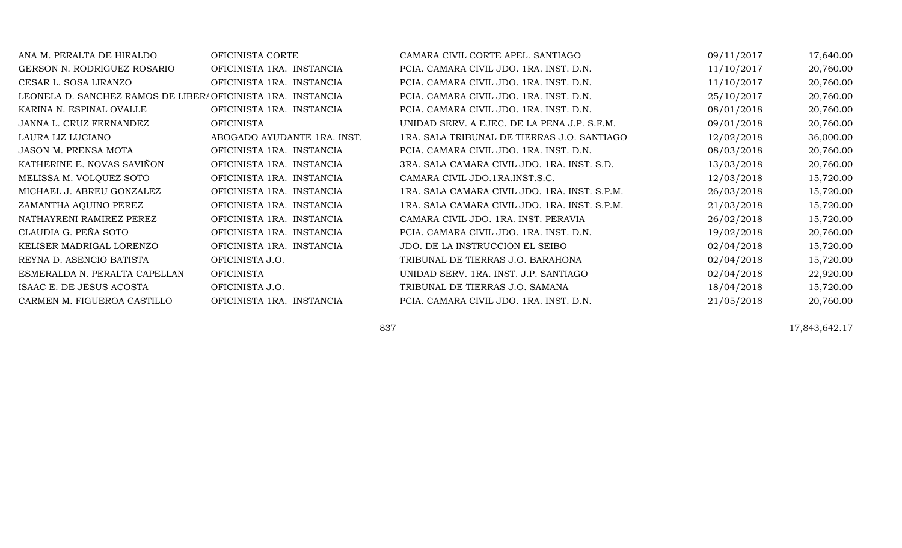| | | | | |
|---|---|---|---|---|
| ANA M. PERALTA DE HIRALDO | OFICINISTA CORTE | CAMARA CIVIL CORTE APEL. SANTIAGO | 09/11/2017 | 17,640.00 |
| GERSON N. RODRIGUEZ ROSARIO | OFICINISTA 1RA. INSTANCIA | PCIA. CAMARA CIVIL JDO. 1RA. INST. D.N. | 11/10/2017 | 20,760.00 |
| CESAR L. SOSA LIRANZO | OFICINISTA 1RA. INSTANCIA | PCIA. CAMARA CIVIL JDO. 1RA. INST. D.N. | 11/10/2017 | 20,760.00 |
| LEONELA D. SANCHEZ RAMOS DE LIBER/ | OFICINISTA 1RA. INSTANCIA | PCIA. CAMARA CIVIL JDO. 1RA. INST. D.N. | 25/10/2017 | 20,760.00 |
| KARINA N. ESPINAL OVALLE | OFICINISTA 1RA. INSTANCIA | PCIA. CAMARA CIVIL JDO. 1RA. INST. D.N. | 08/01/2018 | 20,760.00 |
| JANNA L. CRUZ FERNANDEZ | OFICINISTA | UNIDAD SERV. A EJEC. DE LA PENA J.P. S.F.M. | 09/01/2018 | 20,760.00 |
| LAURA LIZ LUCIANO | ABOGADO AYUDANTE 1RA. INST. | 1RA. SALA TRIBUNAL DE TIERRAS J.O. SANTIAGO | 12/02/2018 | 36,000.00 |
| JASON M. PRENSA MOTA | OFICINISTA 1RA. INSTANCIA | PCIA. CAMARA CIVIL JDO. 1RA. INST. D.N. | 08/03/2018 | 20,760.00 |
| KATHERINE E. NOVAS SAVIÑON | OFICINISTA 1RA. INSTANCIA | 3RA. SALA CAMARA CIVIL JDO. 1RA. INST. S.D. | 13/03/2018 | 20,760.00 |
| MELISSA M. VOLQUEZ SOTO | OFICINISTA 1RA. INSTANCIA | CAMARA CIVIL JDO.1RA.INST.S.C. | 12/03/2018 | 15,720.00 |
| MICHAEL J. ABREU GONZALEZ | OFICINISTA 1RA. INSTANCIA | 1RA. SALA CAMARA CIVIL JDO. 1RA. INST. S.P.M. | 26/03/2018 | 15,720.00 |
| ZAMANTHA AQUINO PEREZ | OFICINISTA 1RA. INSTANCIA | 1RA. SALA CAMARA CIVIL JDO. 1RA. INST. S.P.M. | 21/03/2018 | 15,720.00 |
| NATHAYRENI RAMIREZ PEREZ | OFICINISTA 1RA. INSTANCIA | CAMARA CIVIL JDO. 1RA. INST. PERAVIA | 26/02/2018 | 15,720.00 |
| CLAUDIA G. PEÑA SOTO | OFICINISTA 1RA. INSTANCIA | PCIA. CAMARA CIVIL JDO. 1RA. INST. D.N. | 19/02/2018 | 20,760.00 |
| KELISER MADRIGAL LORENZO | OFICINISTA 1RA. INSTANCIA | JDO. DE LA INSTRUCCION EL SEIBO | 02/04/2018 | 15,720.00 |
| REYNA D. ASENCIO BATISTA | OFICINISTA J.O. | TRIBUNAL DE TIERRAS J.O. BARAHONA | 02/04/2018 | 15,720.00 |
| ESMERALDA N. PERALTA CAPELLAN | OFICINISTA | UNIDAD SERV. 1RA. INST. J.P. SANTIAGO | 02/04/2018 | 22,920.00 |
| ISAAC E. DE JESUS ACOSTA | OFICINISTA J.O. | TRIBUNAL DE TIERRAS J.O. SAMANA | 18/04/2018 | 15,720.00 |
| CARMEN M. FIGUEROA CASTILLO | OFICINISTA 1RA. INSTANCIA | PCIA. CAMARA CIVIL JDO. 1RA. INST. D.N. | 21/05/2018 | 20,760.00 |
| | | 837 | | 17,843,642.17 |